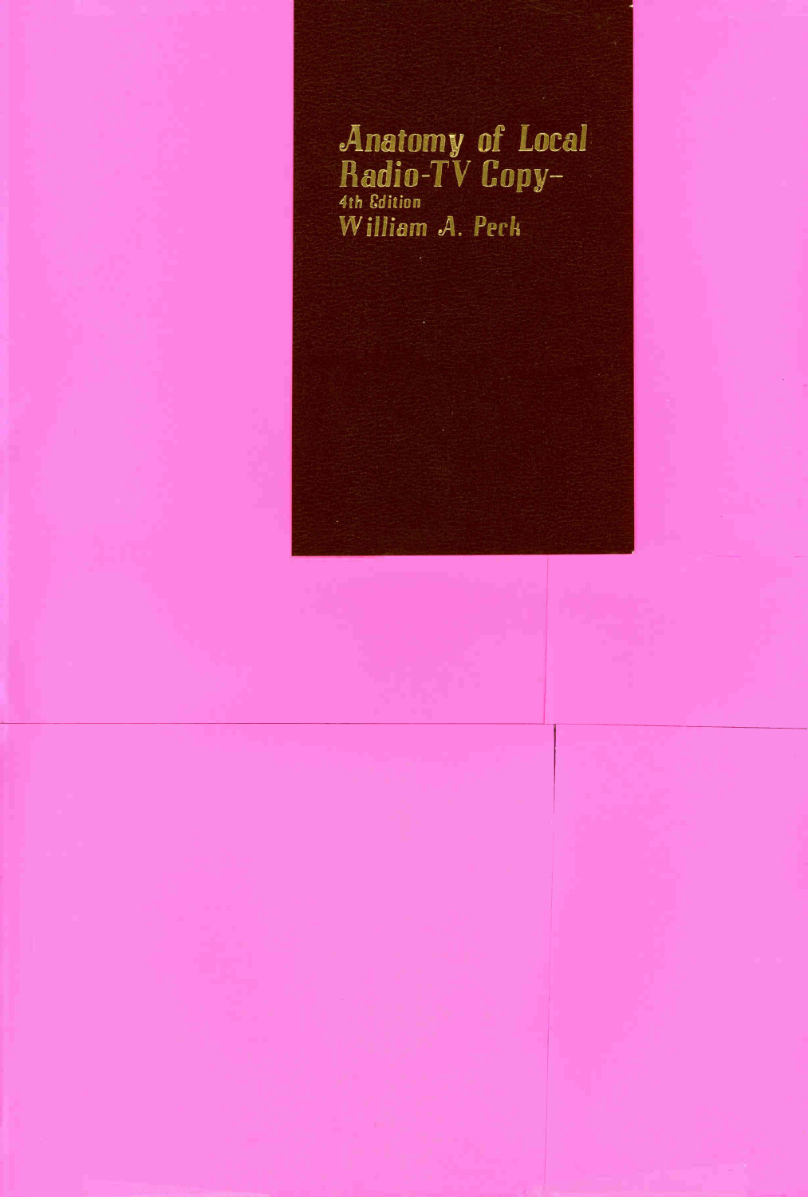# Anatomy of Local Radio-TV Copy–

4th Edition

William A. Peck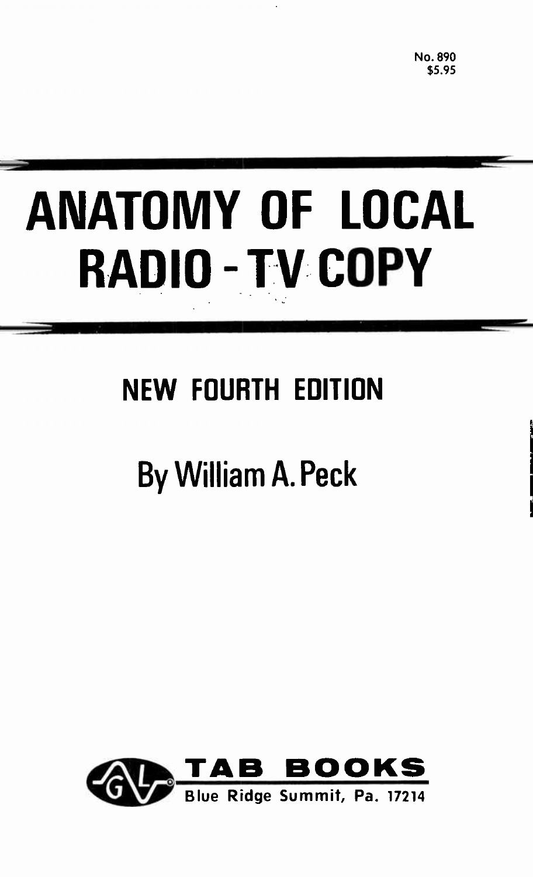No. 890
$5.95

# ANATOMY OF LOCAL RADIO-TV COPY

## NEW FOURTH EDITION

## By William A. Peck

**TAB BOOKS**
Blue Ridge Summit, Pa. 17214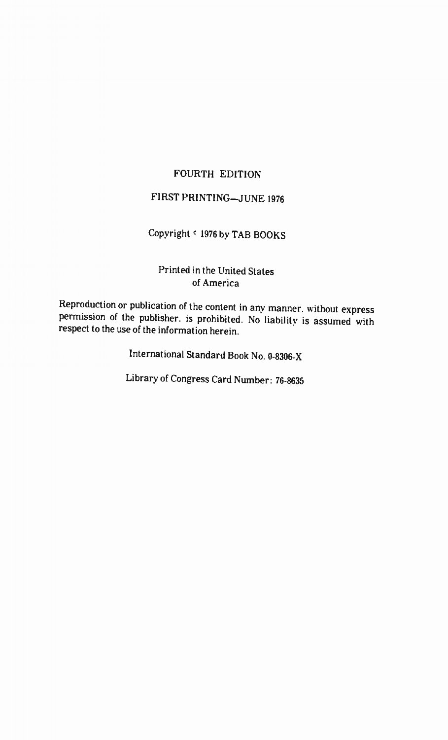FOURTH EDITION

FIRST PRINTING—JUNE 1976

Copyright © 1976 by TAB BOOKS

Printed in the United States
of America

Reproduction or publication of the content in any manner, without express permission of the publisher, is prohibited. No liability is assumed with respect to the use of the information herein.

International Standard Book No. 0-8306-X

Library of Congress Card Number: 76-8635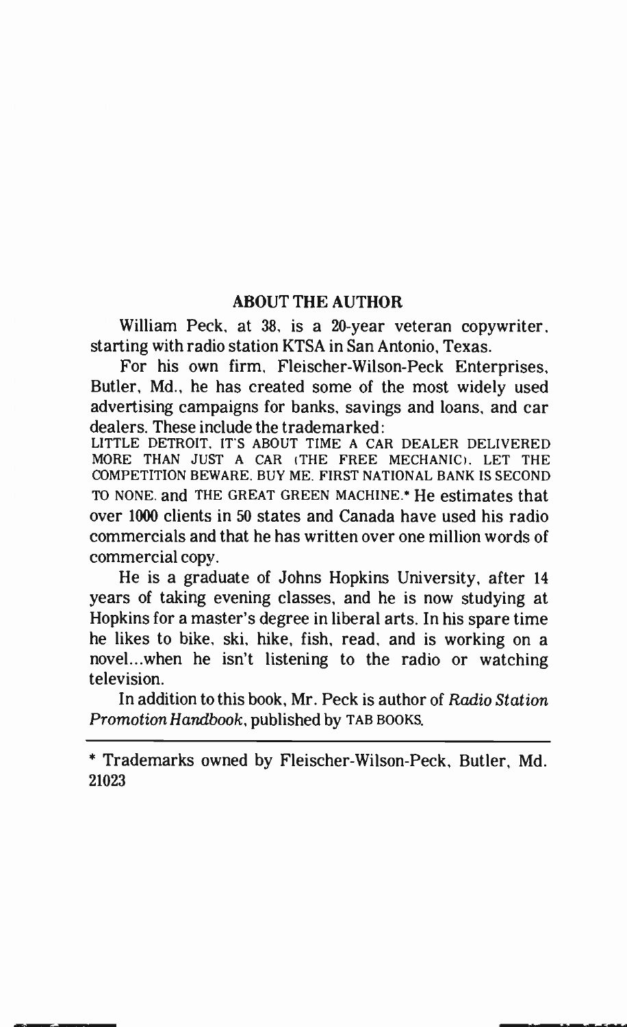## ABOUT THE AUTHOR

William Peck, at 38, is a 20-year veteran copywriter, starting with radio station KTSA in San Antonio, Texas.

For his own firm, Fleischer-Wilson-Peck Enterprises, Butler, Md., he has created some of the most widely used advertising campaigns for banks, savings and loans, and car dealers. These include the trademarked: LITTLE DETROIT. IT'S ABOUT TIME A CAR DEALER DELIVERED MORE THAN JUST A CAR (THE FREE MECHANIC). LET THE COMPETITION BEWARE. BUY ME. FIRST NATIONAL BANK IS SECOND TO NONE. and THE GREAT GREEN MACHINE.* He estimates that over 1000 clients in 50 states and Canada have used his radio commercials and that he has written over one million words of commercial copy.

He is a graduate of Johns Hopkins University, after 14 years of taking evening classes, and he is now studying at Hopkins for a master's degree in liberal arts. In his spare time he likes to bike, ski, hike, fish, read, and is working on a novel...when he isn't listening to the radio or watching television.

In addition to this book, Mr. Peck is author of *Radio Station Promotion Handbook*, published by TAB BOOKS.

---

* Trademarks owned by Fleischer-Wilson-Peck, Butler, Md. 21023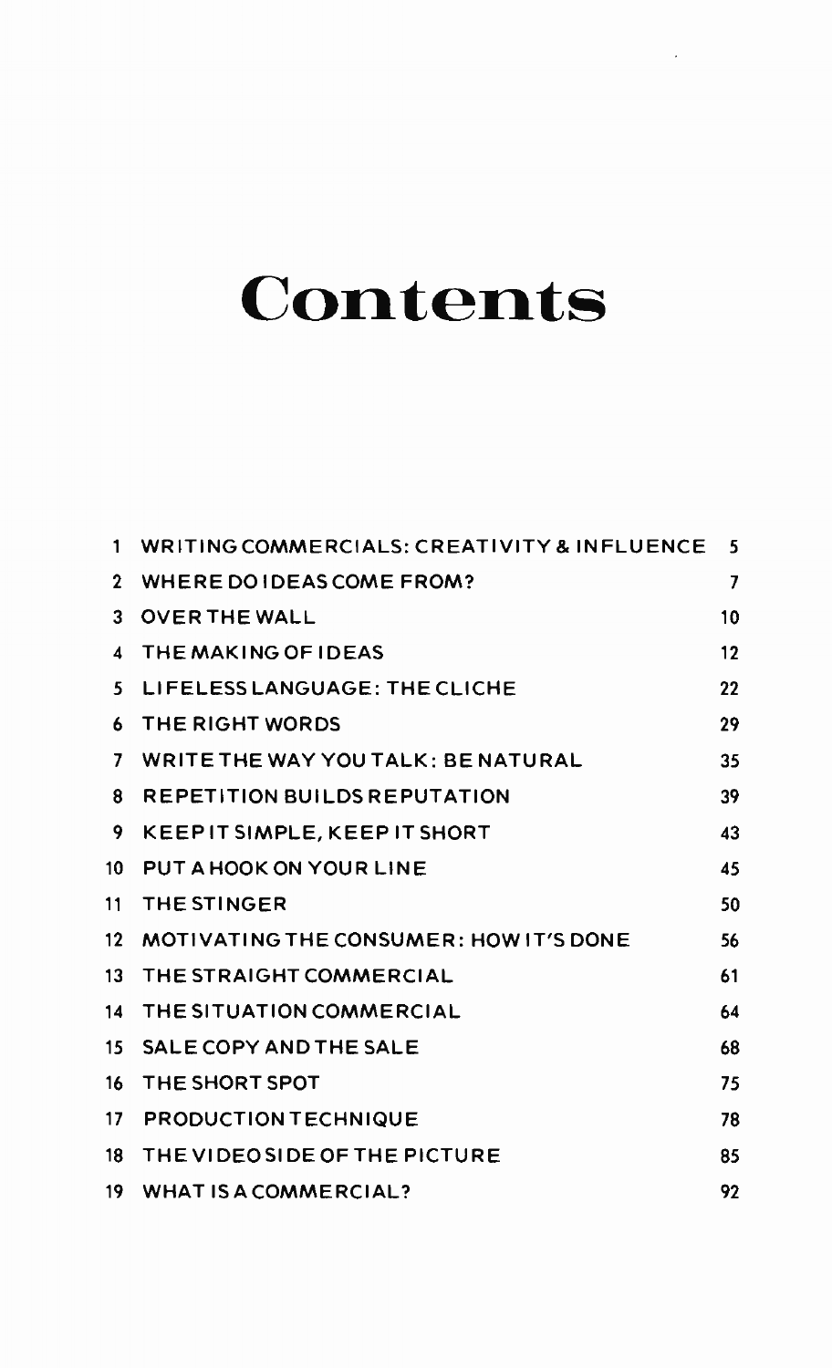# Contents

| | | |
|---|---|---|
| 1 | WRITING COMMERCIALS: CREATIVITY & INFLUENCE | 5 |
| 2 | WHERE DO IDEAS COME FROM? | 7 |
| 3 | OVER THE WALL | 10 |
| 4 | THE MAKING OF IDEAS | 12 |
| 5 | LIFELESS LANGUAGE: THE CLICHE | 22 |
| 6 | THE RIGHT WORDS | 29 |
| 7 | WRITE THE WAY YOU TALK: BE NATURAL | 35 |
| 8 | REPETITION BUILDS REPUTATION | 39 |
| 9 | KEEP IT SIMPLE, KEEP IT SHORT | 43 |
| 10 | PUT A HOOK ON YOUR LINE | 45 |
| 11 | THE STINGER | 50 |
| 12 | MOTIVATING THE CONSUMER: HOW IT'S DONE | 56 |
| 13 | THE STRAIGHT COMMERCIAL | 61 |
| 14 | THE SITUATION COMMERCIAL | 64 |
| 15 | SALE COPY AND THE SALE | 68 |
| 16 | THE SHORT SPOT | 75 |
| 17 | PRODUCTION TECHNIQUE | 78 |
| 18 | THE VIDEO SIDE OF THE PICTURE | 85 |
| 19 | WHAT IS A COMMERCIAL? | 92 |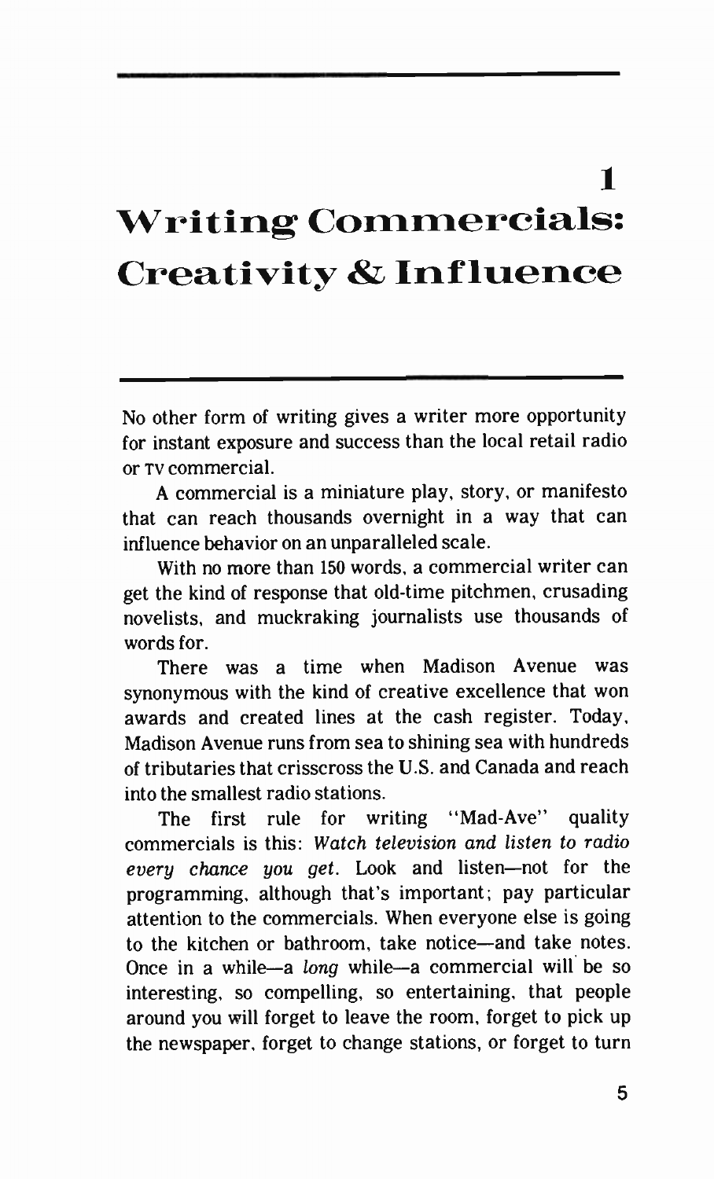# 1 Writing Commercials: Creativity & Influence

No other form of writing gives a writer more opportunity for instant exposure and success than the local retail radio or TV commercial.

A commercial is a miniature play, story, or manifesto that can reach thousands overnight in a way that can influence behavior on an unparalleled scale.

With no more than 150 words, a commercial writer can get the kind of response that old-time pitchmen, crusading novelists, and muckraking journalists use thousands of words for.

There was a time when Madison Avenue was synonymous with the kind of creative excellence that won awards and created lines at the cash register. Today, Madison Avenue runs from sea to shining sea with hundreds of tributaries that crisscross the U.S. and Canada and reach into the smallest radio stations.

The first rule for writing "Mad-Ave" quality commercials is this: *Watch television and listen to radio every chance you get*. Look and listen—not for the programming, although that's important; pay particular attention to the commercials. When everyone else is going to the kitchen or bathroom, take notice—and take notes. Once in a while—a *long* while—a commercial will be so interesting, so compelling, so entertaining, that people around you will forget to leave the room, forget to pick up the newspaper, forget to change stations, or forget to turn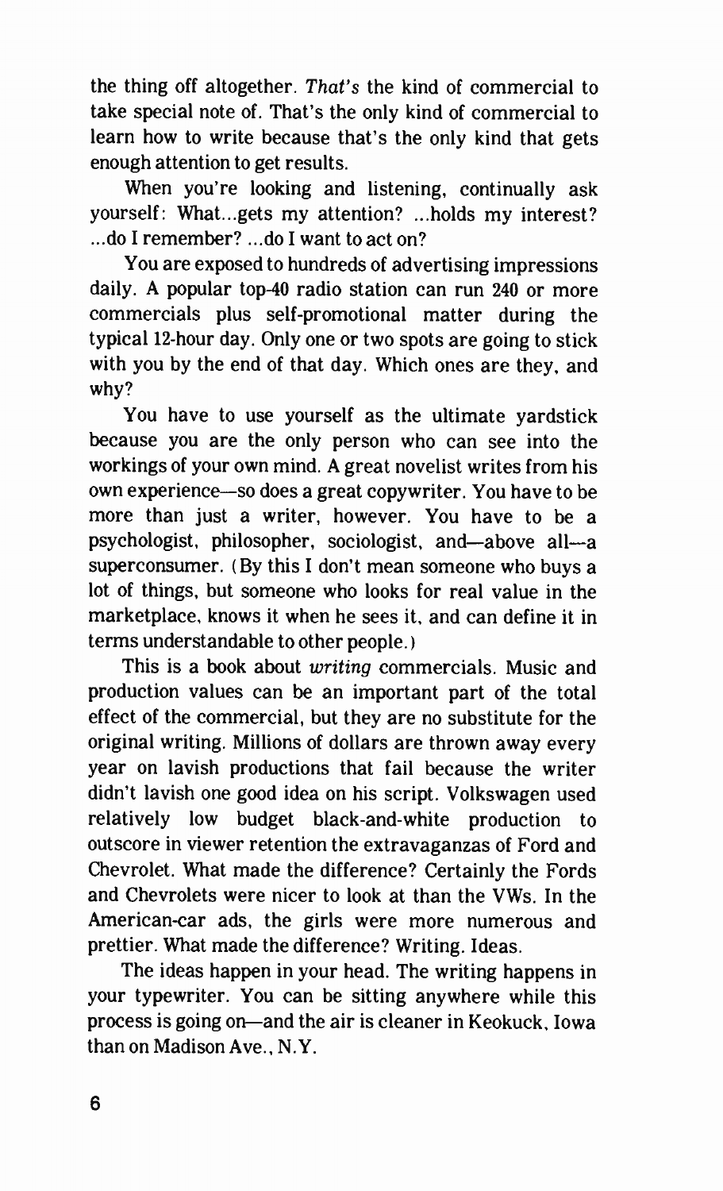the thing off altogether. *That's* the kind of commercial to take special note of. That's the only kind of commercial to learn how to write because that's the only kind that gets enough attention to get results.

When you're looking and listening, continually ask yourself: What...gets my attention? ...holds my interest? ...do I remember? ...do I want to act on?

You are exposed to hundreds of advertising impressions daily. A popular top-40 radio station can run 240 or more commercials plus self-promotional matter during the typical 12-hour day. Only one or two spots are going to stick with you by the end of that day. Which ones are they, and why?

You have to use yourself as the ultimate yardstick because you are the only person who can see into the workings of your own mind. A great novelist writes from his own experience—so does a great copywriter. You have to be more than just a writer, however. You have to be a psychologist, philosopher, sociologist, and—above all—a superconsumer. (By this I don't mean someone who buys a lot of things, but someone who looks for real value in the marketplace, knows it when he sees it, and can define it in terms understandable to other people.)

This is a book about *writing* commercials. Music and production values can be an important part of the total effect of the commercial, but they are no substitute for the original writing. Millions of dollars are thrown away every year on lavish productions that fail because the writer didn't lavish one good idea on his script. Volkswagen used relatively low budget black-and-white production to outscore in viewer retention the extravaganzas of Ford and Chevrolet. What made the difference? Certainly the Fords and Chevrolets were nicer to look at than the VWs. In the American-car ads, the girls were more numerous and prettier. What made the difference? Writing. Ideas.

The ideas happen in your head. The writing happens in your typewriter. You can be sitting anywhere while this process is going on—and the air is cleaner in Keokuk, Iowa than on Madison Ave., N.Y.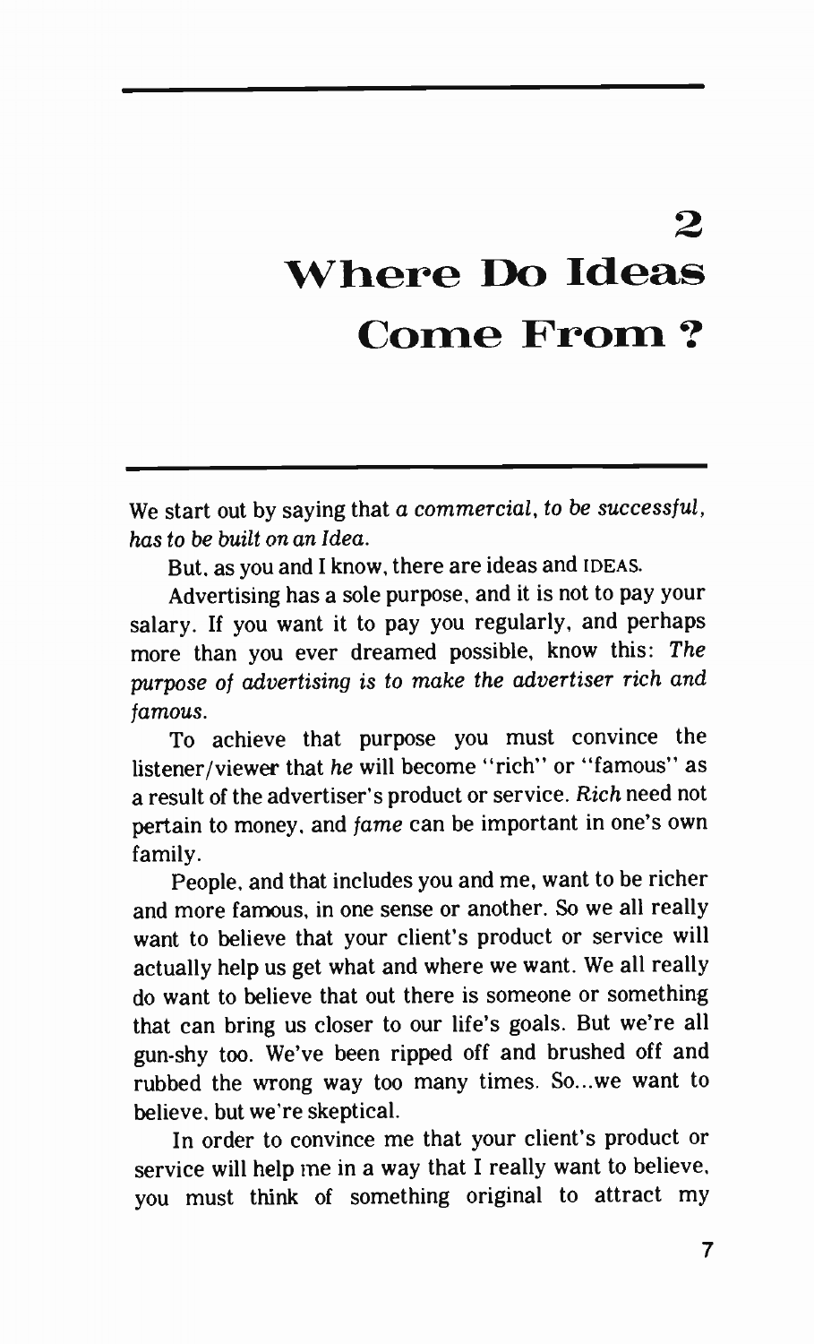# 2 Where Do Ideas Come From?

We start out by saying that *a commercial, to be successful, has to be built on an Idea.*

But, as you and I know, there are ideas and IDEAS.

Advertising has a sole purpose, and it is not to pay your salary. If you want it to pay you regularly, and perhaps more than you ever dreamed possible, know this: *The purpose of advertising is to make the advertiser rich and famous.*

To achieve that purpose you must convince the listener/viewer that *he* will become "rich" or "famous" as a result of the advertiser's product or service. *Rich* need not pertain to money, and *fame* can be important in one's own family.

People, and that includes you and me, want to be richer and more famous, in one sense or another. So we all really want to believe that your client's product or service will actually help us get what and where we want. We all really do want to believe that out there is someone or something that can bring us closer to our life's goals. But we're all gun-shy too. We've been ripped off and brushed off and rubbed the wrong way too many times. So...we want to believe, but we're skeptical.

In order to convince me that your client's product or service will help me in a way that I really want to believe, you must think of something original to attract my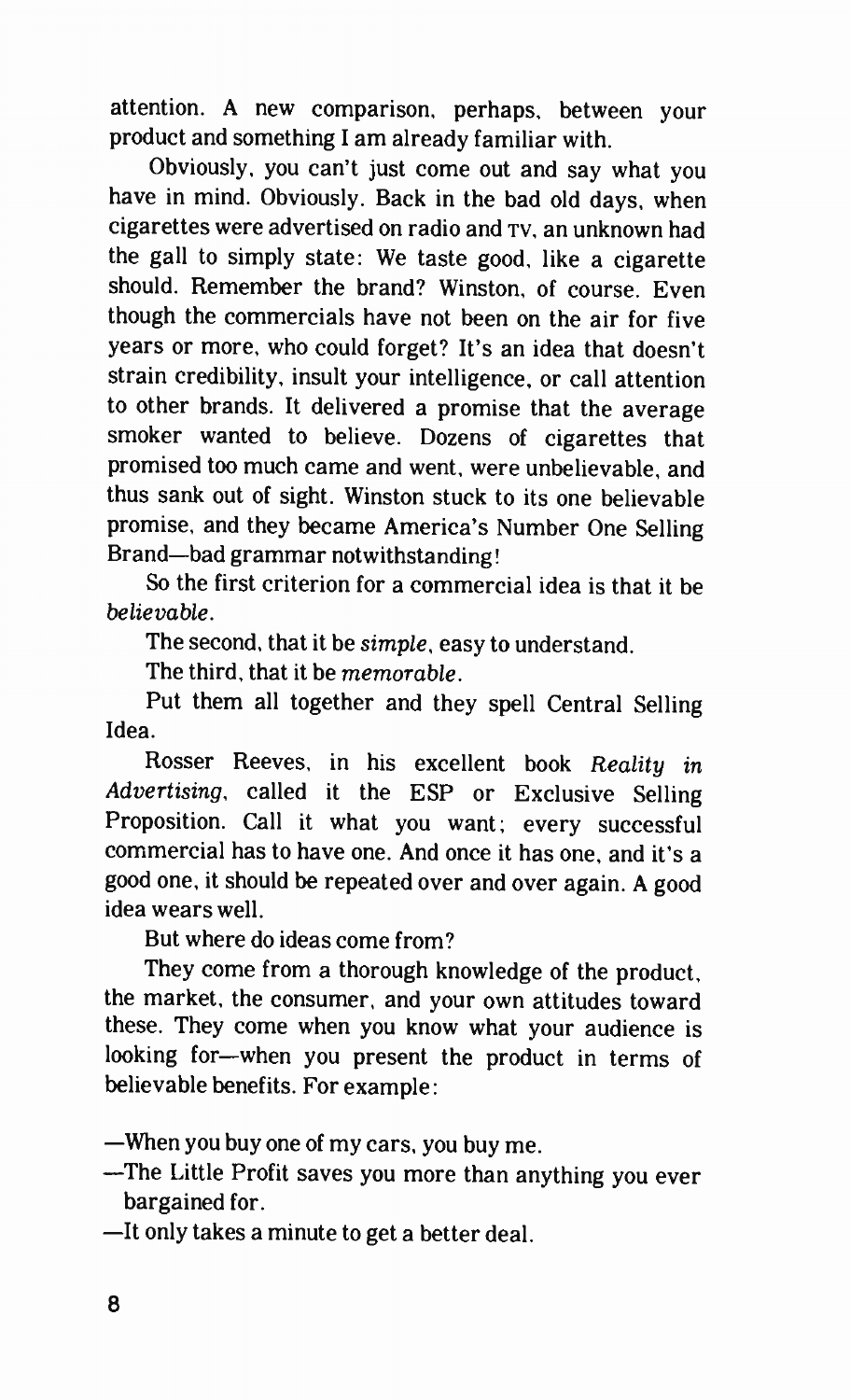attention. A new comparison, perhaps, between your product and something I am already familiar with.

Obviously, you can't just come out and say what you have in mind. Obviously. Back in the bad old days, when cigarettes were advertised on radio and TV, an unknown had the gall to simply state: We taste good, like a cigarette should. Remember the brand? Winston, of course. Even though the commercials have not been on the air for five years or more, who could forget? It's an idea that doesn't strain credibility, insult your intelligence, or call attention to other brands. It delivered a promise that the average smoker wanted to believe. Dozens of cigarettes that promised too much came and went, were unbelievable, and thus sank out of sight. Winston stuck to its one believable promise, and they became America's Number One Selling Brand—bad grammar notwithstanding!

So the first criterion for a commercial idea is that it be *believable*.

The second, that it be *simple*, easy to understand.

The third, that it be *memorable*.

Put them all together and they spell Central Selling Idea.

Rosser Reeves, in his excellent book *Reality in Advertising*, called it the ESP or Exclusive Selling Proposition. Call it what you want; every successful commercial has to have one. And once it has one, and it's a good one, it should be repeated over and over again. A good idea wears well.

But where do ideas come from?

They come from a thorough knowledge of the product, the market, the consumer, and your own attitudes toward these. They come when you know what your audience is looking for—when you present the product in terms of believable benefits. For example:

—When you buy one of my cars, you buy me.

—The Little Profit saves you more than anything you ever bargained for.

—It only takes a minute to get a better deal.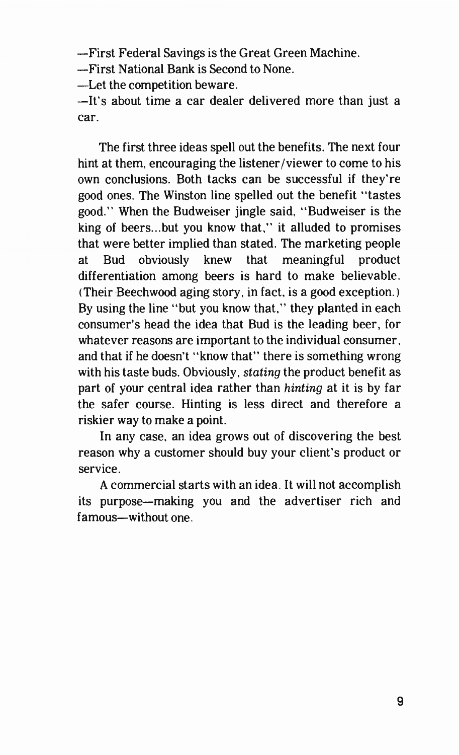—First Federal Savings is the Great Green Machine.

—First National Bank is Second to None.

—Let the competition beware.

—It's about time a car dealer delivered more than just a car.

The first three ideas spell out the benefits. The next four hint at them, encouraging the listener/viewer to come to his own conclusions. Both tacks can be successful if they're good ones. The Winston line spelled out the benefit "tastes good." When the Budweiser jingle said, "Budweiser is the king of beers...but you know that," it alluded to promises that were better implied than stated. The marketing people at Bud obviously knew that meaningful product differentiation among beers is hard to make believable. (Their Beechwood aging story, in fact, is a good exception.) By using the line "but you know that," they planted in each consumer's head the idea that Bud is the leading beer, for whatever reasons are important to the individual consumer, and that if he doesn't "know that" there is something wrong with his taste buds. Obviously, *stating* the product benefit as part of your central idea rather than *hinting* at it is by far the safer course. Hinting is less direct and therefore a riskier way to make a point.

In any case, an idea grows out of discovering the best reason why a customer should buy your client's product or service.

A commercial starts with an idea. It will not accomplish its purpose—making you and the advertiser rich and famous—without one.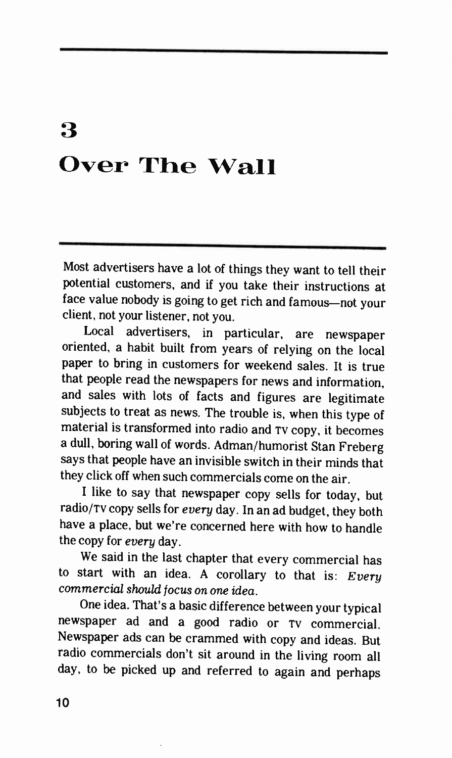# 3

# Over The Wall

Most advertisers have a lot of things they want to tell their potential customers, and if you take their instructions at face value nobody is going to get rich and famous—not your client, not your listener, not you.

Local advertisers, in particular, are newspaper oriented, a habit built from years of relying on the local paper to bring in customers for weekend sales. It is true that people read the newspapers for news and information, and sales with lots of facts and figures are legitimate subjects to treat as news. The trouble is, when this type of material is transformed into radio and TV copy, it becomes a dull, boring wall of words. Adman/humorist Stan Freberg says that people have an invisible switch in their minds that they click off when such commercials come on the air.

I like to say that newspaper copy sells for today, but radio/TV copy sells for *every* day. In an ad budget, they both have a place, but we're concerned here with how to handle the copy for *every* day.

We said in the last chapter that every commercial has to start with an idea. A corollary to that is: *Every commercial should focus on one idea.*

One idea. That's a basic difference between your typical newspaper ad and a good radio or TV commercial. Newspaper ads can be crammed with copy and ideas. But radio commercials don't sit around in the living room all day, to be picked up and referred to again and perhaps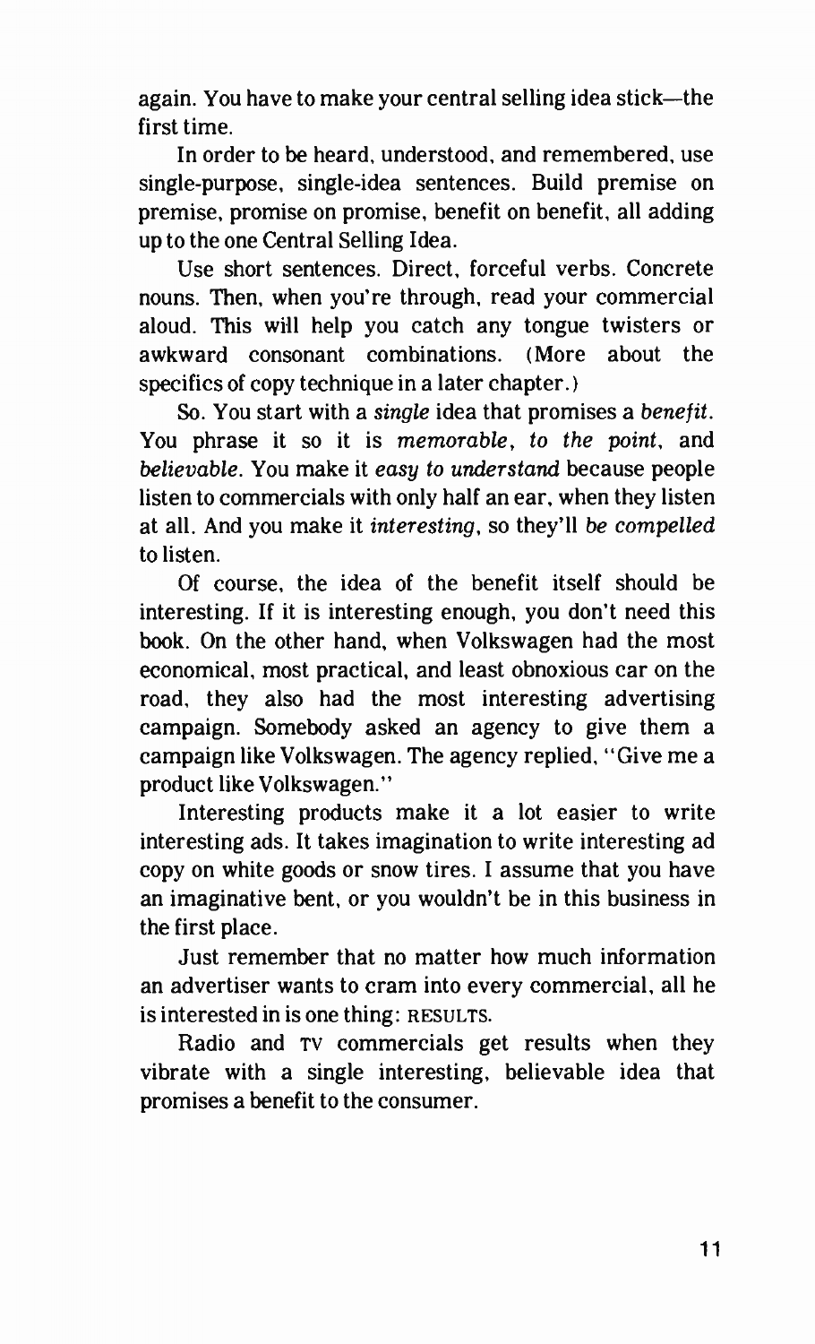again. You have to make your central selling idea stick—the first time.

In order to be heard, understood, and remembered, use single-purpose, single-idea sentences. Build premise on premise, promise on promise, benefit on benefit, all adding up to the one Central Selling Idea.

Use short sentences. Direct, forceful verbs. Concrete nouns. Then, when you're through, read your commercial aloud. This will help you catch any tongue twisters or awkward consonant combinations. (More about the specifics of copy technique in a later chapter.)

So. You start with a *single* idea that promises a *benefit*. You phrase it so it is *memorable*, *to the point*, and *believable*. You make it *easy to understand* because people listen to commercials with only half an ear, when they listen at all. And you make it *interesting*, so they'll *be compelled* to listen.

Of course, the idea of the benefit itself should be interesting. If it is interesting enough, you don't need this book. On the other hand, when Volkswagen had the most economical, most practical, and least obnoxious car on the road, they also had the most interesting advertising campaign. Somebody asked an agency to give them a campaign like Volkswagen. The agency replied, "Give me a product like Volkswagen."

Interesting products make it a lot easier to write interesting ads. It takes imagination to write interesting ad copy on white goods or snow tires. I assume that you have an imaginative bent, or you wouldn't be in this business in the first place.

Just remember that no matter how much information an advertiser wants to cram into every commercial, all he is interested in is one thing: RESULTS.

Radio and TV commercials get results when they vibrate with a single interesting, believable idea that promises a benefit to the consumer.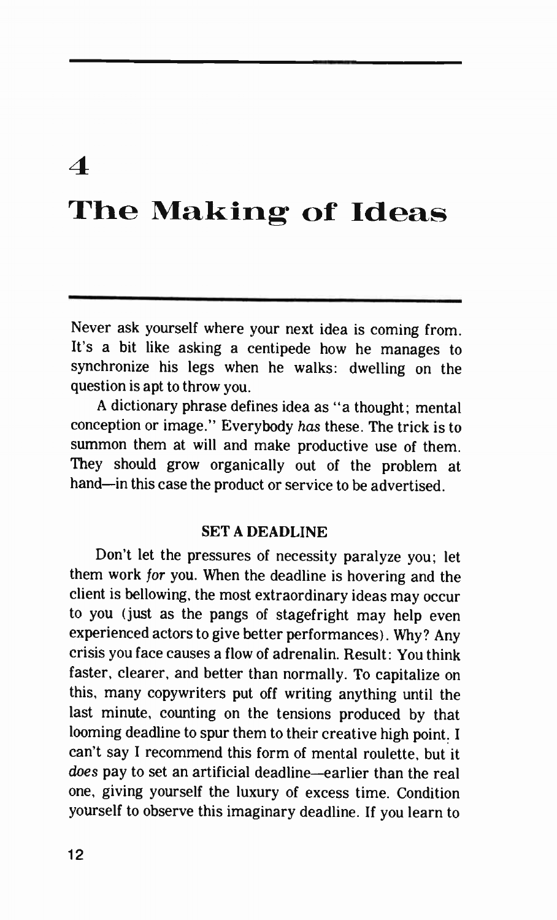# 4

# The Making of Ideas

Never ask yourself where your next idea is coming from. It's a bit like asking a centipede how he manages to synchronize his legs when he walks: dwelling on the question is apt to throw you.

A dictionary phrase defines idea as "a thought; mental conception or image." Everybody *has* these. The trick is to summon them at will and make productive use of them. They should grow organically out of the problem at hand—in this case the product or service to be advertised.

## SET A DEADLINE

Don't let the pressures of necessity paralyze you; let them work *for* you. When the deadline is hovering and the client is bellowing, the most extraordinary ideas may occur to you (just as the pangs of stagefright may help even experienced actors to give better performances). Why? Any crisis you face causes a flow of adrenalin. Result: You think faster, clearer, and better than normally. To capitalize on this, many copywriters put off writing anything until the last minute, counting on the tensions produced by that looming deadline to spur them to their creative high point. I can't say I recommend this form of mental roulette, but it *does* pay to set an artificial deadline—earlier than the real one, giving yourself the luxury of excess time. Condition yourself to observe this imaginary deadline. If you learn to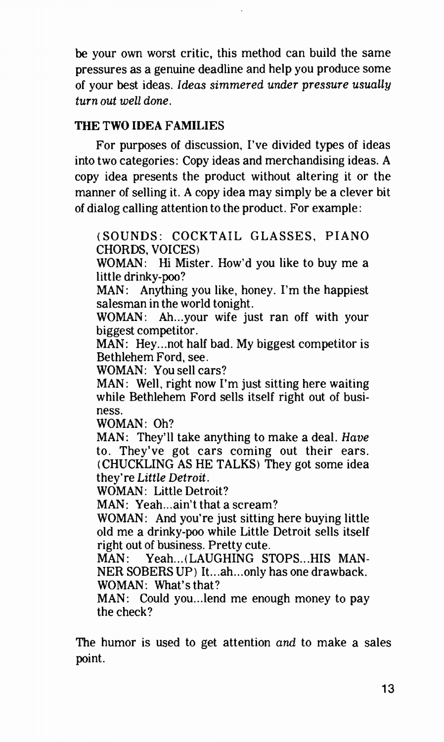be your own worst critic, this method can build the same pressures as a genuine deadline and help you produce some of your best ideas. *Ideas simmered under pressure usually turn out well done.*

### THE TWO IDEA FAMILIES

For purposes of discussion, I've divided types of ideas into two categories: Copy ideas and merchandising ideas. A copy idea presents the product without altering it or the manner of selling it. A copy idea may simply be a clever bit of dialog calling attention to the product. For example:

> (SOUNDS: COCKTAIL GLASSES, PIANO CHORDS, VOICES)
> WOMAN: Hi Mister. How'd you like to buy me a little drinky-poo?
> MAN: Anything you like, honey. I'm the happiest salesman in the world tonight.
> WOMAN: Ah...your wife just ran off with your biggest competitor.
> MAN: Hey...not half bad. My biggest competitor is Bethlehem Ford, see.
> WOMAN: You sell cars?
> MAN: Well, right now I'm just sitting here waiting while Bethlehem Ford sells itself right out of business.
> WOMAN: Oh?
> MAN: They'll take anything to make a deal. *Have* to. They've got cars coming out their ears. (CHUCKLING AS HE TALKS) They got some idea they're *Little Detroit*.
> WOMAN: Little Detroit?
> MAN: Yeah...ain't that a scream?
> WOMAN: And you're just sitting here buying little old me a drinky-poo while Little Detroit sells itself right out of business. Pretty cute.
> MAN: Yeah...(LAUGHING STOPS...HIS MANNER SOBERS UP) It...ah...only has one drawback.
> WOMAN: What's that?
> MAN: Could you...lend me enough money to pay the check?

The humor is used to get attention *and* to make a sales point.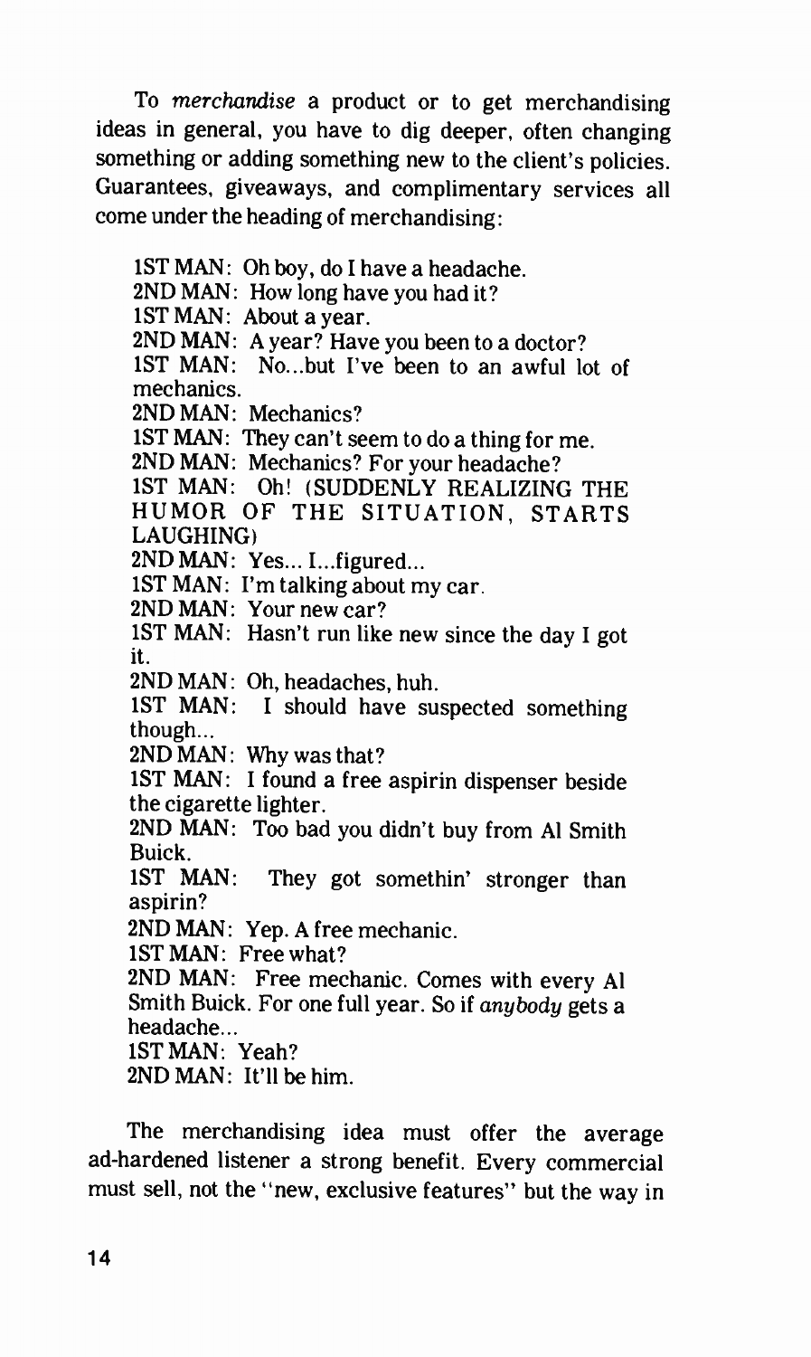To *merchandise* a product or to get merchandising ideas in general, you have to dig deeper, often changing something or adding something new to the client's policies. Guarantees, giveaways, and complimentary services all come under the heading of merchandising:

1ST MAN: Oh boy, do I have a headache.
2ND MAN: How long have you had it?
1ST MAN: About a year.
2ND MAN: A year? Have you been to a doctor?
1ST MAN: No...but I've been to an awful lot of mechanics.
2ND MAN: Mechanics?
1ST MAN: They can't seem to do a thing for me.
2ND MAN: Mechanics? For your headache?
1ST MAN: Oh! (SUDDENLY REALIZING THE HUMOR OF THE SITUATION, STARTS LAUGHING)
2ND MAN: Yes... I...figured...
1ST MAN: I'm talking about my car.
2ND MAN: Your new car?
1ST MAN: Hasn't run like new since the day I got it.
2ND MAN: Oh, headaches, huh.
1ST MAN: I should have suspected something though...
2ND MAN: Why was that?
1ST MAN: I found a free aspirin dispenser beside the cigarette lighter.
2ND MAN: Too bad you didn't buy from Al Smith Buick.
1ST MAN: They got somethin' stronger than aspirin?
2ND MAN: Yep. A free mechanic.
1ST MAN: Free what?
2ND MAN: Free mechanic. Comes with every Al Smith Buick. For one full year. So if *anybody* gets a headache...
1ST MAN: Yeah?
2ND MAN: It'll be him.

The merchandising idea must offer the average ad-hardened listener a strong benefit. Every commercial must sell, not the "new, exclusive features" but the way in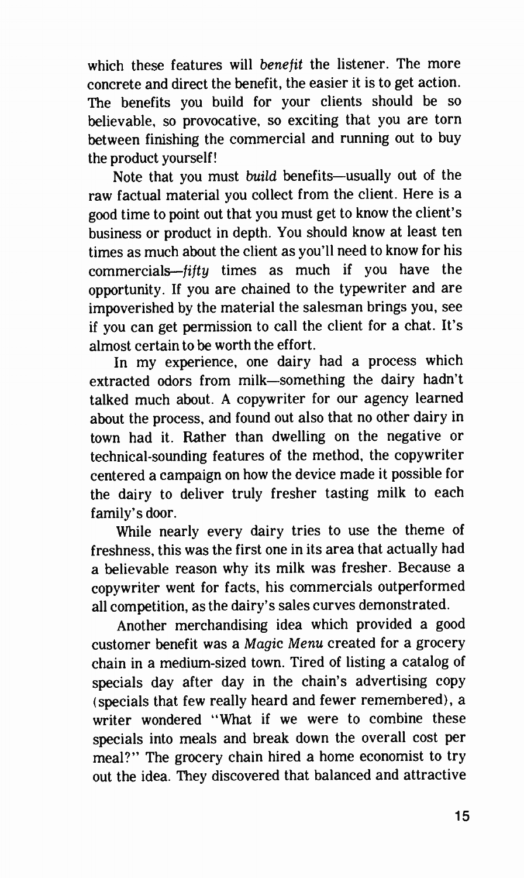which these features will *benefit* the listener. The more concrete and direct the benefit, the easier it is to get action. The benefits you build for your clients should be so believable, so provocative, so exciting that you are torn between finishing the commercial and running out to buy the product yourself!

Note that you must *build* benefits—usually out of the raw factual material you collect from the client. Here is a good time to point out that you must get to know the client's business or product in depth. You should know at least ten times as much about the client as you'll need to know for his commercials—*fifty* times as much if you have the opportunity. If you are chained to the typewriter and are impoverished by the material the salesman brings you, see if you can get permission to call the client for a chat. It's almost certain to be worth the effort.

In my experience, one dairy had a process which extracted odors from milk—something the dairy hadn't talked much about. A copywriter for our agency learned about the process, and found out also that no other dairy in town had it. Rather than dwelling on the negative or technical-sounding features of the method, the copywriter centered a campaign on how the device made it possible for the dairy to deliver truly fresher tasting milk to each family's door.

While nearly every dairy tries to use the theme of freshness, this was the first one in its area that actually had a believable reason why its milk was fresher. Because a copywriter went for facts, his commercials outperformed all competition, as the dairy's sales curves demonstrated.

Another merchandising idea which provided a good customer benefit was a *Magic Menu* created for a grocery chain in a medium-sized town. Tired of listing a catalog of specials day after day in the chain's advertising copy (specials that few really heard and fewer remembered), a writer wondered "What if we were to combine these specials into meals and break down the overall cost per meal?" The grocery chain hired a home economist to try out the idea. They discovered that balanced and attractive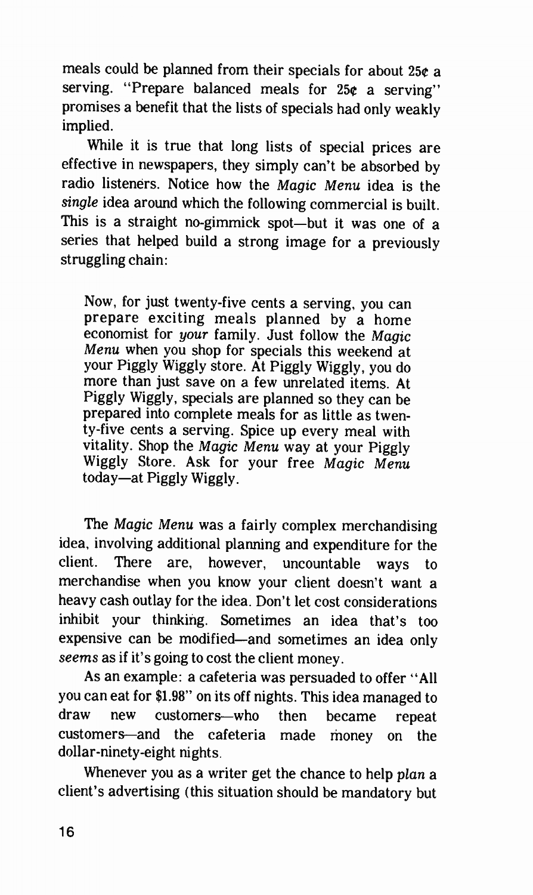meals could be planned from their specials for about 25¢ a serving. "Prepare balanced meals for 25¢ a serving" promises a benefit that the lists of specials had only weakly implied.

While it is true that long lists of special prices are effective in newspapers, they simply can't be absorbed by radio listeners. Notice how the *Magic Menu* idea is the *single* idea around which the following commercial is built. This is a straight no-gimmick spot—but it was one of a series that helped build a strong image for a previously struggling chain:

> Now, for just twenty-five cents a serving, you can prepare exciting meals planned by a home economist for *your* family. Just follow the *Magic Menu* when you shop for specials this weekend at your Piggly Wiggly store. At Piggly Wiggly, you do more than just save on a few unrelated items. At Piggly Wiggly, specials are planned so they can be prepared into complete meals for as little as twenty-five cents a serving. Spice up every meal with vitality. Shop the *Magic Menu* way at your Piggly Wiggly Store. Ask for your free *Magic Menu* today—at Piggly Wiggly.

The *Magic Menu* was a fairly complex merchandising idea, involving additional planning and expenditure for the client. There are, however, uncountable ways to merchandise when you know your client doesn't want a heavy cash outlay for the idea. Don't let cost considerations inhibit your thinking. Sometimes an idea that's too expensive can be modified—and sometimes an idea only *seems* as if it's going to cost the client money.

As an example: a cafeteria was persuaded to offer "All you can eat for $1.98" on its off nights. This idea managed to draw new customers—who then became repeat customers—and the cafeteria made money on the dollar-ninety-eight nights.

Whenever you as a writer get the chance to help *plan* a client's advertising (this situation should be mandatory but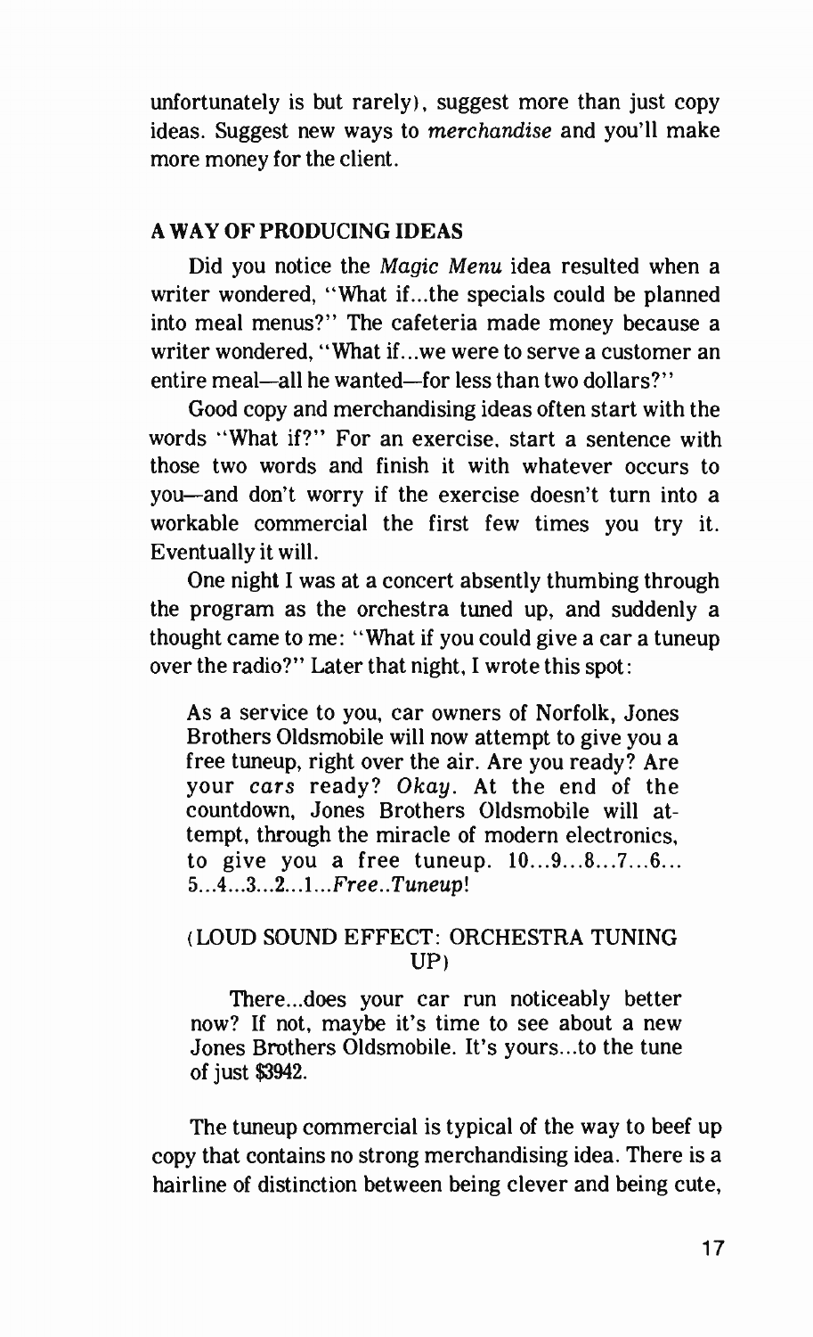unfortunately is but rarely), suggest more than just copy ideas. Suggest new ways to *merchandise* and you'll make more money for the client.

### A WAY OF PRODUCING IDEAS

Did you notice the *Magic Menu* idea resulted when a writer wondered, "What if...the specials could be planned into meal menus?" The cafeteria made money because a writer wondered, "What if...we were to serve a customer an entire meal—all he wanted—for less than two dollars?"

Good copy and merchandising ideas often start with the words "What if?" For an exercise, start a sentence with those two words and finish it with whatever occurs to you—and don't worry if the exercise doesn't turn into a workable commercial the first few times you try it. Eventually it will.

One night I was at a concert absently thumbing through the program as the orchestra tuned up, and suddenly a thought came to me: "What if you could give a car a tuneup over the radio?" Later that night, I wrote this spot:

> As a service to you, car owners of Norfolk, Jones Brothers Oldsmobile will now attempt to give you a free tuneup, right over the air. Are you ready? Are your *cars* ready? *Okay*. At the end of the countdown, Jones Brothers Oldsmobile will attempt, through the miracle of modern electronics, to give you a free tuneup. 10...9...8...7...6... 5...4...3...2...1...*Free..Tuneup*!
>
> (LOUD SOUND EFFECT: ORCHESTRA TUNING UP)
>
> There...does your car run noticeably better now? If not, maybe it's time to see about a new Jones Brothers Oldsmobile. It's yours...to the tune of just $3942.

The tuneup commercial is typical of the way to beef up copy that contains no strong merchandising idea. There is a hairline of distinction between being clever and being cute,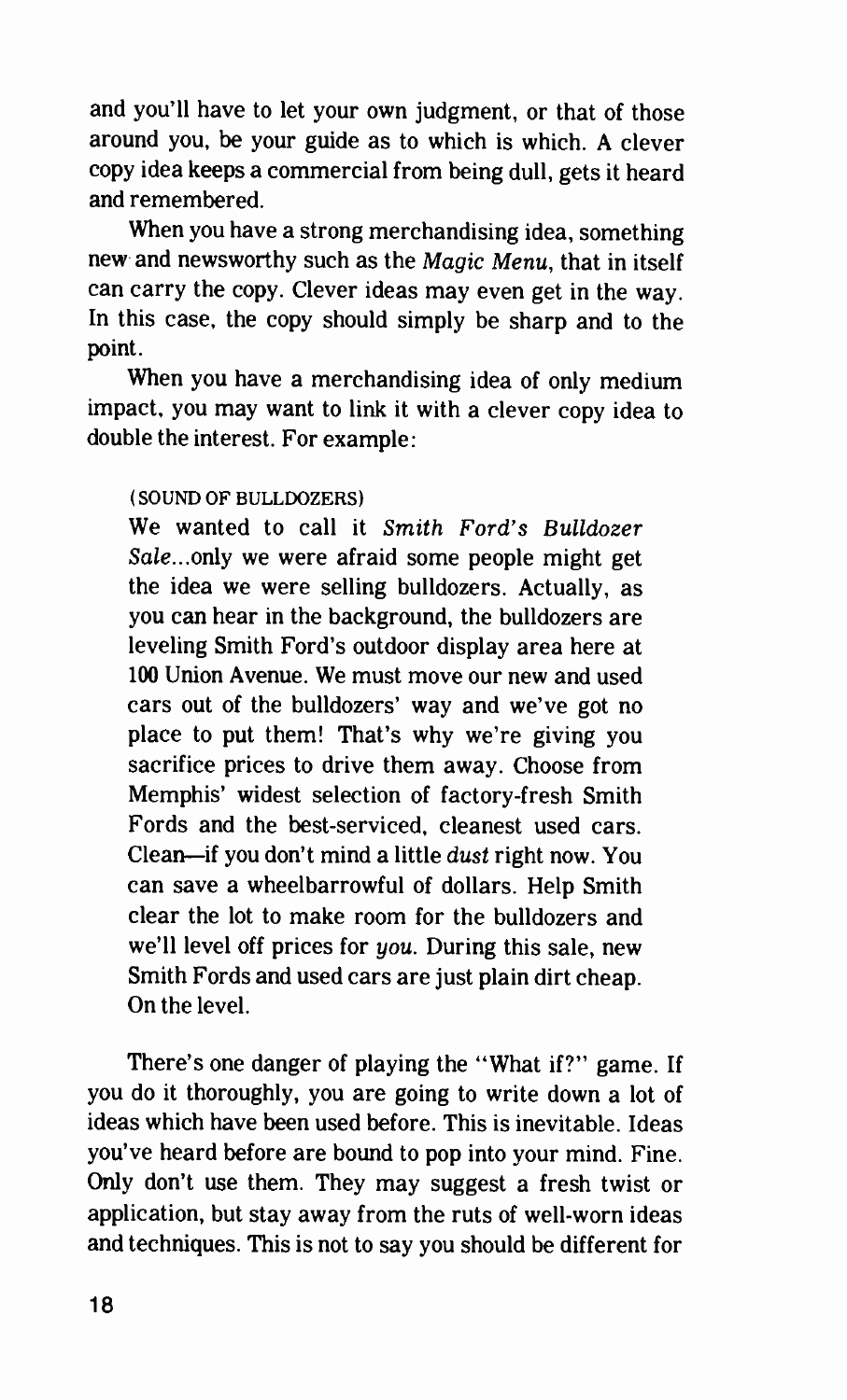and you'll have to let your own judgment, or that of those around you, be your guide as to which is which. A clever copy idea keeps a commercial from being dull, gets it heard and remembered.

When you have a strong merchandising idea, something new and newsworthy such as the *Magic Menu*, that in itself can carry the copy. Clever ideas may even get in the way. In this case, the copy should simply be sharp and to the point.

When you have a merchandising idea of only medium impact, you may want to link it with a clever copy idea to double the interest. For example:

> (SOUND OF BULLDOZERS)
>
> We wanted to call it *Smith Ford's Bulldozer Sale*...only we were afraid some people might get the idea we were selling bulldozers. Actually, as you can hear in the background, the bulldozers are leveling Smith Ford's outdoor display area here at 100 Union Avenue. We must move our new and used cars out of the bulldozers' way and we've got no place to put them! That's why we're giving you sacrifice prices to drive them away. Choose from Memphis' widest selection of factory-fresh Smith Fords and the best-serviced, cleanest used cars. Clean—if you don't mind a little *dust* right now. You can save a wheelbarrowful of dollars. Help Smith clear the lot to make room for the bulldozers and we'll level off prices for *you*. During this sale, new Smith Fords and used cars are just plain dirt cheap. On the level.

There's one danger of playing the "What if?" game. If you do it thoroughly, you are going to write down a lot of ideas which have been used before. This is inevitable. Ideas you've heard before are bound to pop into your mind. Fine. Only don't use them. They may suggest a fresh twist or application, but stay away from the ruts of well-worn ideas and techniques. This is not to say you should be different for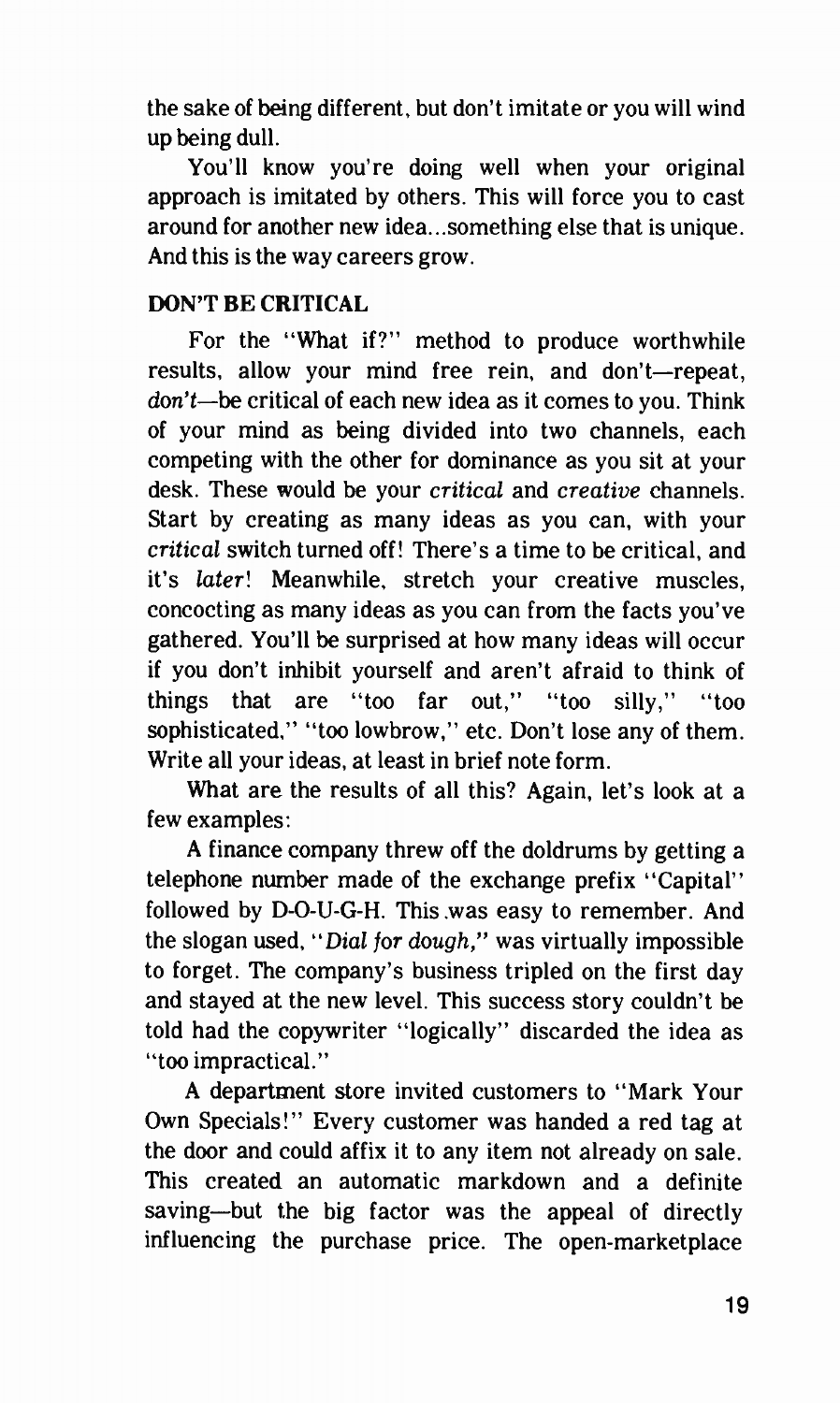the sake of being different, but don't imitate or you will wind up being dull.

You'll know you're doing well when your original approach is imitated by others. This will force you to cast around for another new idea...something else that is unique. And this is the way careers grow.

### DON'T BE CRITICAL

For the "What if?" method to produce worthwhile results, allow your mind free rein, and don't—repeat, *don't*—be critical of each new idea as it comes to you. Think of your mind as being divided into two channels, each competing with the other for dominance as you sit at your desk. These would be your *critical* and *creative* channels. Start by creating as many ideas as you can, with your *critical* switch turned off! There's a time to be critical, and it's *later*! Meanwhile, stretch your creative muscles, concocting as many ideas as you can from the facts you've gathered. You'll be surprised at how many ideas will occur if you don't inhibit yourself and aren't afraid to think of things that are "too far out," "too silly," "too sophisticated," "too lowbrow," etc. Don't lose any of them. Write all your ideas, at least in brief note form.

What are the results of all this? Again, let's look at a few examples:

A finance company threw off the doldrums by getting a telephone number made of the exchange prefix "Capital" followed by D-O-U-G-H. This was easy to remember. And the slogan used, "*Dial for dough,*" was virtually impossible to forget. The company's business tripled on the first day and stayed at the new level. This success story couldn't be told had the copywriter "logically" discarded the idea as "too impractical."

A department store invited customers to "Mark Your Own Specials!" Every customer was handed a red tag at the door and could affix it to any item not already on sale. This created an automatic markdown and a definite saving—but the big factor was the appeal of directly influencing the purchase price. The open-marketplace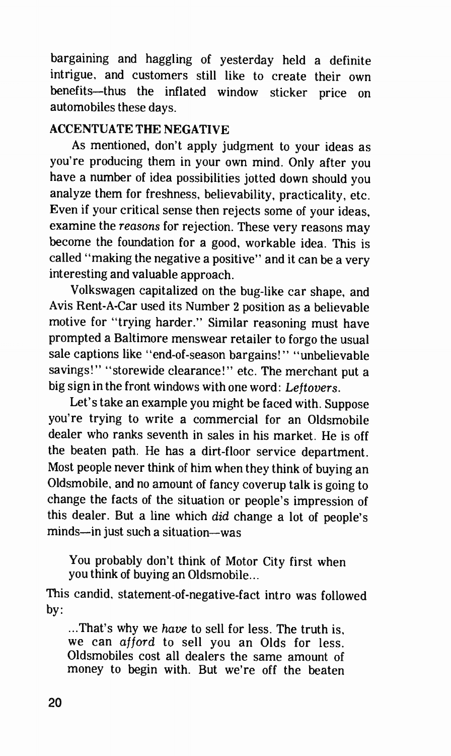bargaining and haggling of yesterday held a definite intrigue, and customers still like to create their own benefits—thus the inflated window sticker price on automobiles these days.

## ACCENTUATE THE NEGATIVE

As mentioned, don't apply judgment to your ideas as you're producing them in your own mind. Only after you have a number of idea possibilities jotted down should you analyze them for freshness, believability, practicality, etc. Even if your critical sense then rejects some of your ideas, examine the *reasons* for rejection. These very reasons may become the foundation for a good, workable idea. This is called "making the negative a positive" and it can be a very interesting and valuable approach.

Volkswagen capitalized on the bug-like car shape, and Avis Rent-A-Car used its Number 2 position as a believable motive for "trying harder." Similar reasoning must have prompted a Baltimore menswear retailer to forgo the usual sale captions like "end-of-season bargains!" "unbelievable savings!" "storewide clearance!" etc. The merchant put a big sign in the front windows with one word: *Leftovers*.

Let's take an example you might be faced with. Suppose you're trying to write a commercial for an Oldsmobile dealer who ranks seventh in sales in his market. He is off the beaten path. He has a dirt-floor service department. Most people never think of him when they think of buying an Oldsmobile, and no amount of fancy coverup talk is going to change the facts of the situation or people's impression of this dealer. But a line which *did* change a lot of people's minds—in just such a situation—was

> You probably don't think of Motor City first when you think of buying an Oldsmobile...

This candid, statement-of-negative-fact intro was followed by:

> ...That's why we *have* to sell for less. The truth is, we can *afford* to sell you an Olds for less. Oldsmobiles cost all dealers the same amount of money to begin with. But we're off the beaten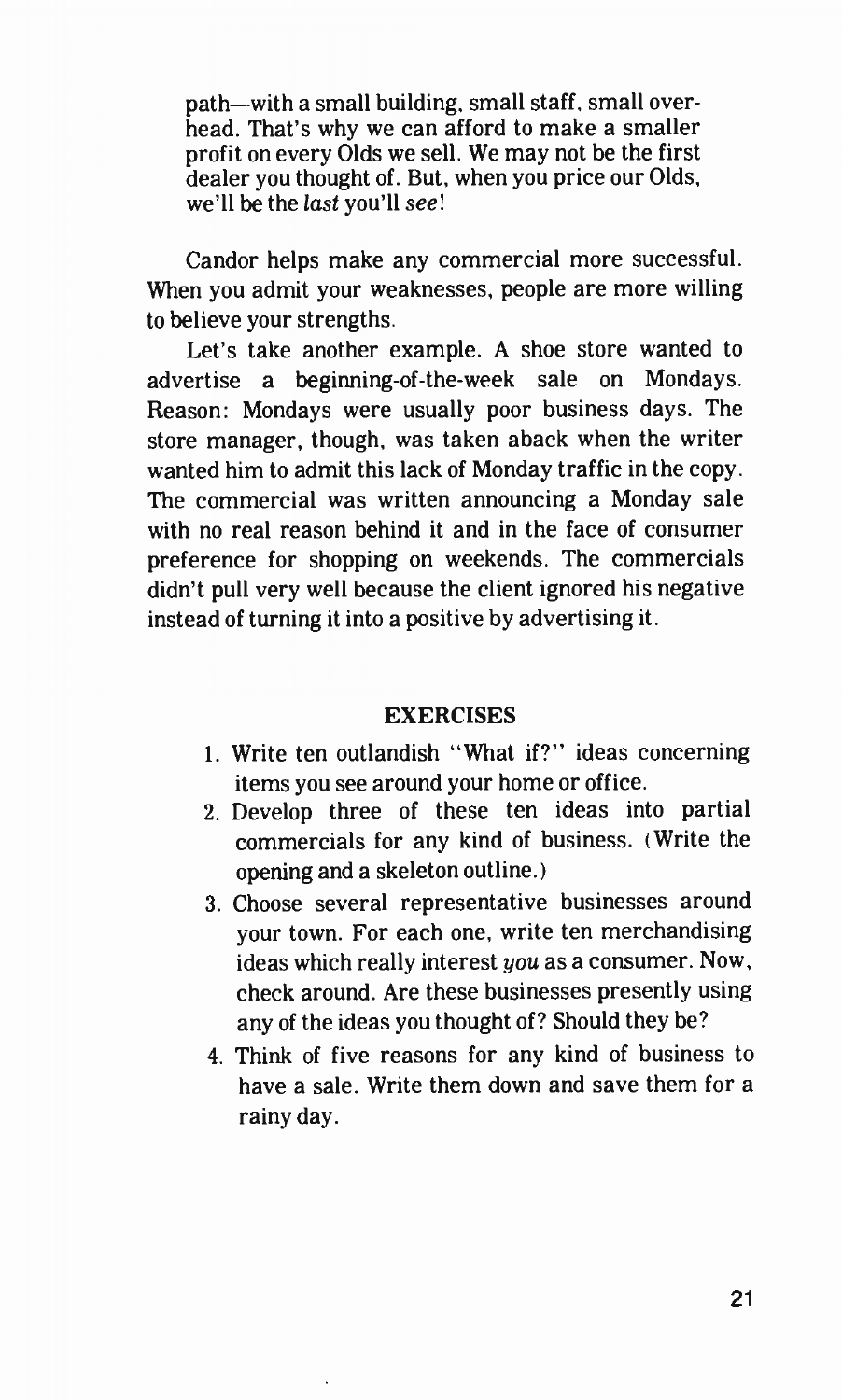path—with a small building, small staff, small overhead. That's why we can afford to make a smaller profit on every Olds we sell. We may not be the first dealer you thought of. But, when you price our Olds, we'll be the *last* you'll *see*!

Candor helps make any commercial more successful. When you admit your weaknesses, people are more willing to believe your strengths.

Let's take another example. A shoe store wanted to advertise a beginning-of-the-week sale on Mondays. Reason: Mondays were usually poor business days. The store manager, though, was taken aback when the writer wanted him to admit this lack of Monday traffic in the copy. The commercial was written announcing a Monday sale with no real reason behind it and in the face of consumer preference for shopping on weekends. The commercials didn't pull very well because the client ignored his negative instead of turning it into a positive by advertising it.

## EXERCISES

1. Write ten outlandish "What if?" ideas concerning items you see around your home or office.
2. Develop three of these ten ideas into partial commercials for any kind of business. (Write the opening and a skeleton outline.)
3. Choose several representative businesses around your town. For each one, write ten merchandising ideas which really interest *you* as a consumer. Now, check around. Are these businesses presently using any of the ideas you thought of? Should they be?
4. Think of five reasons for any kind of business to have a sale. Write them down and save them for a rainy day.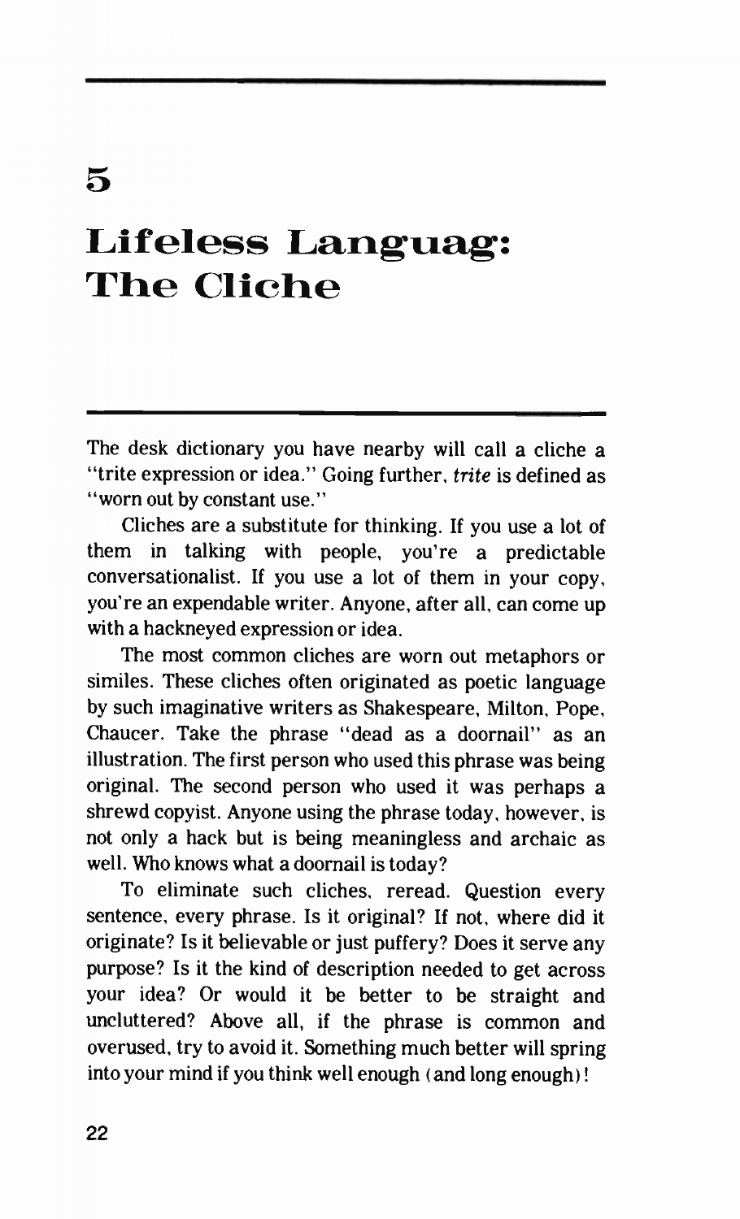# 5

# Lifeless Languag: The Cliche

The desk dictionary you have nearby will call a cliche a "trite expression or idea." Going further, *trite* is defined as "worn out by constant use."

Cliches are a substitute for thinking. If you use a lot of them in talking with people, you're a predictable conversationalist. If you use a lot of them in your copy, you're an expendable writer. Anyone, after all, can come up with a hackneyed expression or idea.

The most common cliches are worn out metaphors or similes. These cliches often originated as poetic language by such imaginative writers as Shakespeare, Milton, Pope, Chaucer. Take the phrase "dead as a doornail" as an illustration. The first person who used this phrase was being original. The second person who used it was perhaps a shrewd copyist. Anyone using the phrase today, however, is not only a hack but is being meaningless and archaic as well. Who knows what a doornail is today?

To eliminate such cliches, reread. Question every sentence, every phrase. Is it original? If not, where did it originate? Is it believable or just puffery? Does it serve any purpose? Is it the kind of description needed to get across your idea? Or would it be better to be straight and uncluttered? Above all, if the phrase is common and overused, try to avoid it. Something much better will spring into your mind if you think well enough (and long enough)!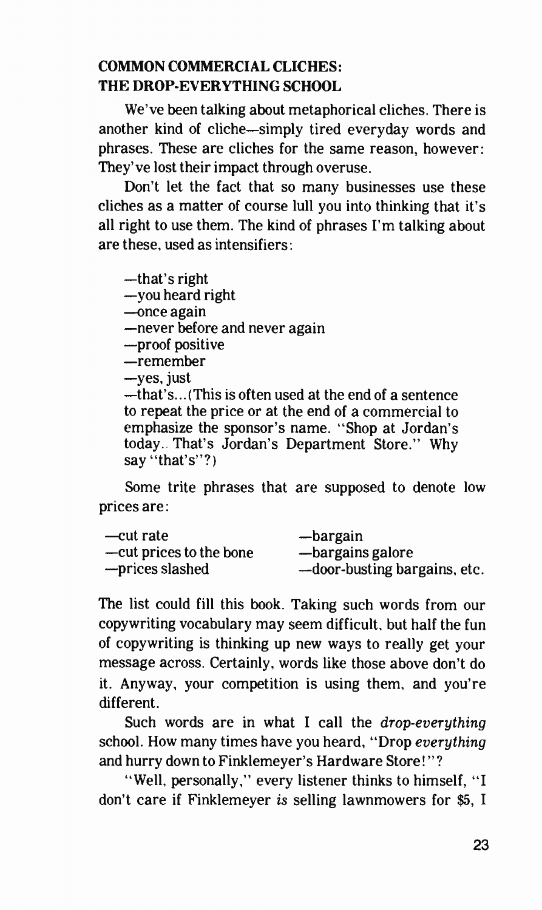## COMMON COMMERCIAL CLICHES: THE DROP-EVERYTHING SCHOOL

We've been talking about metaphorical cliches. There is another kind of cliche—simply tired everyday words and phrases. These are cliches for the same reason, however: They've lost their impact through overuse.

Don't let the fact that so many businesses use these cliches as a matter of course lull you into thinking that it's all right to use them. The kind of phrases I'm talking about are these, used as intensifiers:

—that's right
—you heard right
—once again
—never before and never again
—proof positive
—remember
—yes, just
—that's... (This is often used at the end of a sentence to repeat the price or at the end of a commercial to emphasize the sponsor's name. "Shop at Jordan's today.. That's Jordan's Department Store." Why say "that's"?)

Some trite phrases that are supposed to denote low prices are:

—cut rate
—cut prices to the bone
—prices slashed
—bargain
—bargains galore
—door-busting bargains, etc.

The list could fill this book. Taking such words from our copywriting vocabulary may seem difficult, but half the fun of copywriting is thinking up new ways to really get your message across. Certainly, words like those above don't do it. Anyway, your competition is using them, and you're different.

Such words are in what I call the *drop-everything* school. How many times have you heard, "Drop *everything* and hurry down to Finklemeyer's Hardware Store!"?

"Well, personally," every listener thinks to himself, "I don't care if Finklemeyer *is* selling lawnmowers for $5, I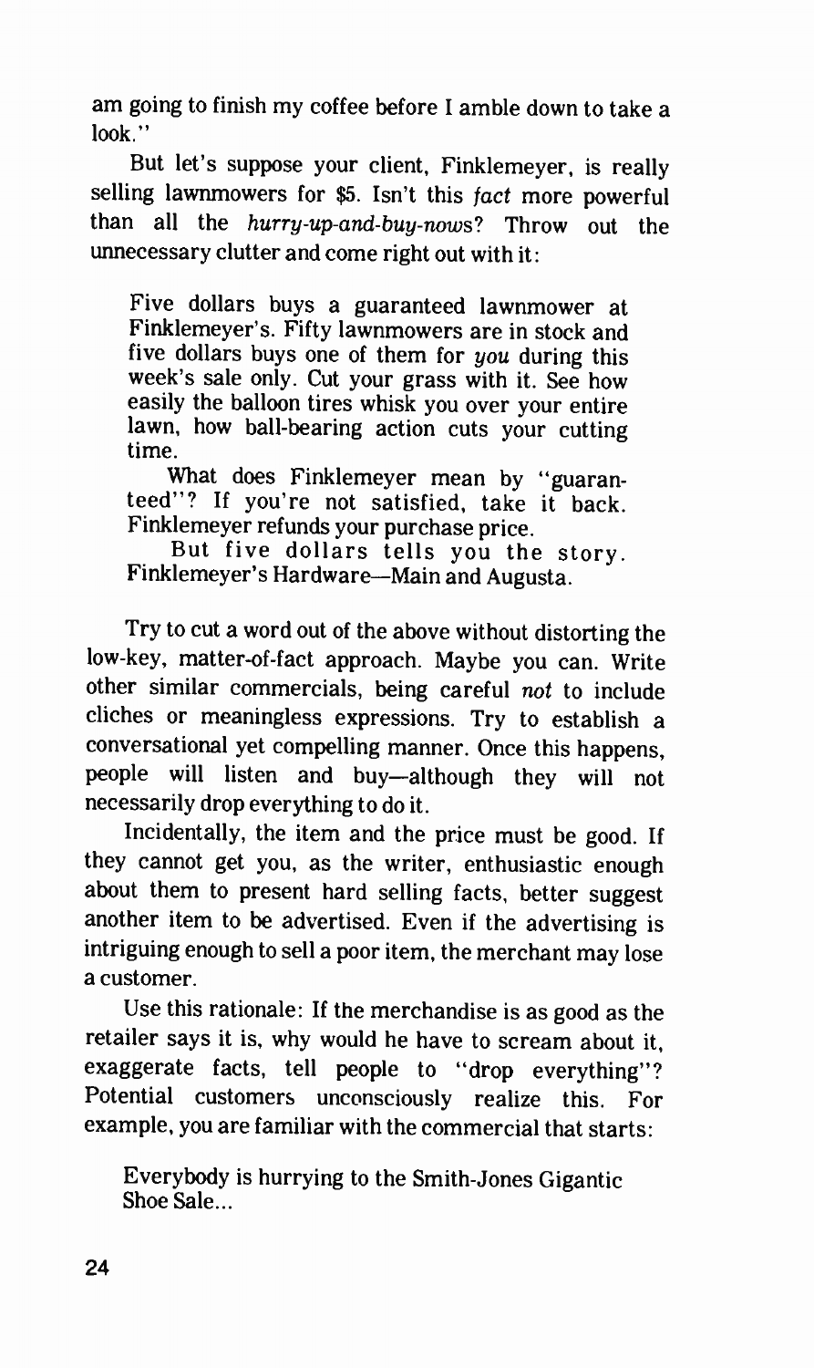am going to finish my coffee before I amble down to take a look."

But let's suppose your client, Finklemeyer, is really selling lawnmowers for $5. Isn't this *fact* more powerful than all the *hurry-up-and-buy-nows*? Throw out the unnecessary clutter and come right out with it:

> Five dollars buys a guaranteed lawnmower at Finklemeyer's. Fifty lawnmowers are in stock and five dollars buys one of them for *you* during this week's sale only. Cut your grass with it. See how easily the balloon tires whisk you over your entire lawn, how ball-bearing action cuts your cutting time.
>
> What does Finklemeyer mean by "guaranteed"? If you're not satisfied, take it back. Finklemeyer refunds your purchase price.
>
> But five dollars tells you the story. Finklemeyer's Hardware—Main and Augusta.

Try to cut a word out of the above without distorting the low-key, matter-of-fact approach. Maybe you can. Write other similar commercials, being careful *not* to include cliches or meaningless expressions. Try to establish a conversational yet compelling manner. Once this happens, people will listen and buy—although they will not necessarily drop everything to do it.

Incidentally, the item and the price must be good. If they cannot get you, as the writer, enthusiastic enough about them to present hard selling facts, better suggest another item to be advertised. Even if the advertising is intriguing enough to sell a poor item, the merchant may lose a customer.

Use this rationale: If the merchandise is as good as the retailer says it is, why would he have to scream about it, exaggerate facts, tell people to "drop everything"? Potential customers unconsciously realize this. For example, you are familiar with the commercial that starts:

> Everybody is hurrying to the Smith-Jones Gigantic Shoe Sale...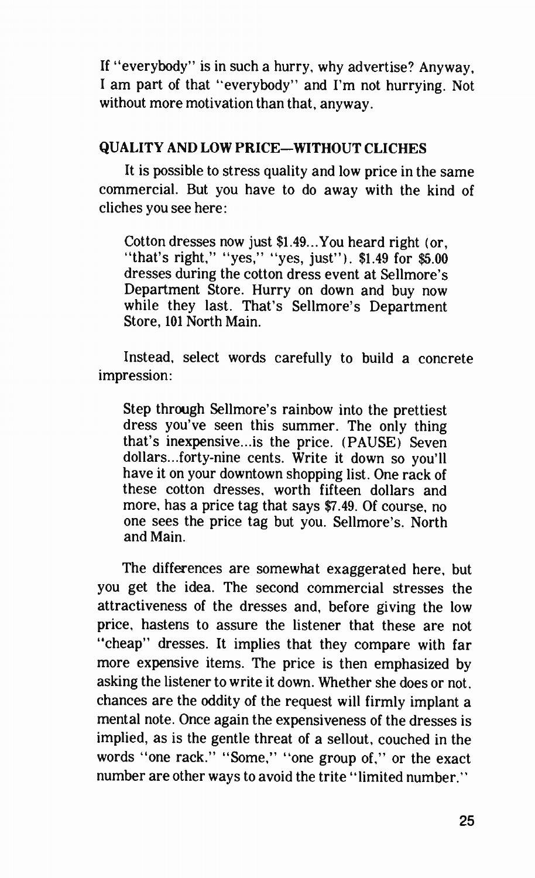If "everybody" is in such a hurry, why advertise? Anyway, I am part of that "everybody" and I'm not hurrying. Not without more motivation than that, anyway.

### QUALITY AND LOW PRICE—WITHOUT CLICHES

It is possible to stress quality and low price in the same commercial. But you have to do away with the kind of cliches you see here:

> Cotton dresses now just $1.49...You heard right (or, "that's right," "yes," "yes, just"). $1.49 for $5.00 dresses during the cotton dress event at Sellmore's Department Store. Hurry on down and buy now while they last. That's Sellmore's Department Store, 101 North Main.

Instead, select words carefully to build a concrete impression:

> Step through Sellmore's rainbow into the prettiest dress you've seen this summer. The only thing that's inexpensive...is the price. (PAUSE) Seven dollars...forty-nine cents. Write it down so you'll have it on your downtown shopping list. One rack of these cotton dresses, worth fifteen dollars and more, has a price tag that says $7.49. Of course, no one sees the price tag but you. Sellmore's. North and Main.

The differences are somewhat exaggerated here, but you get the idea. The second commercial stresses the attractiveness of the dresses and, before giving the low price, hastens to assure the listener that these are not "cheap" dresses. It implies that they compare with far more expensive items. The price is then emphasized by asking the listener to write it down. Whether she does or not, chances are the oddity of the request will firmly implant a mental note. Once again the expensiveness of the dresses is implied, as is the gentle threat of a sellout, couched in the words "one rack." "Some," "one group of," or the exact number are other ways to avoid the trite "limited number."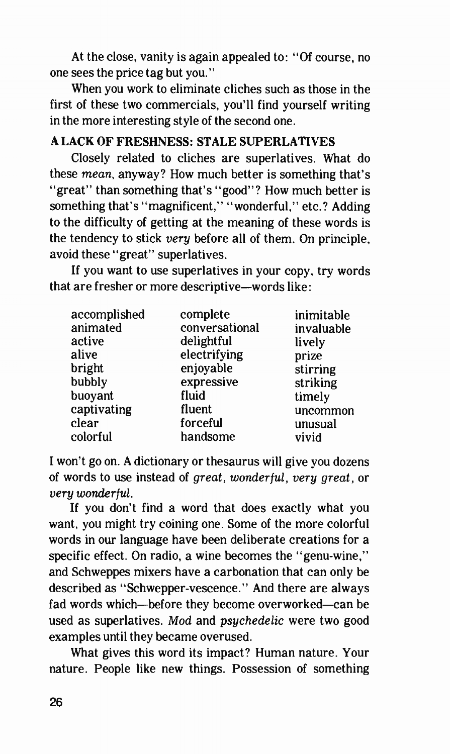At the close, vanity is again appealed to: "Of course, no one sees the price tag but you."

When you work to eliminate cliches such as those in the first of these two commercials, you'll find yourself writing in the more interesting style of the second one.

## A LACK OF FRESHNESS: STALE SUPERLATIVES

Closely related to cliches are superlatives. What do these *mean*, anyway? How much better is something that's "great" than something that's "good"? How much better is something that's "magnificent," "wonderful," etc.? Adding to the difficulty of getting at the meaning of these words is the tendency to stick *very* before all of them. On principle, avoid these "great" superlatives.

If you want to use superlatives in your copy, try words that are fresher or more descriptive—words like:

| | | |
|---|---|---|
| accomplished | complete | inimitable |
| animated | conversational | invaluable |
| active | delightful | lively |
| alive | electrifying | prize |
| bright | enjoyable | stirring |
| bubbly | expressive | striking |
| buoyant | fluid | timely |
| captivating | fluent | uncommon |
| clear | forceful | unusual |
| colorful | handsome | vivid |

I won't go on. A dictionary or thesaurus will give you dozens of words to use instead of *great*, *wonderful*, *very great*, or *very wonderful*.

If you don't find a word that does exactly what you want, you might try coining one. Some of the more colorful words in our language have been deliberate creations for a specific effect. On radio, a wine becomes the "genu-wine," and Schweppes mixers have a carbonation that can only be described as "Schwepper-vescence." And there are always fad words which—before they become overworked—can be used as superlatives. *Mod* and *psychedelic* were two good examples until they became overused.

What gives this word its impact? Human nature. Your nature. People like new things. Possession of something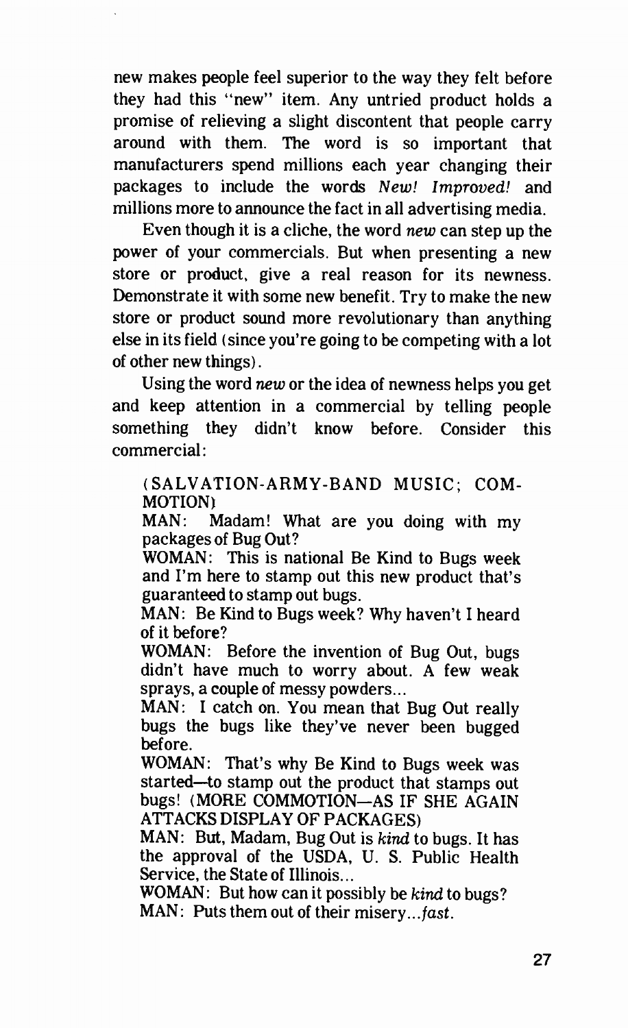new makes people feel superior to the way they felt before they had this "new" item. Any untried product holds a promise of relieving a slight discontent that people carry around with them. The word is so important that manufacturers spend millions each year changing their packages to include the words *New! Improved!* and millions more to announce the fact in all advertising media.

Even though it is a cliche, the word *new* can step up the power of your commercials. But when presenting a new store or product, give a real reason for its newness. Demonstrate it with some new benefit. Try to make the new store or product sound more revolutionary than anything else in its field (since you're going to be competing with a lot of other new things).

Using the word *new* or the idea of newness helps you get and keep attention in a commercial by telling people something they didn't know before. Consider this commercial:

> (SALVATION-ARMY-BAND MUSIC; COMMOTION)
> MAN: Madam! What are you doing with my packages of Bug Out?
> WOMAN: This is national Be Kind to Bugs week and I'm here to stamp out this new product that's guaranteed to stamp out bugs.
> MAN: Be Kind to Bugs week? Why haven't I heard of it before?
> WOMAN: Before the invention of Bug Out, bugs didn't have much to worry about. A few weak sprays, a couple of messy powders...
> MAN: I catch on. You mean that Bug Out really bugs the bugs like they've never been bugged before.
> WOMAN: That's why Be Kind to Bugs week was started—to stamp out the product that stamps out bugs! (MORE COMMOTION—AS IF SHE AGAIN ATTACKS DISPLAY OF PACKAGES)
> MAN: But, Madam, Bug Out is *kind* to bugs. It has the approval of the USDA, U. S. Public Health Service, the State of Illinois...
> WOMAN: But how can it possibly be *kind* to bugs?
> MAN: Puts them out of their misery...*fast*.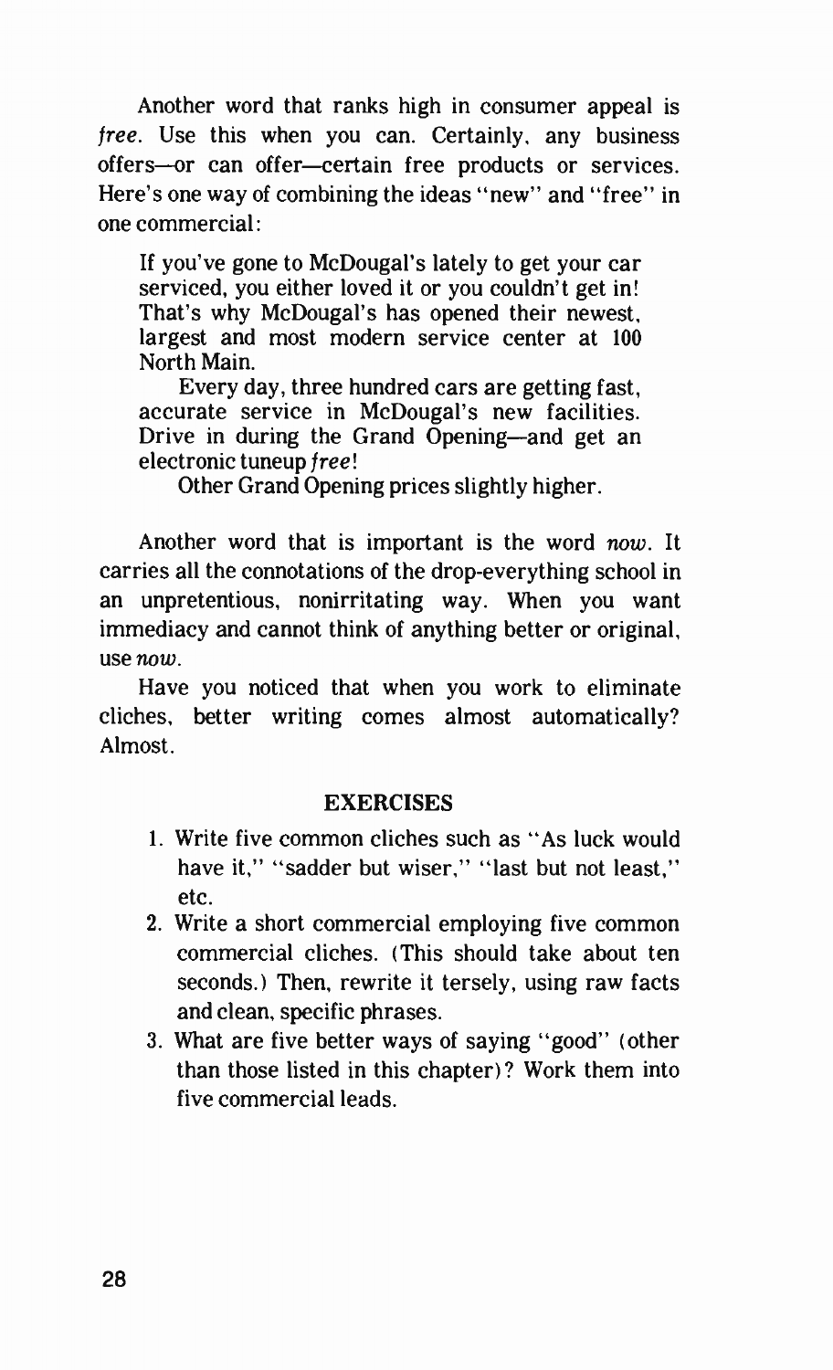Another word that ranks high in consumer appeal is *free*. Use this when you can. Certainly, any business offers—or can offer—certain free products or services. Here's one way of combining the ideas "new" and "free" in one commercial:

> If you've gone to McDougal's lately to get your car serviced, you either loved it or you couldn't get in! That's why McDougal's has opened their newest, largest and most modern service center at 100 North Main.
>
> Every day, three hundred cars are getting fast, accurate service in McDougal's new facilities. Drive in during the Grand Opening—and get an electronic tuneup *free*!
>
> Other Grand Opening prices slightly higher.

Another word that is important is the word *now*. It carries all the connotations of the drop-everything school in an unpretentious, nonirritating way. When you want immediacy and cannot think of anything better or original, use *now*.

Have you noticed that when you work to eliminate cliches, better writing comes almost automatically? Almost.

## EXERCISES

1. Write five common cliches such as "As luck would have it," "sadder but wiser," "last but not least," etc.
2. Write a short commercial employing five common commercial cliches. (This should take about ten seconds.) Then, rewrite it tersely, using raw facts and clean, specific phrases.
3. What are five better ways of saying "good" (other than those listed in this chapter)? Work them into five commercial leads.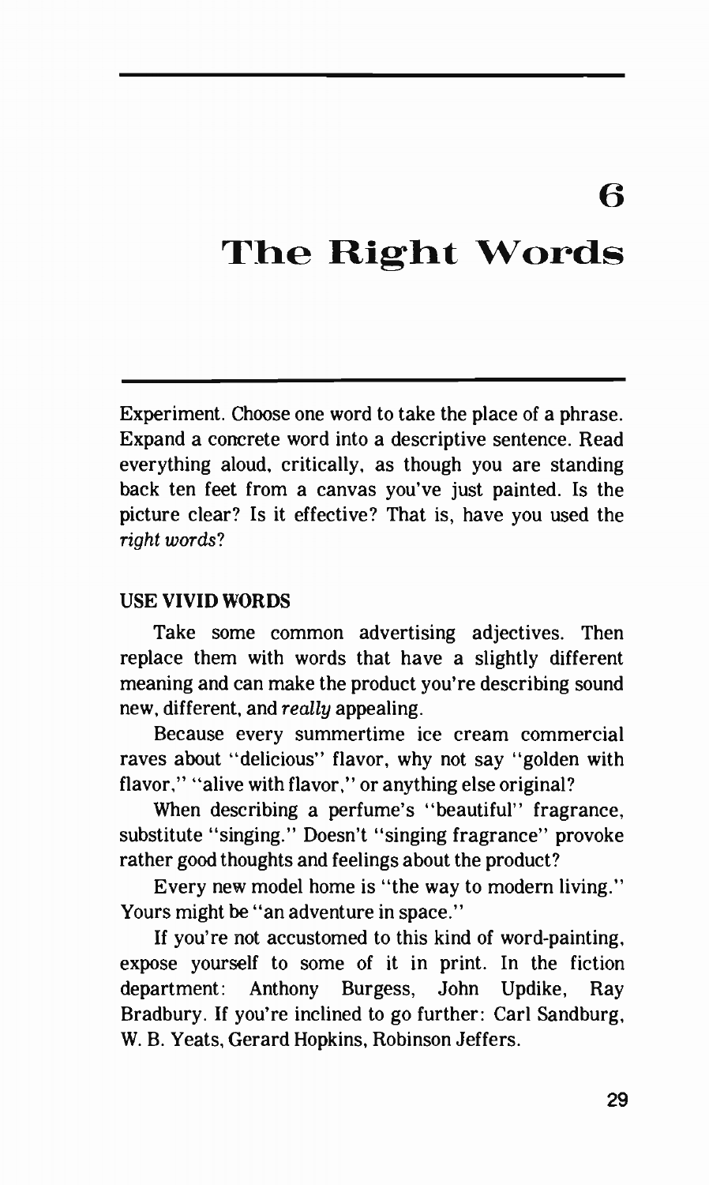# 6

# The Right Words

Experiment. Choose one word to take the place of a phrase. Expand a concrete word into a descriptive sentence. Read everything aloud, critically, as though you are standing back ten feet from a canvas you've just painted. Is the picture clear? Is it effective? That is, have you used the *right words*?

## USE VIVID WORDS

Take some common advertising adjectives. Then replace them with words that have a slightly different meaning and can make the product you're describing sound new, different, and *really* appealing.

Because every summertime ice cream commercial raves about "delicious" flavor, why not say "golden with flavor," "alive with flavor," or anything else original?

When describing a perfume's "beautiful" fragrance, substitute "singing." Doesn't "singing fragrance" provoke rather good thoughts and feelings about the product?

Every new model home is "the way to modern living." Yours might be "an adventure in space."

If you're not accustomed to this kind of word-painting, expose yourself to some of it in print. In the fiction department: Anthony Burgess, John Updike, Ray Bradbury. If you're inclined to go further: Carl Sandburg, W. B. Yeats, Gerard Hopkins, Robinson Jeffers.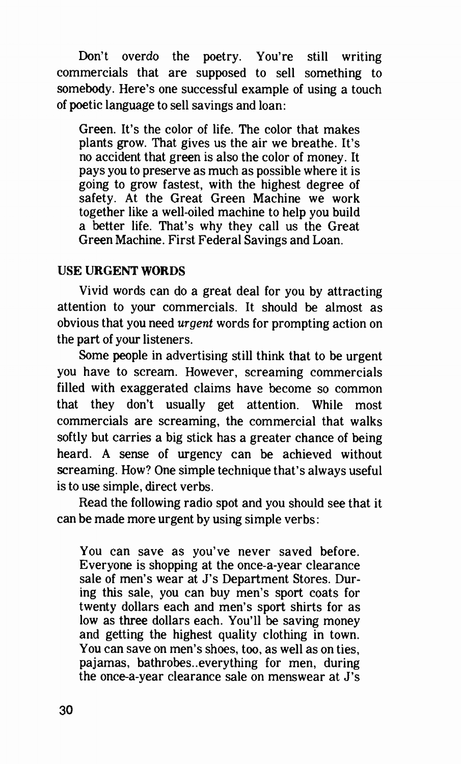Don't overdo the poetry. You're still writing commercials that are supposed to sell something to somebody. Here's one successful example of using a touch of poetic language to sell savings and loan:

> Green. It's the color of life. The color that makes plants grow. That gives us the air we breathe. It's no accident that green is also the color of money. It pays you to preserve as much as possible where it is going to grow fastest, with the highest degree of safety. At the Great Green Machine we work together like a well-oiled machine to help you build a better life. That's why they call us the Great Green Machine. First Federal Savings and Loan.

### USE URGENT WORDS

Vivid words can do a great deal for you by attracting attention to your commercials. It should be almost as obvious that you need *urgent* words for prompting action on the part of your listeners.

Some people in advertising still think that to be urgent you have to scream. However, screaming commercials filled with exaggerated claims have become so common that they don't usually get attention. While most commercials are screaming, the commercial that walks softly but carries a big stick has a greater chance of being heard. A sense of urgency can be achieved without screaming. How? One simple technique that's always useful is to use simple, direct verbs.

Read the following radio spot and you should see that it can be made more urgent by using simple verbs:

> You can save as you've never saved before. Everyone is shopping at the once-a-year clearance sale of men's wear at J's Department Stores. During this sale, you can buy men's sport coats for twenty dollars each and men's sport shirts for as low as three dollars each. You'll be saving money and getting the highest quality clothing in town. You can save on men's shoes, too, as well as on ties, pajamas, bathrobes..everything for men, during the once-a-year clearance sale on menswear at J's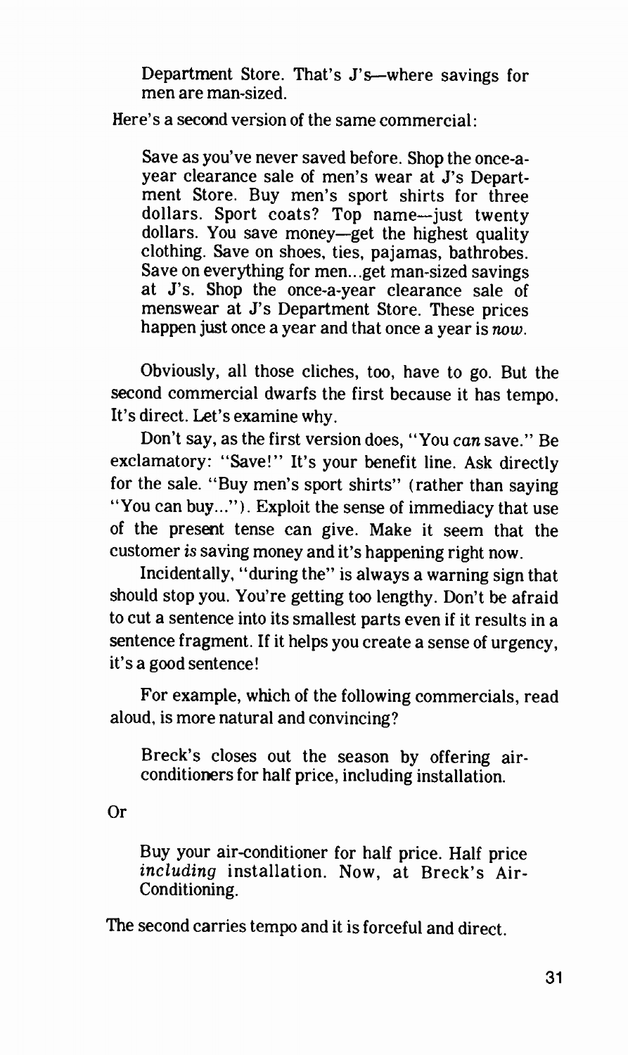> Department Store. That's J's—where savings for men are man-sized.

Here's a second version of the same commercial:

> Save as you've never saved before. Shop the once-a-year clearance sale of men's wear at J's Department Store. Buy men's sport shirts for three dollars. Sport coats? Top name—just twenty dollars. You save money—get the highest quality clothing. Save on shoes, ties, pajamas, bathrobes. Save on everything for men...get man-sized savings at J's. Shop the once-a-year clearance sale of menswear at J's Department Store. These prices happen just once a year and that once a year is *now*.

Obviously, all those cliches, too, have to go. But the second commercial dwarfs the first because it has tempo. It's direct. Let's examine why.

Don't say, as the first version does, "You *can* save." Be exclamatory: "Save!" It's your benefit line. Ask directly for the sale. "Buy men's sport shirts" (rather than saying "You can buy..."). Exploit the sense of immediacy that use of the present tense can give. Make it seem that the customer *is* saving money and it's happening right now.

Incidentally, "during the" is always a warning sign that should stop you. You're getting too lengthy. Don't be afraid to cut a sentence into its smallest parts even if it results in a sentence fragment. If it helps you create a sense of urgency, it's a good sentence!

For example, which of the following commercials, read aloud, is more natural and convincing?

> Breck's closes out the season by offering air-conditioners for half price, including installation.

Or

> Buy your air-conditioner for half price. Half price *including* installation. Now, at Breck's Air-Conditioning.

The second carries tempo and it is forceful and direct.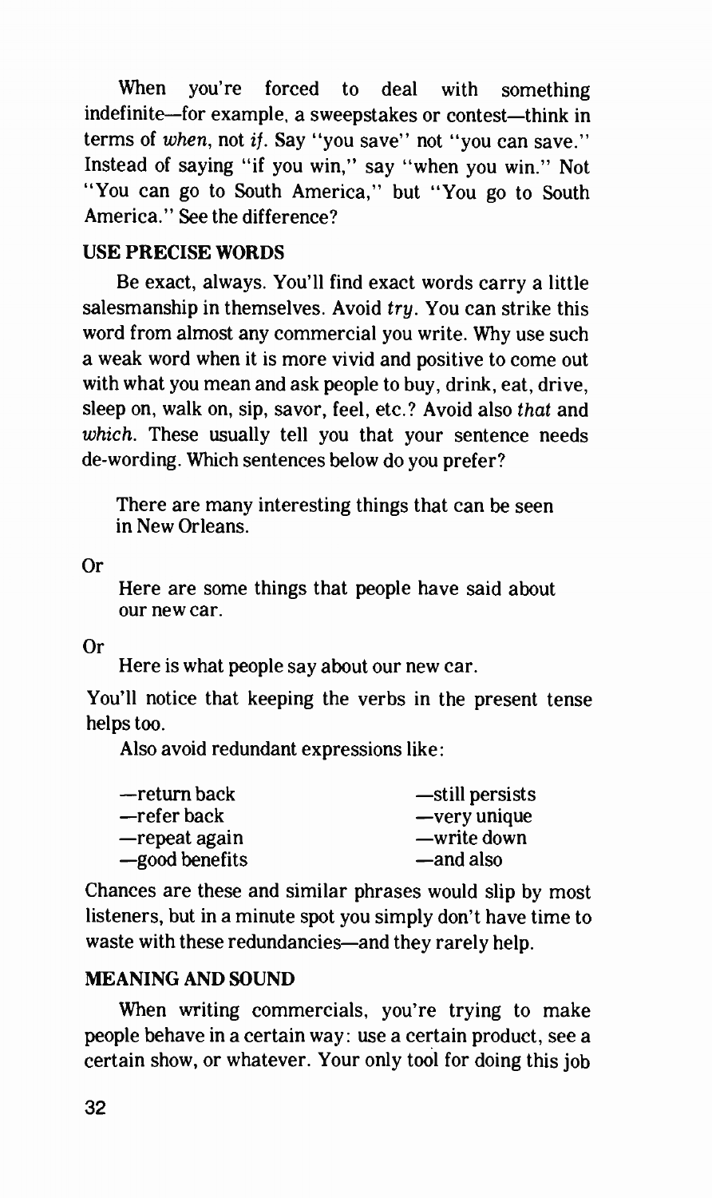When you're forced to deal with something indefinite—for example, a sweepstakes or contest—think in terms of *when*, not *if*. Say "you save" not "you can save." Instead of saying "if you win," say "when you win." Not "You can go to South America," but "You go to South America." See the difference?

### USE PRECISE WORDS

Be exact, always. You'll find exact words carry a little salesmanship in themselves. Avoid *try*. You can strike this word from almost any commercial you write. Why use such a weak word when it is more vivid and positive to come out with what you mean and ask people to buy, drink, eat, drive, sleep on, walk on, sip, savor, feel, etc.? Avoid also *that* and *which*. These usually tell you that your sentence needs de-wording. Which sentences below do you prefer?

> There are many interesting things that can be seen in New Orleans.

Or

> Here are some things that people have said about our new car.

Or

> Here is what people say about our new car.

You'll notice that keeping the verbs in the present tense helps too.

Also avoid redundant expressions like:

| | |
|---|---|
| —return back | —still persists |
| —refer back | —very unique |
| —repeat again | —write down |
| —good benefits | —and also |

Chances are these and similar phrases would slip by most listeners, but in a minute spot you simply don't have time to waste with these redundancies—and they rarely help.

### MEANING AND SOUND

When writing commercials, you're trying to make people behave in a certain way: use a certain product, see a certain show, or whatever. Your only tool for doing this job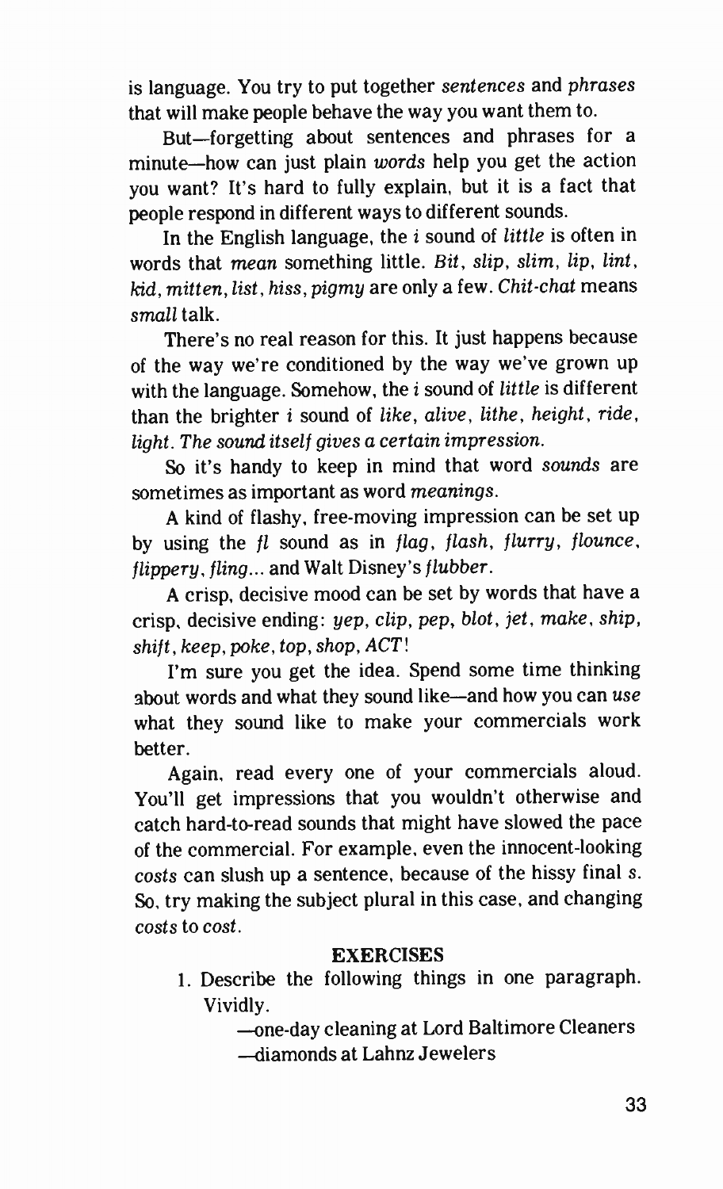is language. You try to put together *sentences* and *phrases* that will make people behave the way you want them to.

But—forgetting about sentences and phrases for a minute—how can just plain *words* help you get the action you want? It's hard to fully explain, but it is a fact that people respond in different ways to different sounds.

In the English language, the *i* sound of *little* is often in words that *mean* something little. *Bit, slip, slim, lip, lint, kid, mitten, list, hiss, pigmy* are only a few. *Chit-chat* means *small* talk.

There's no real reason for this. It just happens because of the way we're conditioned by the way we've grown up with the language. Somehow, the *i* sound of *little* is different than the brighter *i* sound of *like, alive, lithe, height, ride, light. The sound itself gives a certain impression.*

So it's handy to keep in mind that word *sounds* are sometimes as important as word *meanings*.

A kind of flashy, free-moving impression can be set up by using the *fl* sound as in *flag, flash, flurry, flounce, flippery, fling*... and Walt Disney's *flubber*.

A crisp, decisive mood can be set by words that have a crisp, decisive ending: *yep, clip, pep, blot, jet, make, ship, shift, keep, poke, top, shop, ACT*!

I'm sure you get the idea. Spend some time thinking about words and what they sound like—and how you can *use* what they sound like to make your commercials work better.

Again, read every one of your commercials aloud. You'll get impressions that you wouldn't otherwise and catch hard-to-read sounds that might have slowed the pace of the commercial. For example, even the innocent-looking *costs* can slush up a sentence, because of the hissy final *s*. So, try making the subject plural in this case, and changing *costs* to *cost*.

**EXERCISES**

1. Describe the following things in one paragraph. Vividly.

    —one-day cleaning at Lord Baltimore Cleaners
    —diamonds at Lahnz Jewelers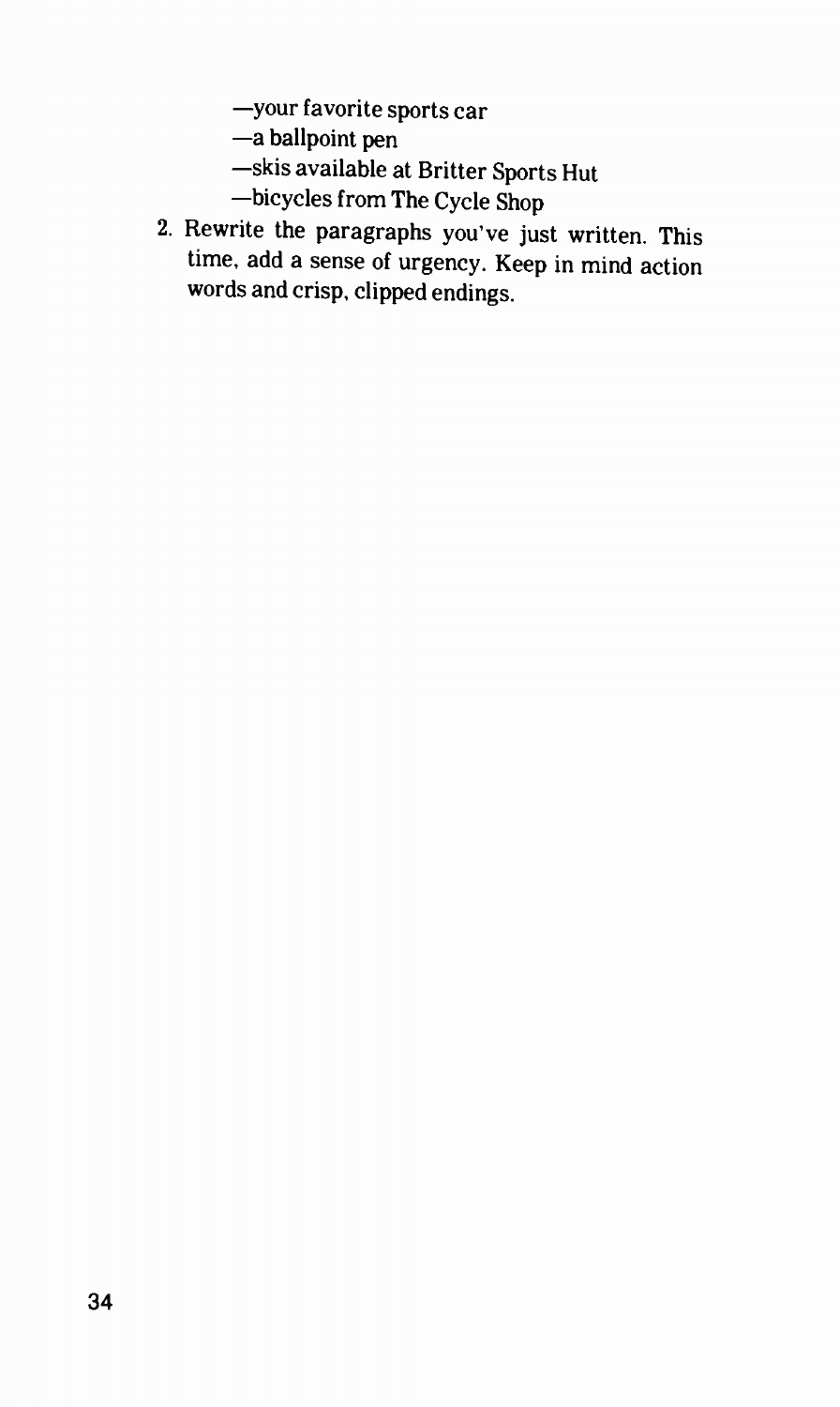—your favorite sports car
—a ballpoint pen
—skis available at Britter Sports Hut
—bicycles from The Cycle Shop

2. Rewrite the paragraphs you've just written. This time, add a sense of urgency. Keep in mind action words and crisp, clipped endings.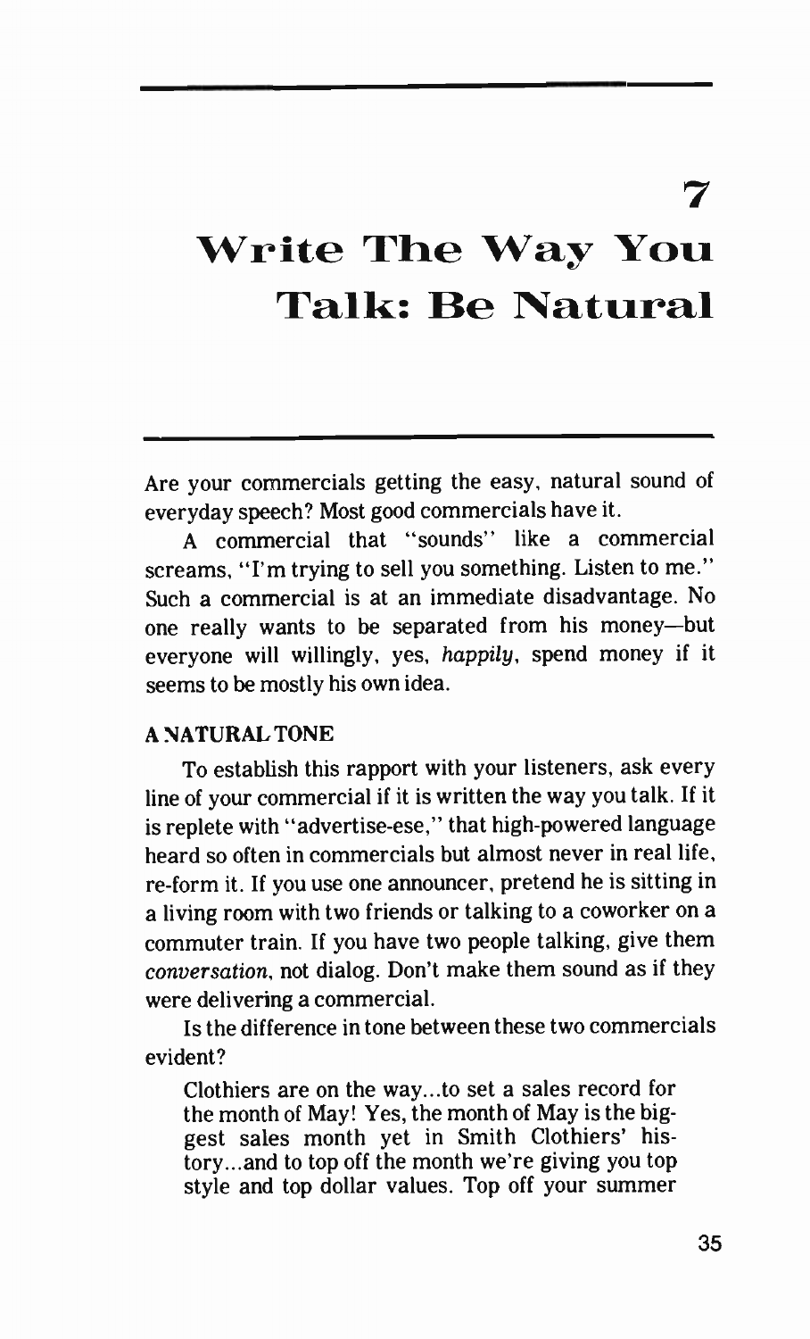# 7

# Write The Way You Talk: Be Natural

Are your commercials getting the easy, natural sound of everyday speech? Most good commercials have it.

A commercial that "sounds" like a commercial screams, "I'm trying to sell you something. Listen to me." Such a commercial is at an immediate disadvantage. No one really wants to be separated from his money—but everyone will willingly, yes, *happily*, spend money if it seems to be mostly his own idea.

**A NATURAL TONE**

To establish this rapport with your listeners, ask every line of your commercial if it is written the way you talk. If it is replete with "advertise-ese," that high-powered language heard so often in commercials but almost never in real life, re-form it. If you use one announcer, pretend he is sitting in a living room with two friends or talking to a coworker on a commuter train. If you have two people talking, give them *conversation*, not dialog. Don't make them sound as if they were delivering a commercial.

Is the difference in tone between these two commercials evident?

> Clothiers are on the way...to set a sales record for the month of May! Yes, the month of May is the biggest sales month yet in Smith Clothiers' history...and to top off the month we're giving you top style and top dollar values. Top off your summer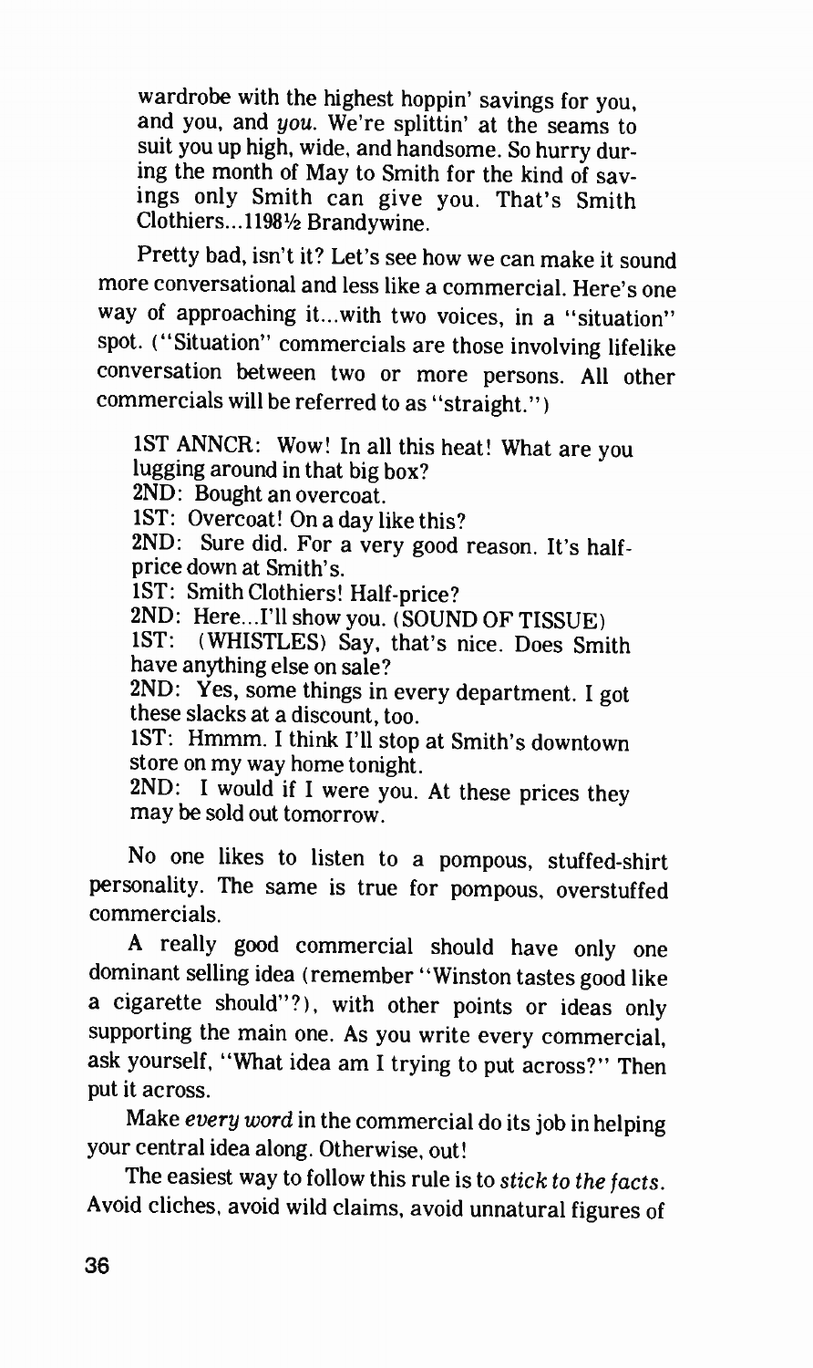wardrobe with the highest hoppin' savings for you, and you, and *you*. We're splittin' at the seams to suit you up high, wide, and handsome. So hurry during the month of May to Smith for the kind of savings only Smith can give you. That's Smith Clothiers...1198½ Brandywine.

Pretty bad, isn't it? Let's see how we can make it sound more conversational and less like a commercial. Here's one way of approaching it...with two voices, in a "situation" spot. ("Situation" commercials are those involving lifelike conversation between two or more persons. All other commercials will be referred to as "straight.")

1ST ANNCR: Wow! In all this heat! What are you lugging around in that big box?
2ND: Bought an overcoat.
1ST: Overcoat! On a day like this?
2ND: Sure did. For a very good reason. It's half-price down at Smith's.
1ST: Smith Clothiers! Half-price?
2ND: Here...I'll show you. (SOUND OF TISSUE)
1ST: (WHISTLES) Say, that's nice. Does Smith have anything else on sale?
2ND: Yes, some things in every department. I got these slacks at a discount, too.
1ST: Hmmm. I think I'll stop at Smith's downtown store on my way home tonight.
2ND: I would if I were you. At these prices they may be sold out tomorrow.

No one likes to listen to a pompous, stuffed-shirt personality. The same is true for pompous, overstuffed commercials.

A really good commercial should have only one dominant selling idea (remember "Winston tastes good like a cigarette should"?), with other points or ideas only supporting the main one. As you write every commercial, ask yourself, "What idea am I trying to put across?" Then put it across.

Make *every word* in the commercial do its job in helping your central idea along. Otherwise, out!

The easiest way to follow this rule is to *stick to the facts*. Avoid cliches, avoid wild claims, avoid unnatural figures of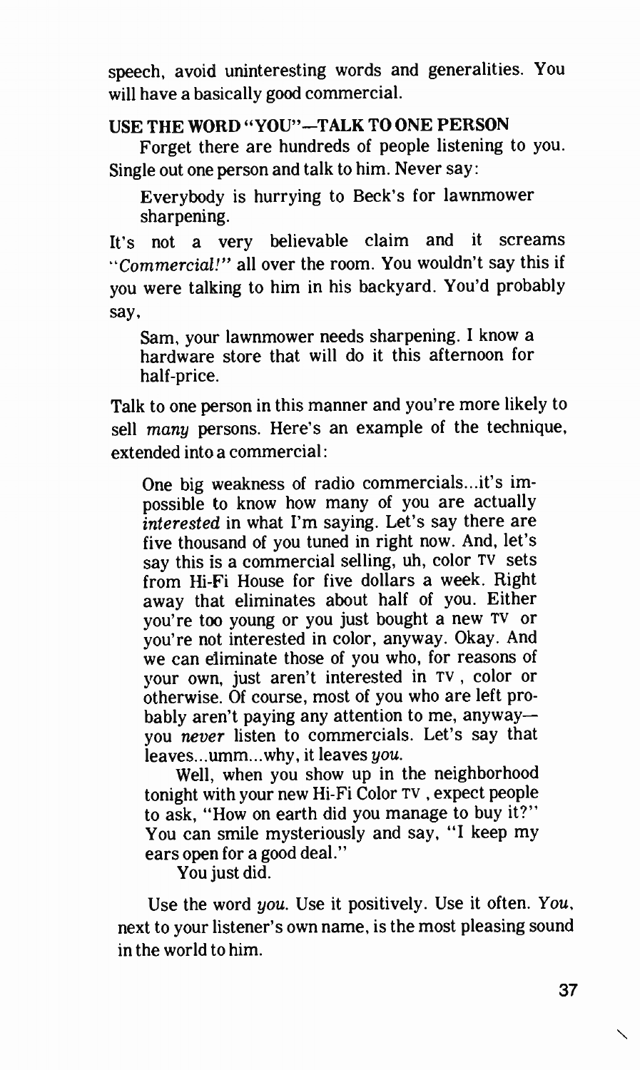speech, avoid uninteresting words and generalities. You will have a basically good commercial.

## USE THE WORD "YOU"—TALK TO ONE PERSON

Forget there are hundreds of people listening to you. Single out one person and talk to him. Never say:

> Everybody is hurrying to Beck's for lawnmower sharpening.

It's not a very believable claim and it screams "*Commercial!*" all over the room. You wouldn't say this if you were talking to him in his backyard. You'd probably say,

> Sam, your lawnmower needs sharpening. I know a hardware store that will do it this afternoon for half-price.

Talk to one person in this manner and you're more likely to sell *many* persons. Here's an example of the technique, extended into a commercial:

> One big weakness of radio commercials...it's impossible to know how many of you are actually *interested* in what I'm saying. Let's say there are five thousand of you tuned in right now. And, let's say this is a commercial selling, uh, color TV sets from Hi-Fi House for five dollars a week. Right away that eliminates about half of you. Either you're too young or you just bought a new TV or you're not interested in color, anyway. Okay. And we can eliminate those of you who, for reasons of your own, just aren't interested in TV, color or otherwise. Of course, most of you who are left probably aren't paying any attention to me, anyway—you *never* listen to commercials. Let's say that leaves...umm...why, it leaves *you*.
>
> Well, when you show up in the neighborhood tonight with your new Hi-Fi Color TV, expect people to ask, "How on earth did you manage to buy it?" You can smile mysteriously and say, "I keep my ears open for a good deal."
>
> You just did.

Use the word *you*. Use it positively. Use it often. *You*, next to your listener's own name, is the most pleasing sound in the world to him.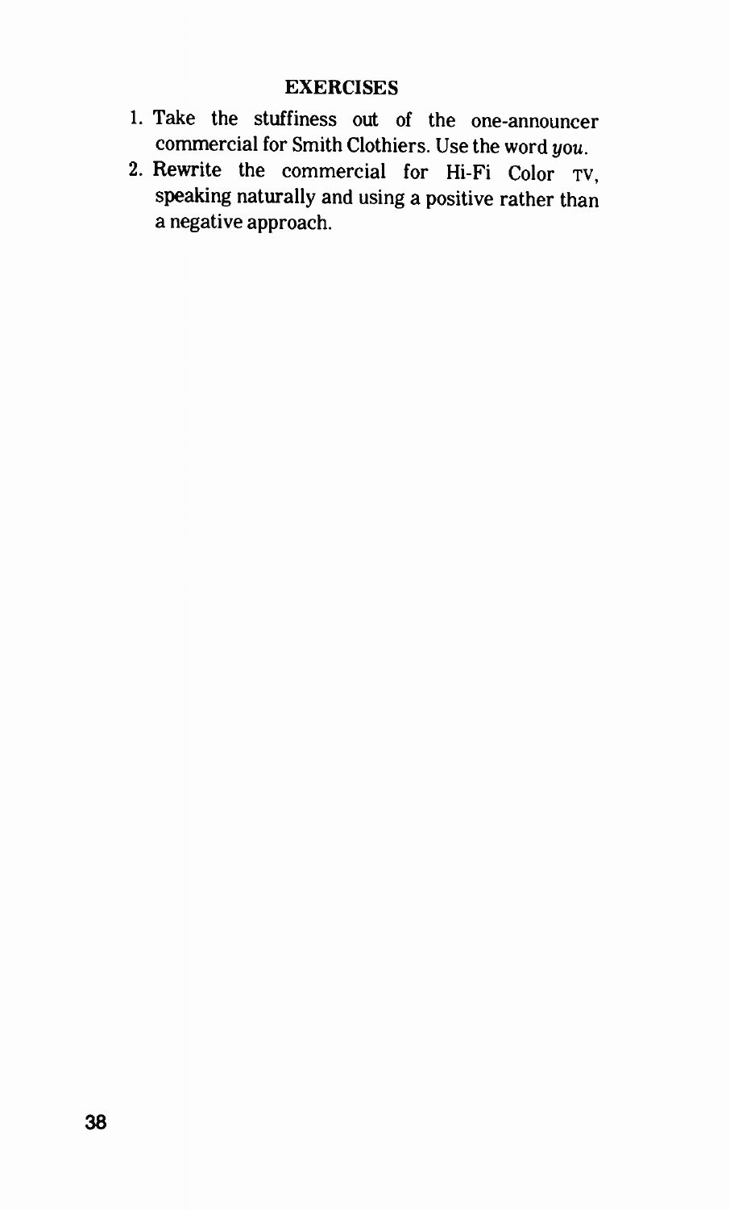## EXERCISES

1. Take the stuffiness out of the one-announcer commercial for Smith Clothiers. Use the word *you*.
2. Rewrite the commercial for Hi-Fi Color TV, speaking naturally and using a positive rather than a negative approach.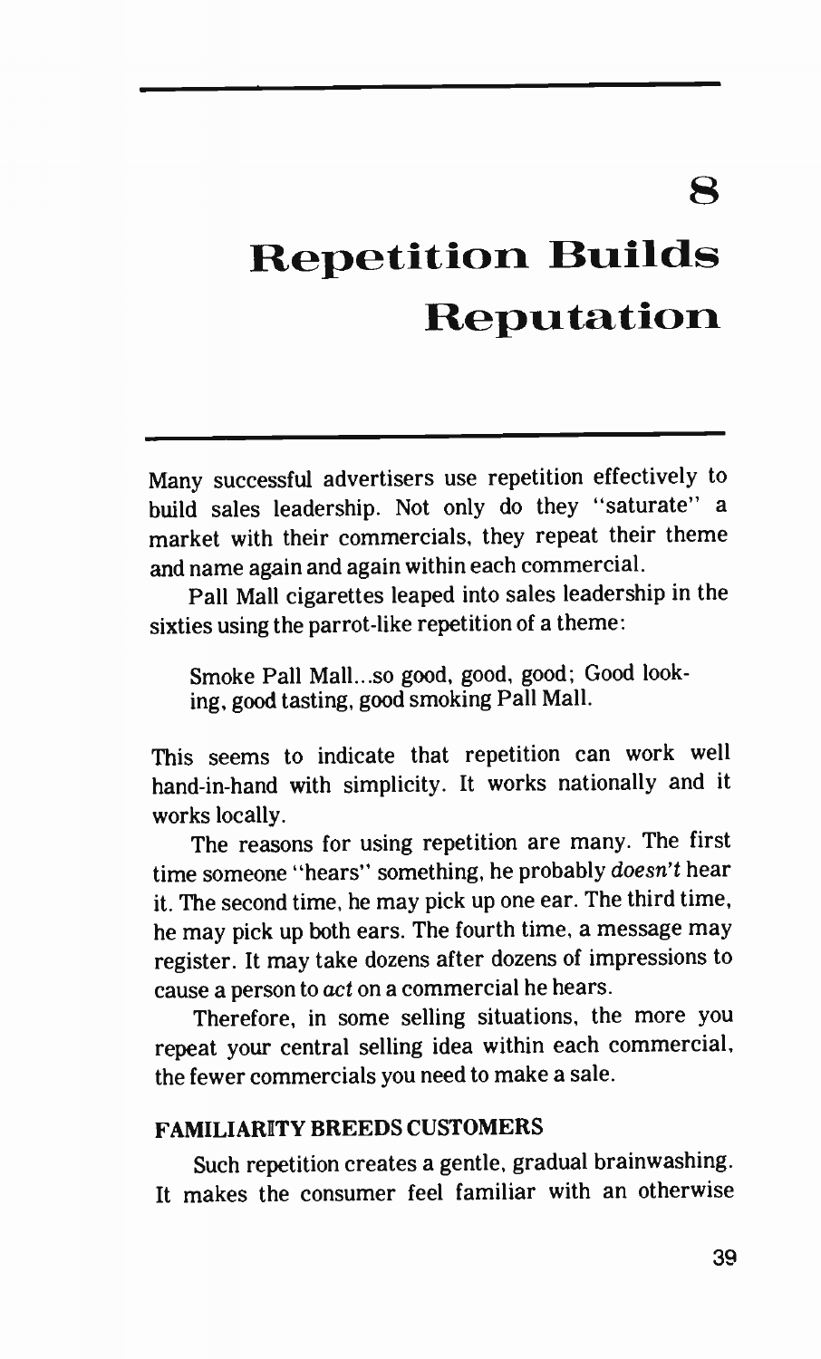# 8

# Repetition Builds Reputation

Many successful advertisers use repetition effectively to build sales leadership. Not only do they "saturate" a market with their commercials, they repeat their theme and name again and again within each commercial.

Pall Mall cigarettes leaped into sales leadership in the sixties using the parrot-like repetition of a theme:

> Smoke Pall Mall...so good, good, good; Good looking, good tasting, good smoking Pall Mall.

This seems to indicate that repetition can work well hand-in-hand with simplicity. It works nationally and it works locally.

The reasons for using repetition are many. The first time someone "hears" something, he probably *doesn't* hear it. The second time, he may pick up one ear. The third time, he may pick up both ears. The fourth time, a message may register. It may take dozens after dozens of impressions to cause a person to *act* on a commercial he hears.

Therefore, in some selling situations, the more you repeat your central selling idea within each commercial, the fewer commercials you need to make a sale.

## FAMILIARITY BREEDS CUSTOMERS

Such repetition creates a gentle, gradual brainwashing. It makes the consumer feel familiar with an otherwise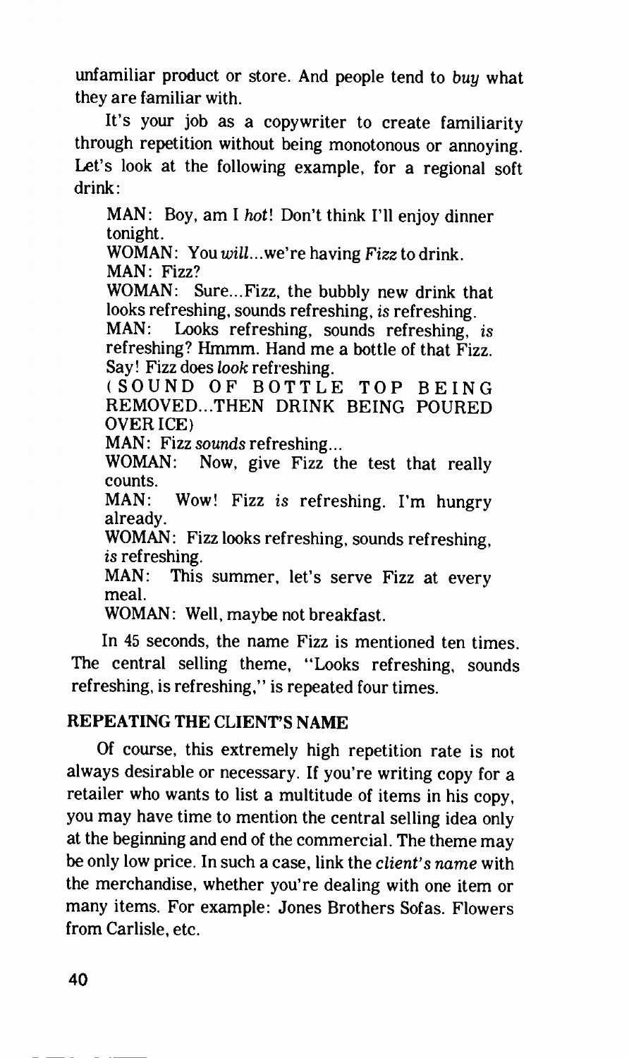unfamiliar product or store. And people tend to *buy* what they are familiar with.

It's your job as a copywriter to create familiarity through repetition without being monotonous or annoying. Let's look at the following example, for a regional soft drink:

> MAN: Boy, am I *hot*! Don't think I'll enjoy dinner tonight.
> WOMAN: You *will*...we're having *Fizz* to drink.
> MAN: Fizz?
> WOMAN: Sure...Fizz, the bubbly new drink that looks refreshing, sounds refreshing, *is* refreshing.
> MAN: Looks refreshing, sounds refreshing, *is* refreshing? Hmmm. Hand me a bottle of that Fizz. Say! Fizz does *look* refreshing.
> (SOUND OF BOTTLE TOP BEING REMOVED...THEN DRINK BEING POURED OVER ICE)
> MAN: Fizz *sounds* refreshing...
> WOMAN: Now, give Fizz the test that really counts.
> MAN: Wow! Fizz *is* refreshing. I'm hungry already.
> WOMAN: Fizz looks refreshing, sounds refreshing, *is* refreshing.
> MAN: This summer, let's serve Fizz at every meal.
> WOMAN: Well, maybe not breakfast.

In 45 seconds, the name Fizz is mentioned ten times. The central selling theme, "Looks refreshing, sounds refreshing, is refreshing," is repeated four times.

## REPEATING THE CLIENT'S NAME

Of course, this extremely high repetition rate is not always desirable or necessary. If you're writing copy for a retailer who wants to list a multitude of items in his copy, you may have time to mention the central selling idea only at the beginning and end of the commercial. The theme may be only low price. In such a case, link the *client's name* with the merchandise, whether you're dealing with one item or many items. For example: Jones Brothers Sofas. Flowers from Carlisle, etc.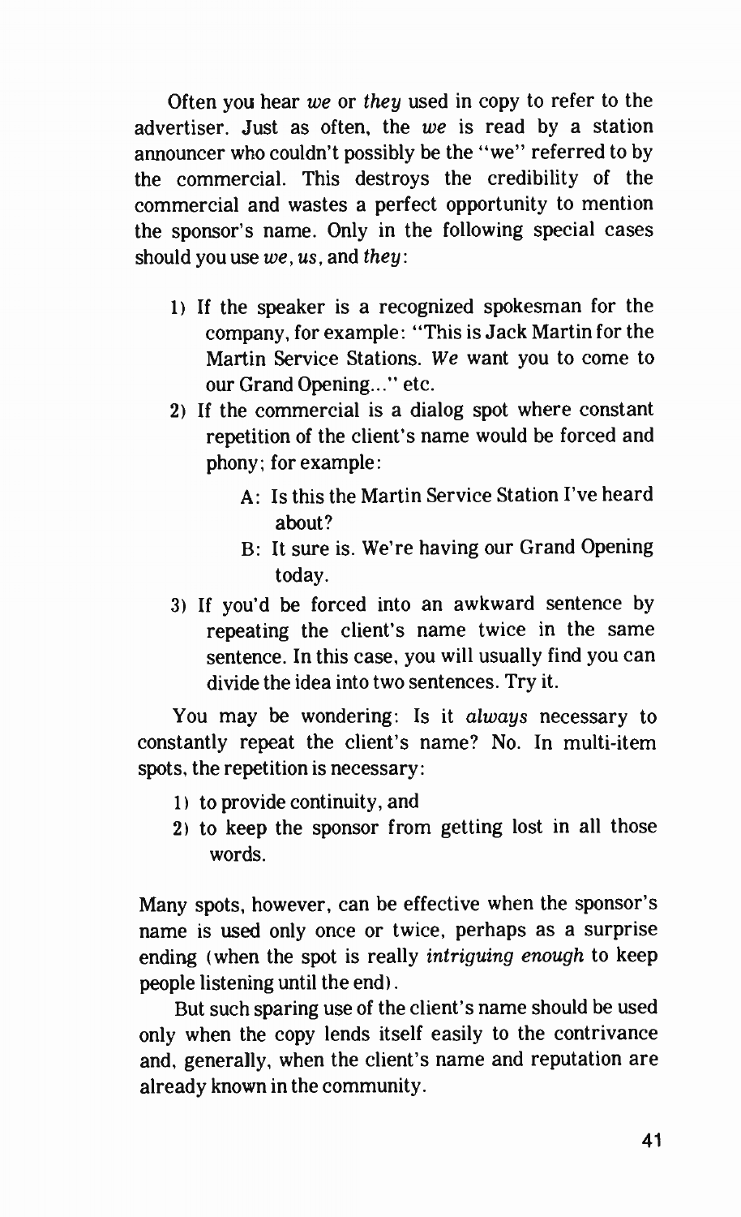Often you hear *we* or *they* used in copy to refer to the advertiser. Just as often, the *we* is read by a station announcer who couldn't possibly be the "we" referred to by the commercial. This destroys the credibility of the commercial and wastes a perfect opportunity to mention the sponsor's name. Only in the following special cases should you use *we*, *us*, and *they*:

1) If the speaker is a recognized spokesman for the company, for example: "This is Jack Martin for the Martin Service Stations. *We* want you to come to our Grand Opening..." etc.
2) If the commercial is a dialog spot where constant repetition of the client's name would be forced and phony; for example:
   - A: Is this the Martin Service Station I've heard about?
   - B: It sure is. We're having our Grand Opening today.
3) If you'd be forced into an awkward sentence by repeating the client's name twice in the same sentence. In this case, you will usually find you can divide the idea into two sentences. Try it.

You may be wondering: Is it *always* necessary to constantly repeat the client's name? No. In multi-item spots, the repetition is necessary:

1) to provide continuity, and
2) to keep the sponsor from getting lost in all those words.

Many spots, however, can be effective when the sponsor's name is used only once or twice, perhaps as a surprise ending (when the spot is really *intriguing enough* to keep people listening until the end).

But such sparing use of the client's name should be used only when the copy lends itself easily to the contrivance and, generally, when the client's name and reputation are already known in the community.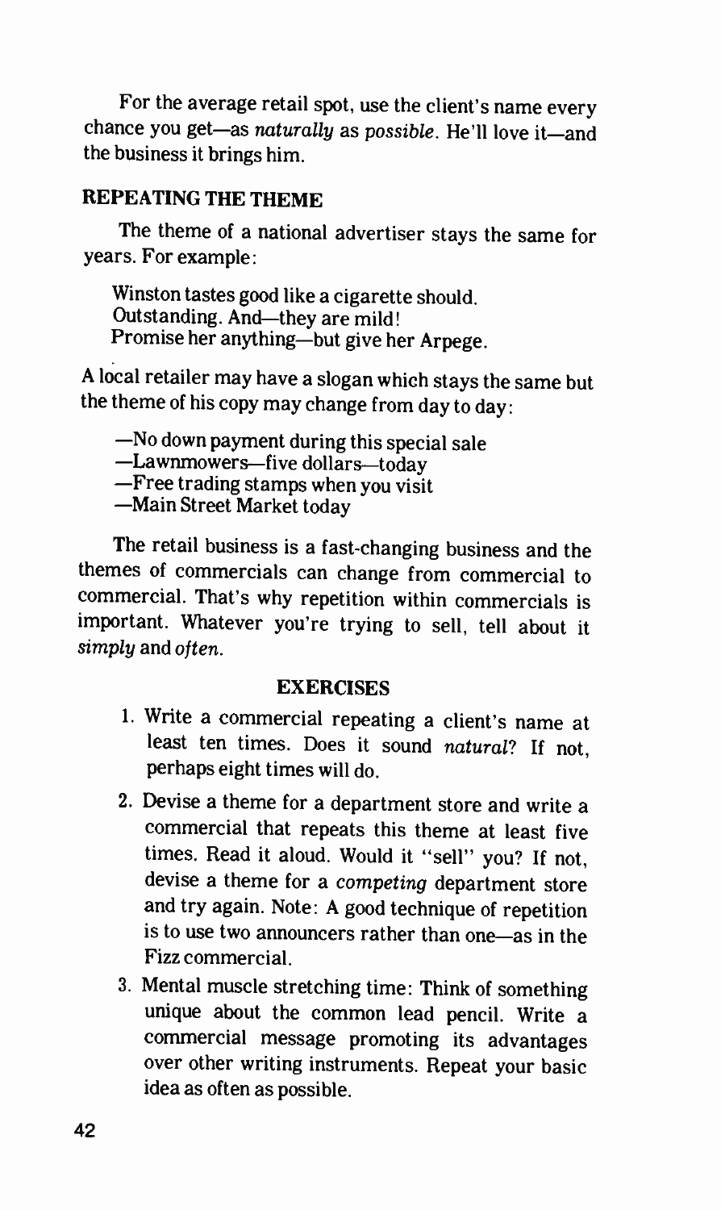For the average retail spot, use the client's name every chance you get—as *naturally* as *possible*. He'll love it—and the business it brings him.

## REPEATING THE THEME

The theme of a national advertiser stays the same for years. For example:

> Winston tastes good like a cigarette should.
> Outstanding. And—they are mild!
> Promise her anything—but give her Arpege.

A local retailer may have a slogan which stays the same but the theme of his copy may change from day to day:

> —No down payment during this special sale
> —Lawnmowers—five dollars—today
> —Free trading stamps when you visit
> —Main Street Market today

The retail business is a fast-changing business and the themes of commercials can change from commercial to commercial. That's why repetition within commercials is important. Whatever you're trying to sell, tell about it *simply* and *often*.

### EXERCISES

1. Write a commercial repeating a client's name at least ten times. Does it sound *natural*? If not, perhaps eight times will do.
2. Devise a theme for a department store and write a commercial that repeats this theme at least five times. Read it aloud. Would it "sell" you? If not, devise a theme for a *competing* department store and try again. Note: A good technique of repetition is to use two announcers rather than one—as in the Fizz commercial.
3. Mental muscle stretching time: Think of something unique about the common lead pencil. Write a commercial message promoting its advantages over other writing instruments. Repeat your basic idea as often as possible.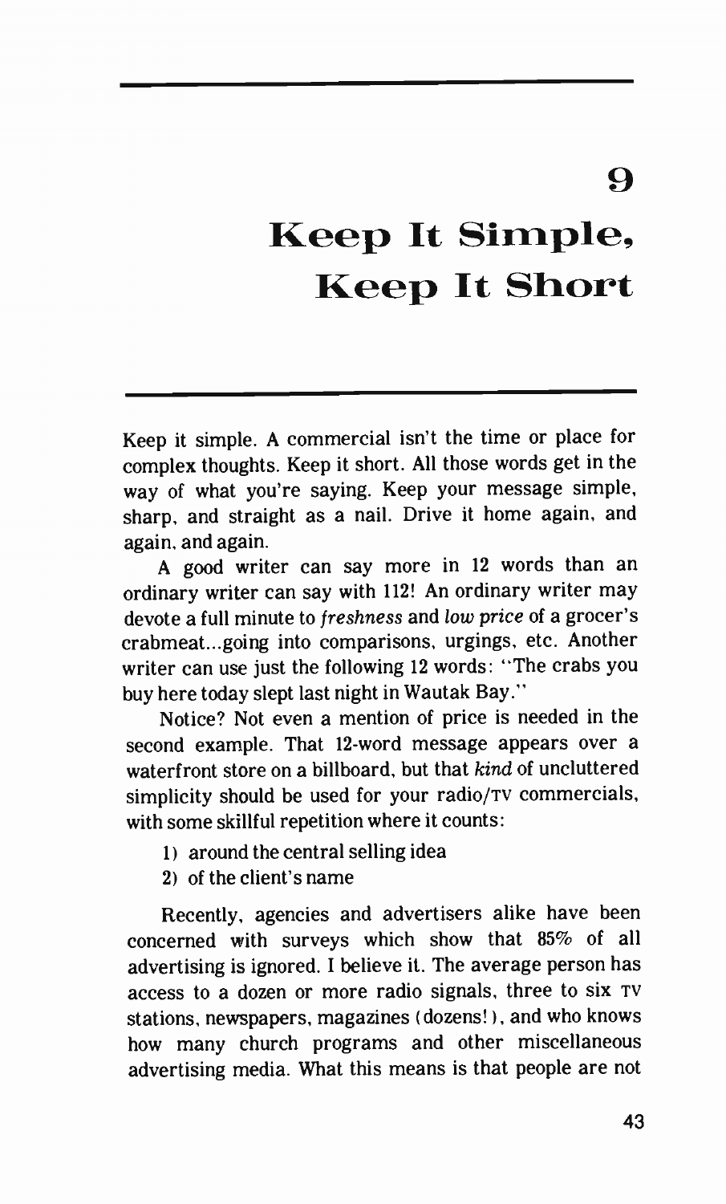# 9

# Keep It Simple, Keep It Short

Keep it simple. A commercial isn't the time or place for complex thoughts. Keep it short. All those words get in the way of what you're saying. Keep your message simple, sharp, and straight as a nail. Drive it home again, and again, and again.

A good writer can say more in 12 words than an ordinary writer can say with 112! An ordinary writer may devote a full minute to *freshness* and *low price* of a grocer's crabmeat...going into comparisons, urgings, etc. Another writer can use just the following 12 words: "The crabs you buy here today slept last night in Wautak Bay."

Notice? Not even a mention of price is needed in the second example. That 12-word message appears over a waterfront store on a billboard, but that *kind* of uncluttered simplicity should be used for your radio/TV commercials, with some skillful repetition where it counts:

1) around the central selling idea
2) of the client's name

Recently, agencies and advertisers alike have been concerned with surveys which show that 85% of all advertising is ignored. I believe it. The average person has access to a dozen or more radio signals, three to six TV stations, newspapers, magazines (dozens!), and who knows how many church programs and other miscellaneous advertising media. What this means is that people are not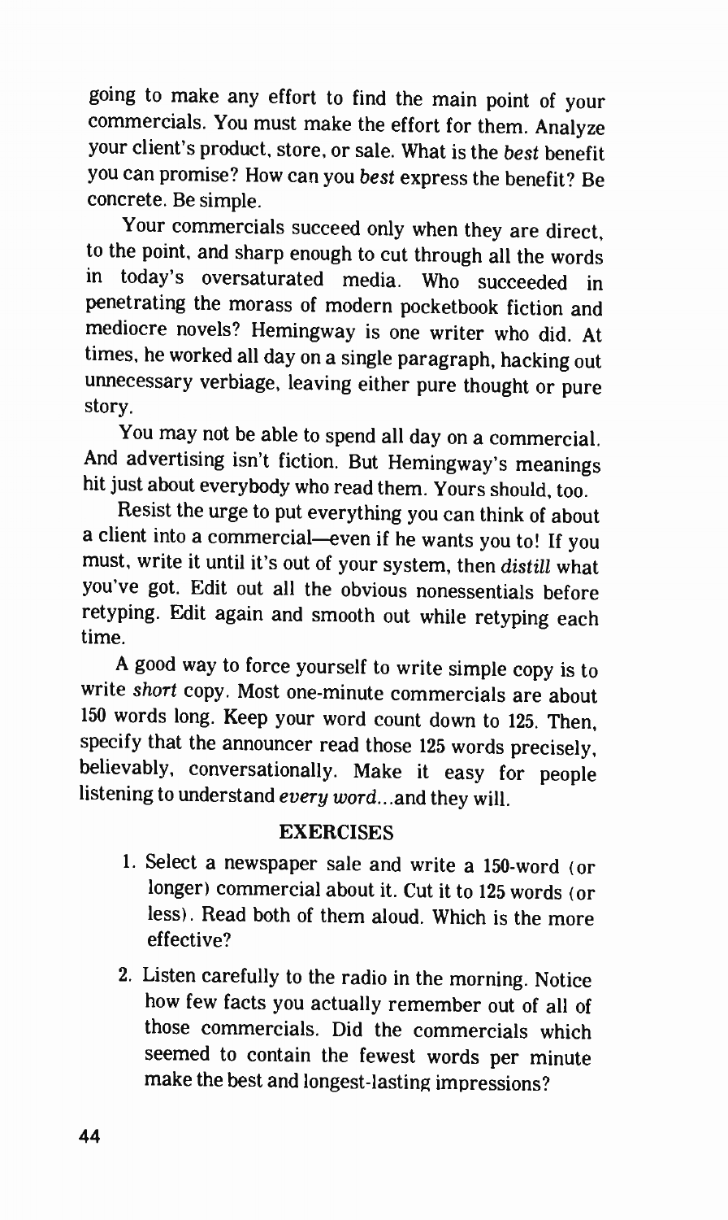going to make any effort to find the main point of your commercials. You must make the effort for them. Analyze your client's product, store, or sale. What is the *best* benefit you can promise? How can you *best* express the benefit? Be concrete. Be simple.

Your commercials succeed only when they are direct, to the point, and sharp enough to cut through all the words in today's oversaturated media. Who succeeded in penetrating the morass of modern pocketbook fiction and mediocre novels? Hemingway is one writer who did. At times, he worked all day on a single paragraph, hacking out unnecessary verbiage, leaving either pure thought or pure story.

You may not be able to spend all day on a commercial. And advertising isn't fiction. But Hemingway's meanings hit just about everybody who read them. Yours should, too.

Resist the urge to put everything you can think of about a client into a commercial—even if he wants you to! If you must, write it until it's out of your system, then *distill* what you've got. Edit out all the obvious nonessentials before retyping. Edit again and smooth out while retyping each time.

A good way to force yourself to write simple copy is to write *short* copy. Most one-minute commercials are about 150 words long. Keep your word count down to 125. Then, specify that the announcer read those 125 words precisely, believably, conversationally. Make it easy for people listening to understand *every word*...and they will.

## EXERCISES

1. Select a newspaper sale and write a 150-word (or longer) commercial about it. Cut it to 125 words (or less). Read both of them aloud. Which is the more effective?

2. Listen carefully to the radio in the morning. Notice how few facts you actually remember out of all of those commercials. Did the commercials which seemed to contain the fewest words per minute make the best and longest-lasting impressions?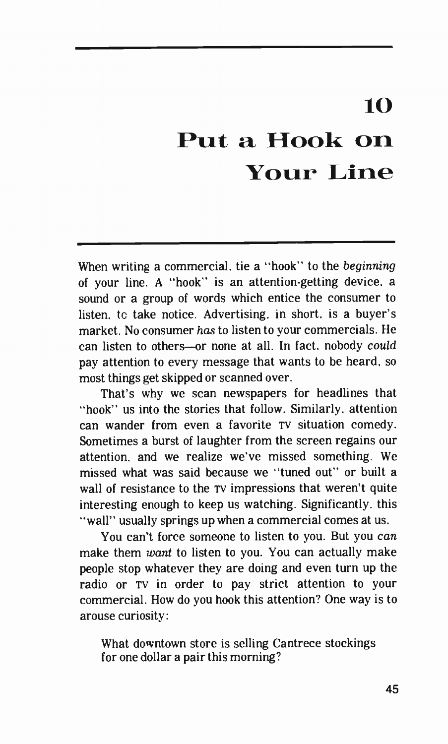# 10

# Put a Hook on Your Line

When writing a commercial. tie a "hook" to the *beginning* of your line. A "hook" is an attention-getting device. a sound or a group of words which entice the consumer to listen. to take notice. Advertising. in short. is a buyer's market. No consumer *has* to listen to your commercials. He can listen to others—or none at all. In fact. nobody *could* pay attention to every message that wants to be heard. so most things get skipped or scanned over.

That's why we scan newspapers for headlines that "hook" us into the stories that follow. Similarly. attention can wander from even a favorite TV situation comedy. Sometimes a burst of laughter from the screen regains our attention. and we realize we've missed something. We missed what was said because we "tuned out" or built a wall of resistance to the TV impressions that weren't quite interesting enough to keep us watching. Significantly. this "wall" usually springs up when a commercial comes at us.

You can't force someone to listen to you. But you *can* make them *want* to listen to you. You can actually make people stop whatever they are doing and even turn up the radio or TV in order to pay strict attention to your commercial. How do you hook this attention? One way is to arouse curiosity:

> What downtown store is selling Cantrece stockings for one dollar a pair this morning?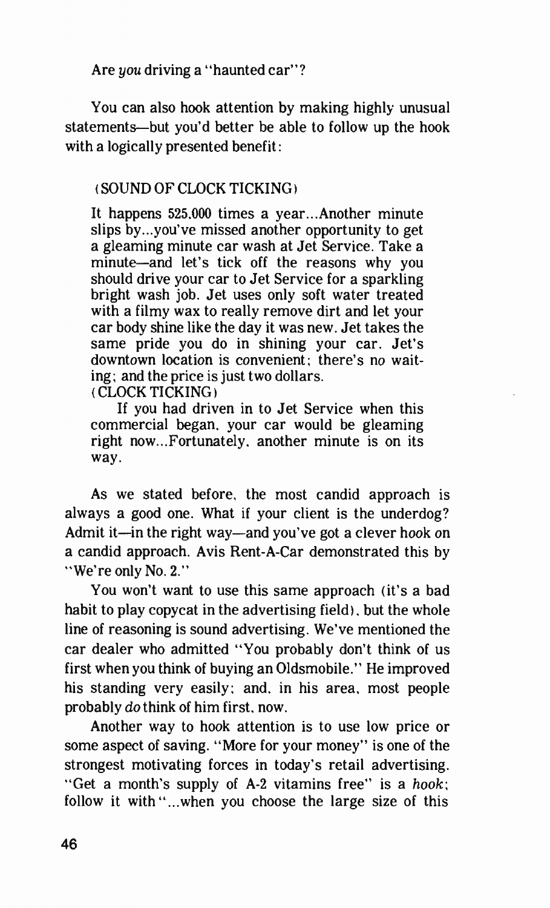Are *you* driving a "haunted car"?

You can also hook attention by making highly unusual statements—but you'd better be able to follow up the hook with a logically presented benefit:

> (SOUND OF CLOCK TICKING)
>
> It happens 525,000 times a year...Another minute slips by...you've missed another opportunity to get a gleaming minute car wash at Jet Service. Take a minute—and let's tick off the reasons why you should drive your car to Jet Service for a sparkling bright wash job. Jet uses only soft water treated with a filmy wax to really remove dirt and let your car body shine like the day it was new. Jet takes the same pride you do in shining your car. Jet's downtown location is convenient; there's no waiting; and the price is just two dollars.
> (CLOCK TICKING)
>
> If you had driven in to Jet Service when this commercial began, your car would be gleaming right now...Fortunately, another minute is on its way.

As we stated before, the most candid approach is always a good one. What if your client is the underdog? Admit it—in the right way—and you've got a clever hook on a candid approach. Avis Rent-A-Car demonstrated this by "We're only No. 2."

You won't want to use this same approach (it's a bad habit to play copycat in the advertising field), but the whole line of reasoning is sound advertising. We've mentioned the car dealer who admitted "You probably don't think of us first when you think of buying an Oldsmobile." He improved his standing very easily; and, in his area, most people probably *do* think of him first, now.

Another way to hook attention is to use low price or some aspect of saving. "More for your money" is one of the strongest motivating forces in today's retail advertising. "Get a month's supply of A-2 vitamins free" is a *hook*; follow it with "...when you choose the large size of this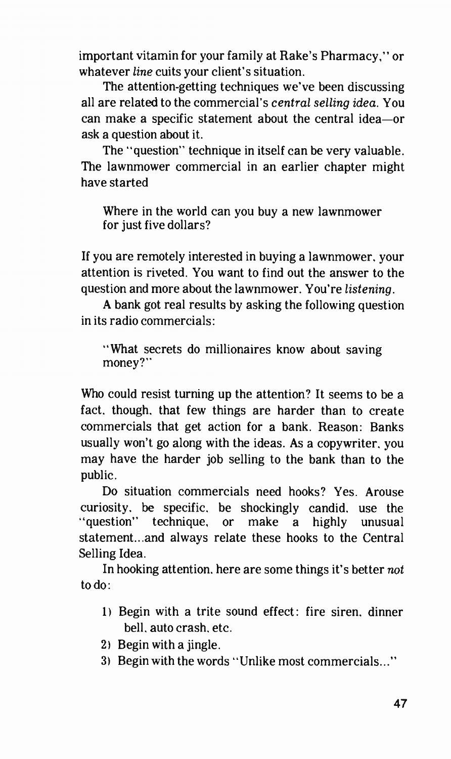important vitamin for your family at Rake's Pharmacy," or whatever *line* cuits your client's situation.

The attention-getting techniques we've been discussing all are related to the commercial's *central selling idea*. You can make a specific statement about the central idea—or ask a question about it.

The "question" technique in itself can be very valuable. The lawnmower commercial in an earlier chapter might have started

> Where in the world can you buy a new lawnmower for just five dollars?

If you are remotely interested in buying a lawnmower, your attention is riveted. You want to find out the answer to the question and more about the lawnmower. You're *listening*.

A bank got real results by asking the following question in its radio commercials:

> "What secrets do millionaires know about saving money?"

Who could resist turning up the attention? It seems to be a fact, though, that few things are harder than to create commercials that get action for a bank. Reason: Banks usually won't go along with the ideas. As a copywriter, you may have the harder job selling to the bank than to the public.

Do situation commercials need hooks? Yes. Arouse curiosity, be specific, be shockingly candid, use the "question" technique, or make a highly unusual statement...and always relate these hooks to the Central Selling Idea.

In hooking attention, here are some things it's better *not* to do:

1) Begin with a trite sound effect: fire siren, dinner bell, auto crash, etc.
2) Begin with a jingle.
3) Begin with the words "Unlike most commercials..."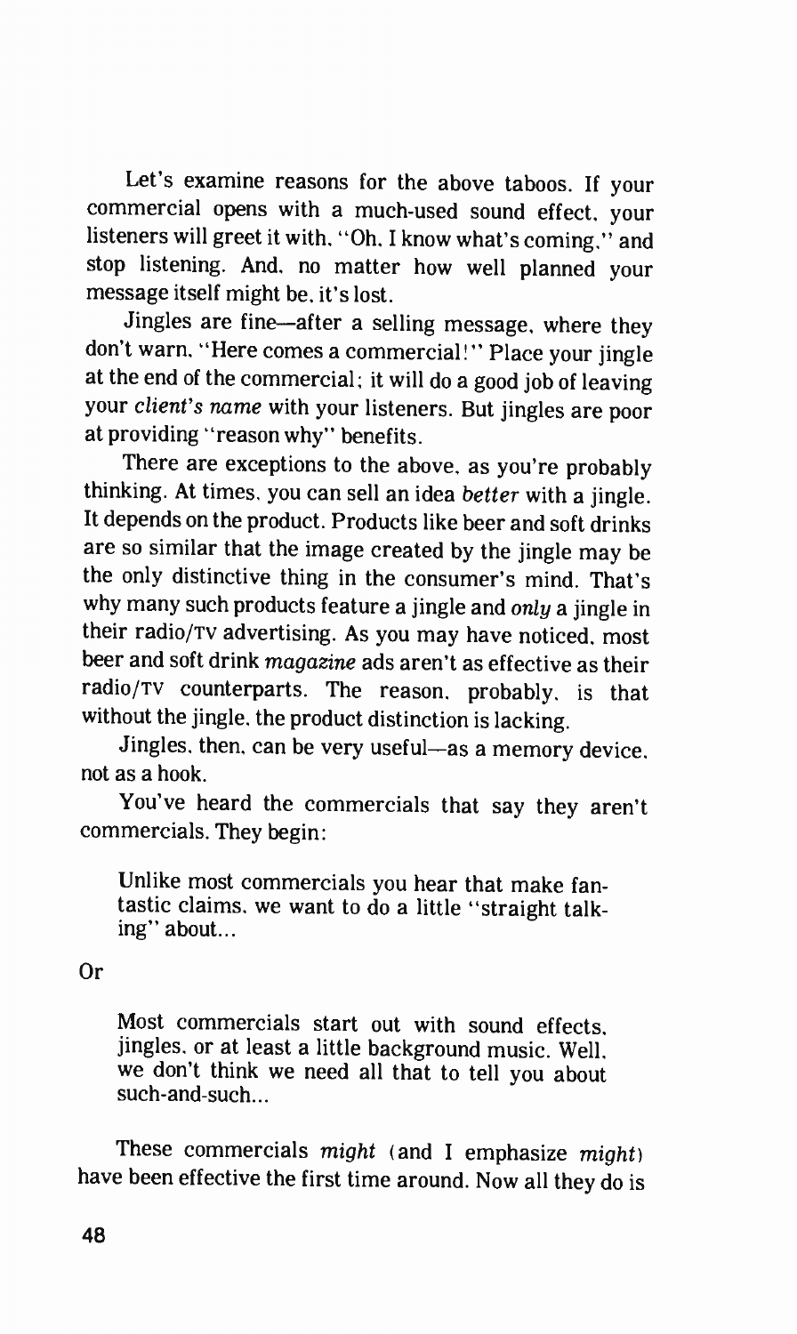Let's examine reasons for the above taboos. If your commercial opens with a much-used sound effect, your listeners will greet it with, "Oh, I know what's coming," and stop listening. And, no matter how well planned your message itself might be, it's lost.

Jingles are fine—after a selling message, where they don't warn, "Here comes a commercial!" Place your jingle at the end of the commercial; it will do a good job of leaving your *client's name* with your listeners. But jingles are poor at providing "reason why" benefits.

There are exceptions to the above, as you're probably thinking. At times, you can sell an idea *better* with a jingle. It depends on the product. Products like beer and soft drinks are so similar that the image created by the jingle may be the only distinctive thing in the consumer's mind. That's why many such products feature a jingle and *only* a jingle in their radio/TV advertising. As you may have noticed, most beer and soft drink *magazine* ads aren't as effective as their radio/TV counterparts. The reason, probably, is that without the jingle, the product distinction is lacking.

Jingles, then, can be very useful—as a memory device, not as a hook.

You've heard the commercials that say they aren't commercials. They begin:

> Unlike most commercials you hear that make fantastic claims, we want to do a little "straight talking" about...

Or

> Most commercials start out with sound effects, jingles, or at least a little background music. Well, we don't think we need all that to tell you about such-and-such...

These commercials *might* (and I emphasize *might*) have been effective the first time around. Now all they do is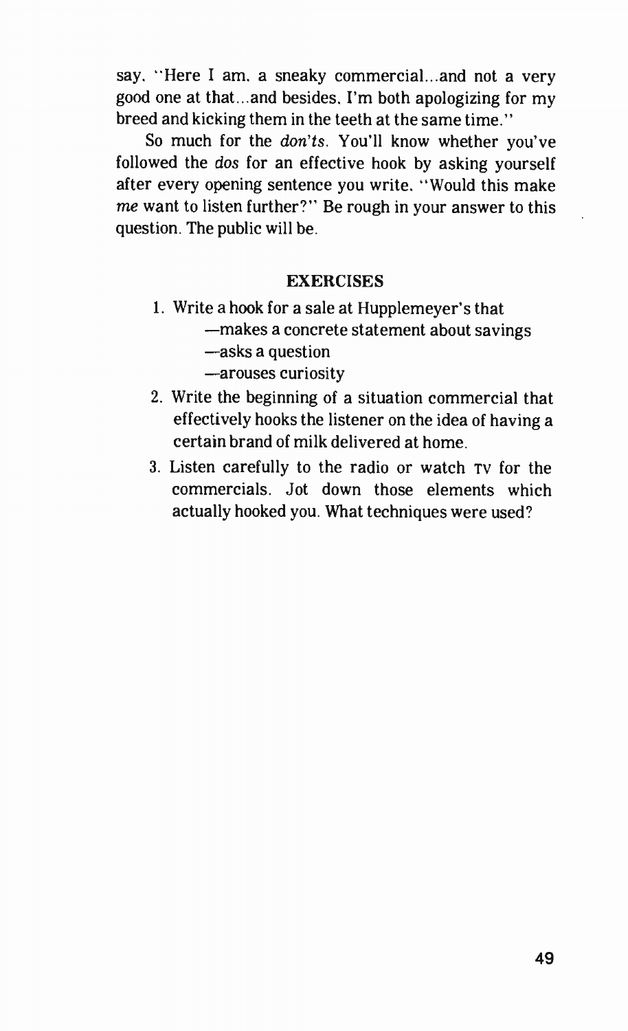say, "Here I am, a sneaky commercial...and not a very good one at that...and besides, I'm both apologizing for my breed and kicking them in the teeth at the same time."

So much for the *don'ts*. You'll know whether you've followed the *dos* for an effective hook by asking yourself after every opening sentence you write, "Would this make *me* want to listen further?" Be rough in your answer to this question. The public will be.

## EXERCISES

1. Write a hook for a sale at Hupplemeyer's that
   —makes a concrete statement about savings
   —asks a question
   —arouses curiosity
2. Write the beginning of a situation commercial that effectively hooks the listener on the idea of having a certain brand of milk delivered at home.
3. Listen carefully to the radio or watch TV for the commercials. Jot down those elements which actually hooked you. What techniques were used?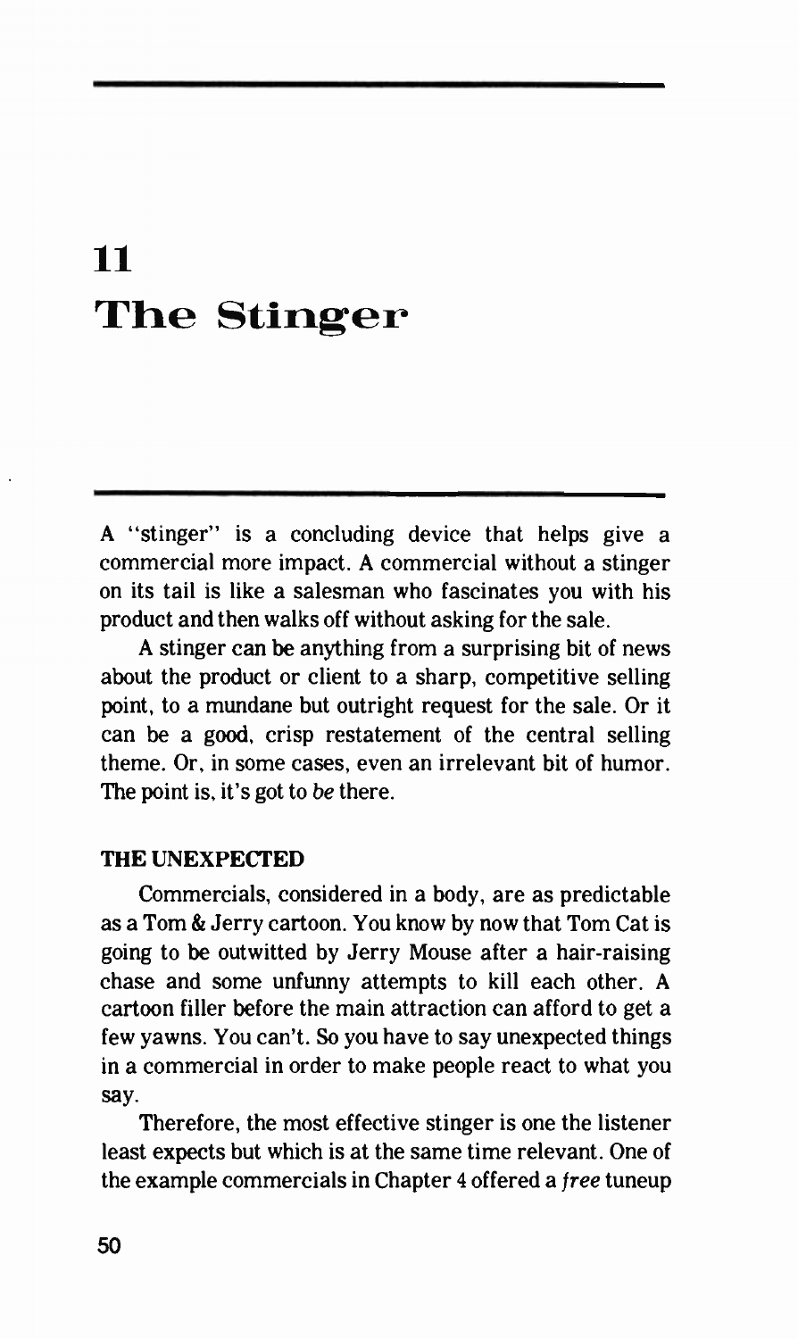# 11 The Stinger

A "stinger" is a concluding device that helps give a commercial more impact. A commercial without a stinger on its tail is like a salesman who fascinates you with his product and then walks off without asking for the sale.

A stinger can be anything from a surprising bit of news about the product or client to a sharp, competitive selling point, to a mundane but outright request for the sale. Or it can be a good, crisp restatement of the central selling theme. Or, in some cases, even an irrelevant bit of humor. The point is, it's got to *be* there.

### THE UNEXPECTED

Commercials, considered in a body, are as predictable as a Tom & Jerry cartoon. You know by now that Tom Cat is going to be outwitted by Jerry Mouse after a hair-raising chase and some unfunny attempts to kill each other. A cartoon filler before the main attraction can afford to get a few yawns. You can't. So you have to say unexpected things in a commercial in order to make people react to what you say.

Therefore, the most effective stinger is one the listener least expects but which is at the same time relevant. One of the example commercials in Chapter 4 offered a *free* tuneup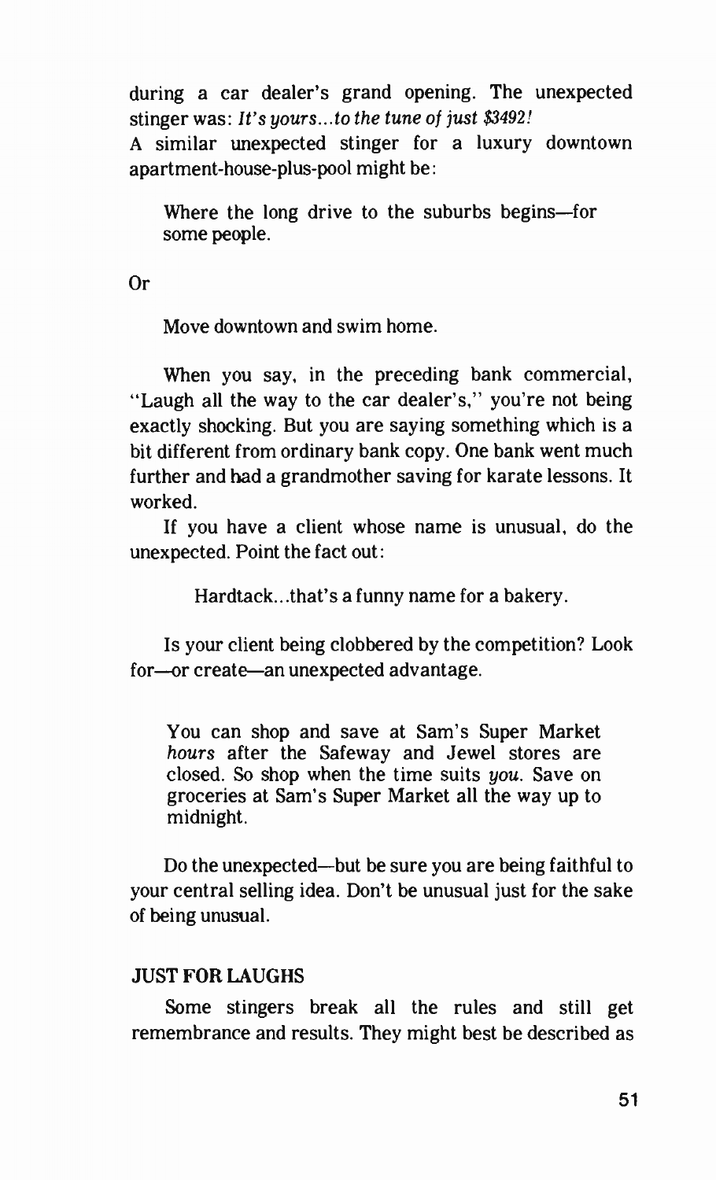during a car dealer's grand opening. The unexpected stinger was: *It's yours...to the tune of just $3492!*

A similar unexpected stinger for a luxury downtown apartment-house-plus-pool might be:

> Where the long drive to the suburbs begins—for some people.

Or

> Move downtown and swim home.

When you say, in the preceding bank commercial, "Laugh all the way to the car dealer's," you're not being exactly shocking. But you are saying something which is a bit different from ordinary bank copy. One bank went much further and had a grandmother saving for karate lessons. It worked.

If you have a client whose name is unusual, do the unexpected. Point the fact out:

> Hardtack...that's a funny name for a bakery.

Is your client being clobbered by the competition? Look for—or create—an unexpected advantage.

> You can shop and save at Sam's Super Market *hours* after the Safeway and Jewel stores are closed. So shop when the time suits *you*. Save on groceries at Sam's Super Market all the way up to midnight.

Do the unexpected—but be sure you are being faithful to your central selling idea. Don't be unusual just for the sake of being unusual.

## JUST FOR LAUGHS

Some stingers break all the rules and still get remembrance and results. They might best be described as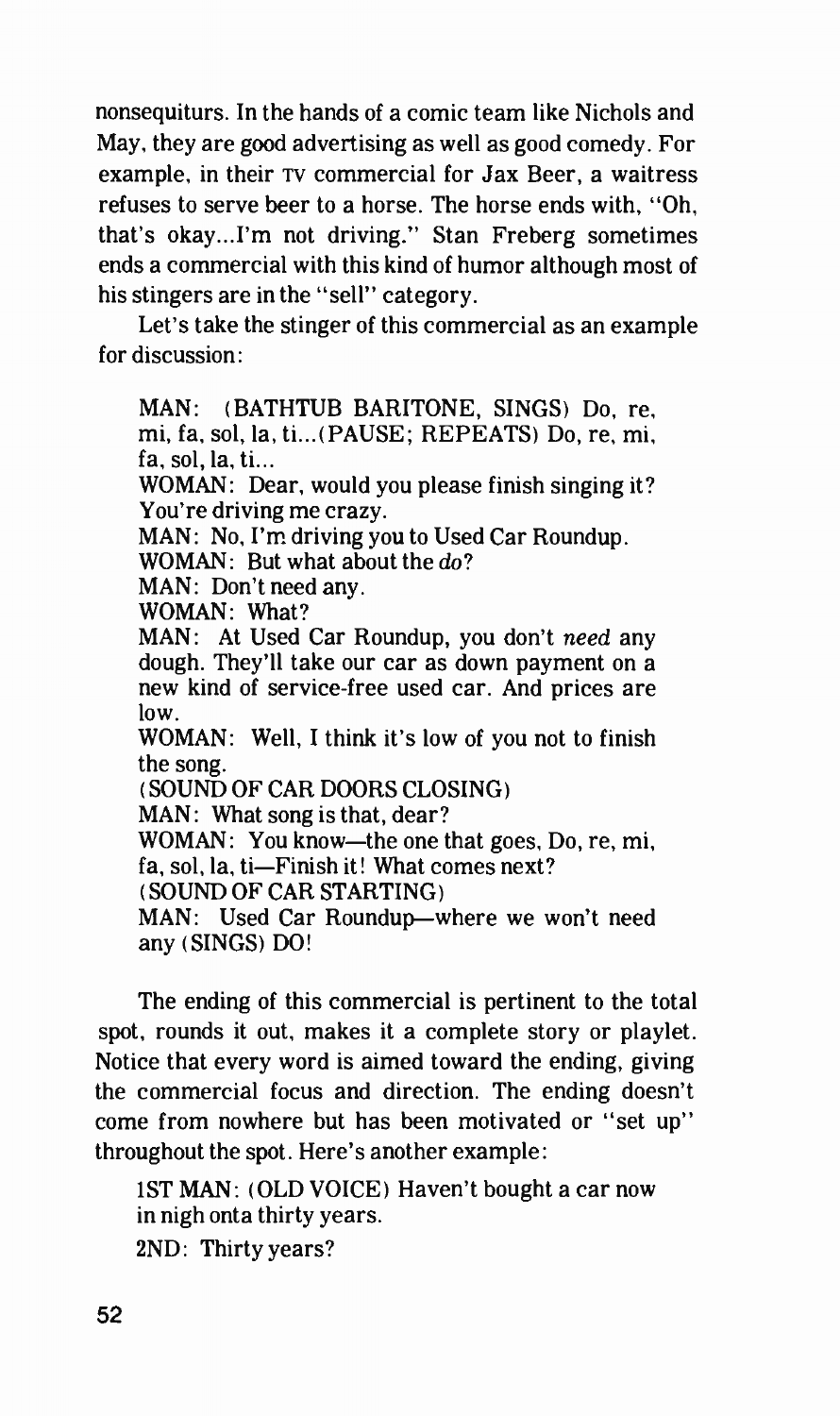nonsequiturs. In the hands of a comic team like Nichols and May, they are good advertising as well as good comedy. For example, in their TV commercial for Jax Beer, a waitress refuses to serve beer to a horse. The horse ends with, "Oh, that's okay...I'm not driving." Stan Freberg sometimes ends a commercial with this kind of humor although most of his stingers are in the "sell" category.

Let's take the stinger of this commercial as an example for discussion:

> MAN: (BATHTUB BARITONE, SINGS) Do, re, mi, fa, sol, la, ti...(PAUSE; REPEATS) Do, re, mi, fa, sol, la, ti...
>
> WOMAN: Dear, would you please finish singing it? You're driving me crazy.
>
> MAN: No, I'm driving you to Used Car Roundup.
>
> WOMAN: But what about the *do*?
>
> MAN: Don't need any.
>
> WOMAN: What?
>
> MAN: At Used Car Roundup, you don't *need* any dough. They'll take our car as down payment on a new kind of service-free used car. And prices are low.
>
> WOMAN: Well, I think it's low of you not to finish the song.
>
> (SOUND OF CAR DOORS CLOSING)
>
> MAN: What song is that, dear?
>
> WOMAN: You know—the one that goes, Do, re, mi, fa, sol, la, ti—Finish it! What comes next?
>
> (SOUND OF CAR STARTING)
>
> MAN: Used Car Roundup—where we won't need any (SINGS) DO!

The ending of this commercial is pertinent to the total spot, rounds it out, makes it a complete story or playlet. Notice that every word is aimed toward the ending, giving the commercial focus and direction. The ending doesn't come from nowhere but has been motivated or "set up" throughout the spot. Here's another example:

> 1ST MAN: (OLD VOICE) Haven't bought a car now in nigh onta thirty years.
>
> 2ND: Thirty years?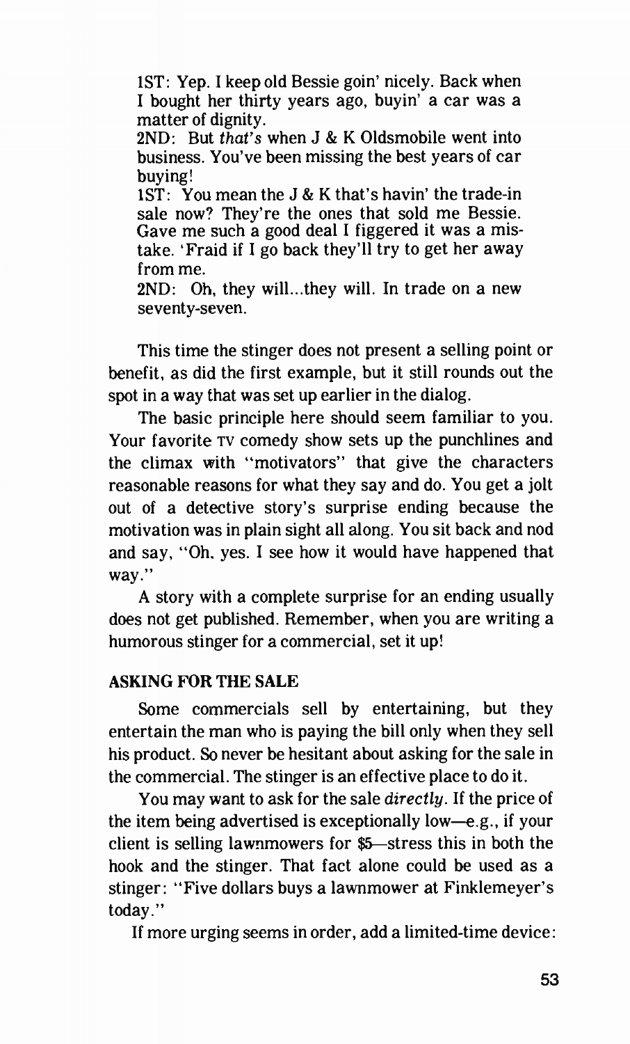1ST: Yep. I keep old Bessie goin' nicely. Back when I bought her thirty years ago, buyin' a car was a matter of dignity.

2ND: But *that's* when J & K Oldsmobile went into business. You've been missing the best years of car buying!

1ST: You mean the J & K that's havin' the trade-in sale now? They're the ones that sold me Bessie. Gave me such a good deal I figgered it was a mistake. 'Fraid if I go back they'll try to get her away from me.

2ND: Oh, they will...they will. In trade on a new seventy-seven.

This time the stinger does not present a selling point or benefit, as did the first example, but it still rounds out the spot in a way that was set up earlier in the dialog.

The basic principle here should seem familiar to you. Your favorite TV comedy show sets up the punchlines and the climax with "motivators" that give the characters reasonable reasons for what they say and do. You get a jolt out of a detective story's surprise ending because the motivation was in plain sight all along. You sit back and nod and say, "Oh, yes. I see how it would have happened that way."

A story with a complete surprise for an ending usually does not get published. Remember, when you are writing a humorous stinger for a commercial, set it up!

## ASKING FOR THE SALE

Some commercials sell by entertaining, but they entertain the man who is paying the bill only when they sell his product. So never be hesitant about asking for the sale in the commercial. The stinger is an effective place to do it.

You may want to ask for the sale *directly*. If the price of the item being advertised is exceptionally low—e.g., if your client is selling lawnmowers for $5—stress this in both the hook and the stinger. That fact alone could be used as a stinger: "Five dollars buys a lawnmower at Finklemeyer's today."

If more urging seems in order, add a limited-time device: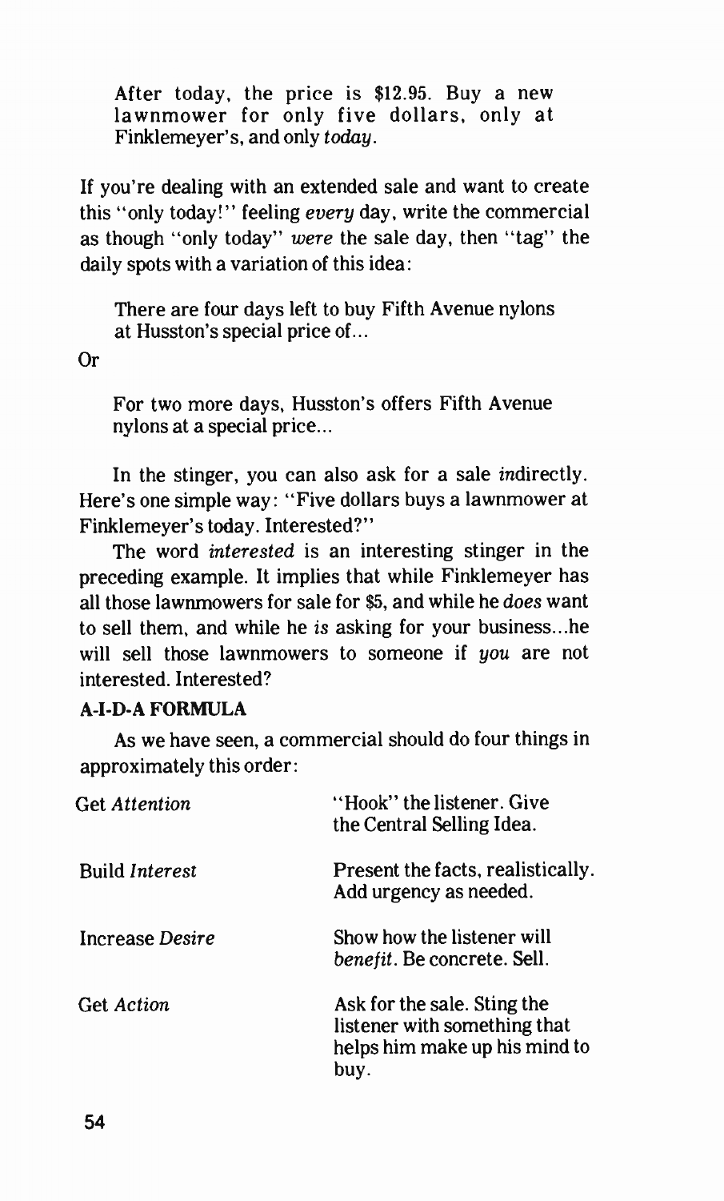> After today, the price is $12.95. Buy a new lawnmower for only five dollars, only at Finklemeyer's, and only *today*.

If you're dealing with an extended sale and want to create this "only today!" feeling *every* day, write the commercial as though "only today" *were* the sale day, then "tag" the daily spots with a variation of this idea:

> There are four days left to buy Fifth Avenue nylons at Husston's special price of...

Or

> For two more days, Husston's offers Fifth Avenue nylons at a special price...

In the stinger, you can also ask for a sale *in*directly. Here's one simple way: "Five dollars buys a lawnmower at Finklemeyer's today. Interested?"

The word *interested* is an interesting stinger in the preceding example. It implies that while Finklemeyer has all those lawnmowers for sale for $5, and while he *does* want to sell them, and while he *is* asking for your business...he will sell those lawnmowers to someone if *you* are not interested. Interested?

**A-I-D-A FORMULA**

As we have seen, a commercial should do four things in approximately this order:

| | |
|---|---|
| Get *Attention* | "Hook" the listener. Give the Central Selling Idea. |
| Build *Interest* | Present the facts, realistically. Add urgency as needed. |
| Increase *Desire* | Show how the listener will *benefit*. Be concrete. Sell. |
| Get *Action* | Ask for the sale. Sting the listener with something that helps him make up his mind to buy. |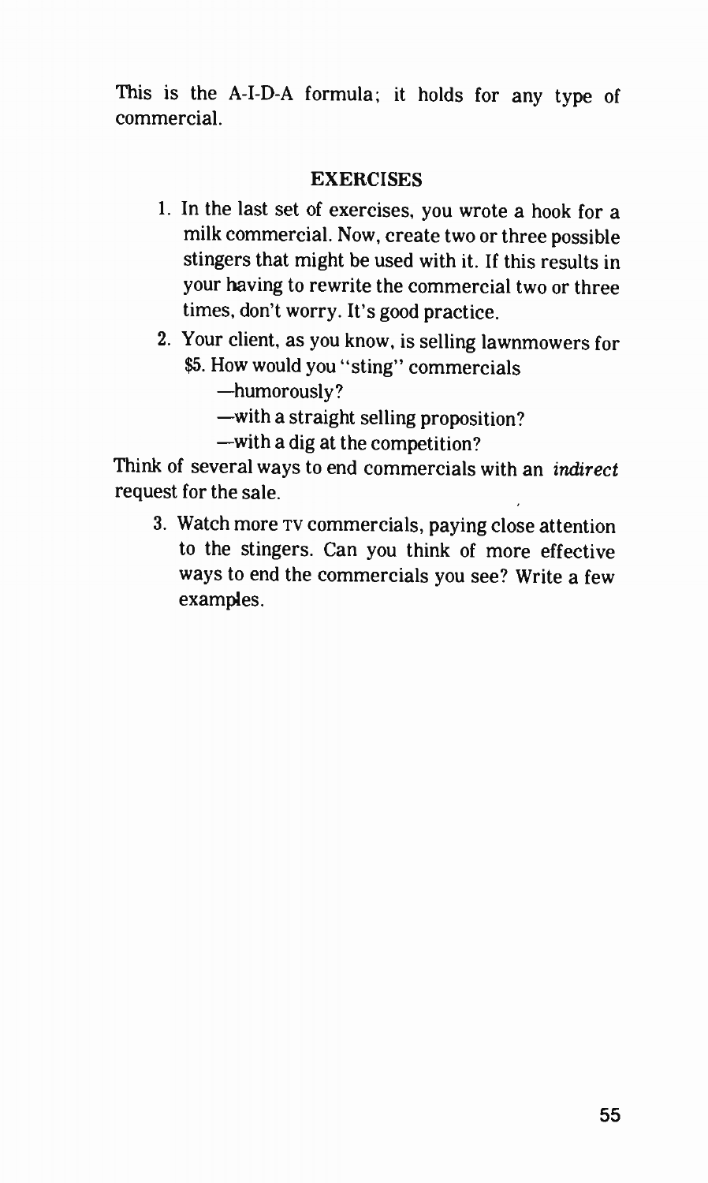This is the A-I-D-A formula; it holds for any type of commercial.

## EXERCISES

1. In the last set of exercises, you wrote a hook for a milk commercial. Now, create two or three possible stingers that might be used with it. If this results in your having to rewrite the commercial two or three times, don't worry. It's good practice.
2. Your client, as you know, is selling lawnmowers for $5. How would you "sting" commercials
   —humorously?
   —with a straight selling proposition?
   —with a dig at the competition?

Think of several ways to end commercials with an *indirect* request for the sale.

3. Watch more TV commercials, paying close attention to the stingers. Can you think of more effective ways to end the commercials you see? Write a few examples.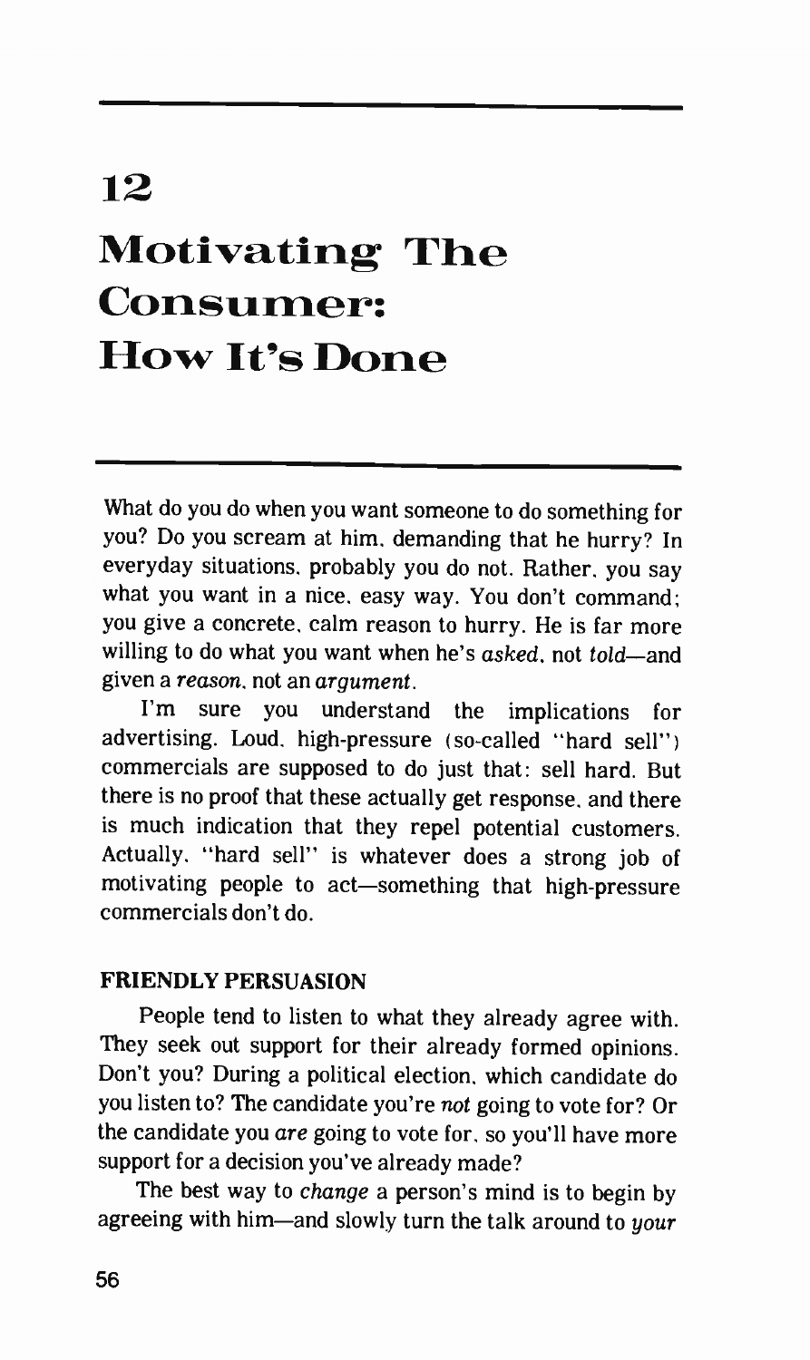# 12

# Motivating The Consumer: How It's Done

What do you do when you want someone to do something for you? Do you scream at him, demanding that he hurry? In everyday situations, probably you do not. Rather, you say what you want in a nice, easy way. You don't command; you give a concrete, calm reason to hurry. He is far more willing to do what you want when he's *asked*, not *told*—and given a *reason*, not an *argument*.

I'm sure you understand the implications for advertising. Loud, high-pressure (so-called "hard sell") commercials are supposed to do just that: sell hard. But there is no proof that these actually get response, and there is much indication that they repel potential customers. Actually, "hard sell" is whatever does a strong job of motivating people to act—something that high-pressure commercials don't do.

### FRIENDLY PERSUASION

People tend to listen to what they already agree with. They seek out support for their already formed opinions. Don't you? During a political election, which candidate do you listen to? The candidate you're *not* going to vote for? Or the candidate you *are* going to vote for, so you'll have more support for a decision you've already made?

The best way to *change* a person's mind is to begin by agreeing with him—and slowly turn the talk around to *your*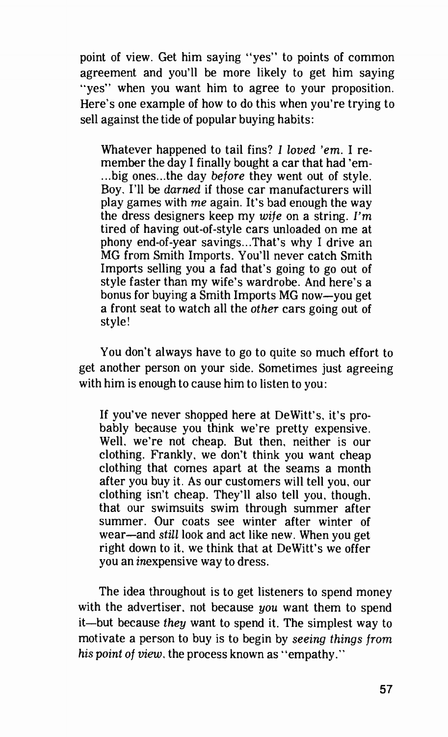point of view. Get him saying "yes" to points of common agreement and you'll be more likely to get him saying "yes" when you want him to agree to your proposition. Here's one example of how to do this when you're trying to sell against the tide of popular buying habits:

> Whatever happened to tail fins? *I loved 'em*. I remember the day I finally bought a car that had 'em- ...big ones...the day *before* they went out of style. Boy, I'll be *darned* if those car manufacturers will play games with *me* again. It's bad enough the way the dress designers keep my *wife* on a string. *I'm* tired of having out-of-style cars unloaded on me at phony end-of-year savings...That's why I drive an MG from Smith Imports. You'll never catch Smith Imports selling you a fad that's going to go out of style faster than my wife's wardrobe. And here's a bonus for buying a Smith Imports MG now—you get a front seat to watch all the *other* cars going out of style!

You don't always have to go to quite so much effort to get another person on your side. Sometimes just agreeing with him is enough to cause him to listen to you:

> If you've never shopped here at DeWitt's, it's probably because you think we're pretty expensive. Well, we're not cheap. But then, neither is our clothing. Frankly, we don't think you want cheap clothing that comes apart at the seams a month after you buy it. As our customers will tell you, our clothing isn't cheap. They'll also tell you, though, that our swimsuits swim through summer after summer. Our coats see winter after winter of wear—and *still* look and act like new. When you get right down to it, we think that at DeWitt's we offer you an *in*expensive way to dress.

The idea throughout is to get listeners to spend money with the advertiser, not because *you* want them to spend it—but because *they* want to spend it. The simplest way to motivate a person to buy is to begin by *seeing things from his point of view*, the process known as "empathy."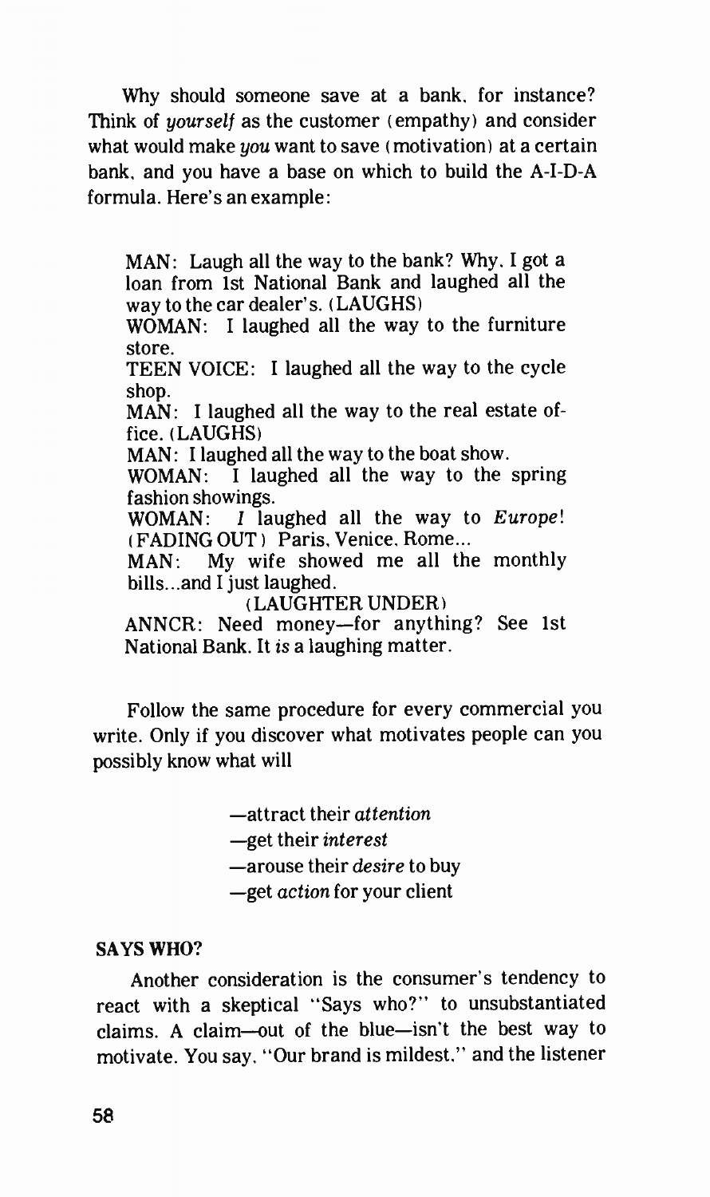Why should someone save at a bank, for instance? Think of *yourself* as the customer (empathy) and consider what would make *you* want to save (motivation) at a certain bank, and you have a base on which to build the A-I-D-A formula. Here's an example:

> MAN: Laugh all the way to the bank? Why, I got a loan from 1st National Bank and laughed all the way to the car dealer's. (LAUGHS)
> WOMAN: I laughed all the way to the furniture store.
> TEEN VOICE: I laughed all the way to the cycle shop.
> MAN: I laughed all the way to the real estate office. (LAUGHS)
> MAN: I laughed all the way to the boat show.
> WOMAN: I laughed all the way to the spring fashion showings.
> WOMAN: *I* laughed all the way to *Europe*! (FADING OUT) Paris, Venice, Rome...
> MAN: My wife showed me all the monthly bills...and I just laughed.
> (LAUGHTER UNDER)
> ANNCR: Need money—for anything? See 1st National Bank. It *is* a laughing matter.

Follow the same procedure for every commercial you write. Only if you discover what motivates people can you possibly know what will

—attract their *attention*
—get their *interest*
—arouse their *desire* to buy
—get *action* for your client

**SAYS WHO?**

Another consideration is the consumer's tendency to react with a skeptical "Says who?" to unsubstantiated claims. A claim—out of the blue—isn't the best way to motivate. You say, "Our brand is mildest," and the listener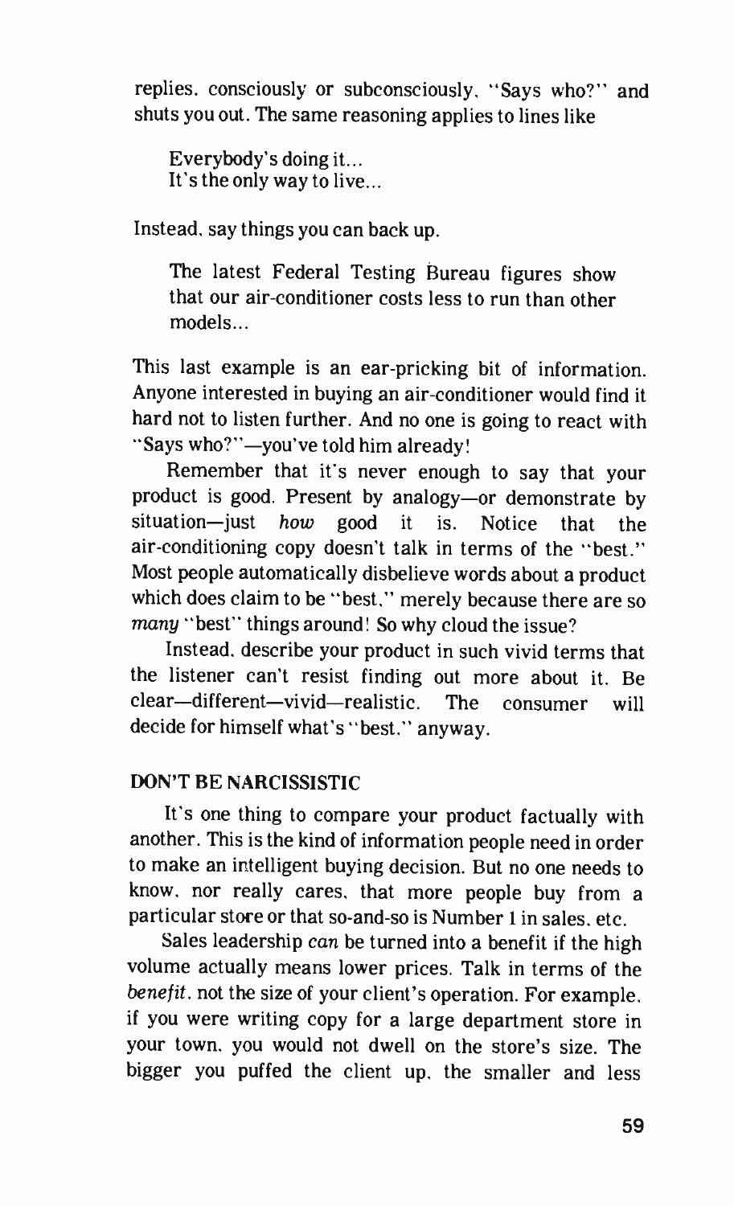replies, consciously or subconsciously, "Says who?" and shuts you out. The same reasoning applies to lines like

> Everybody's doing it...
> It's the only way to live...

Instead, say things you can back up.

> The latest Federal Testing Bureau figures show that our air-conditioner costs less to run than other models...

This last example is an ear-pricking bit of information. Anyone interested in buying an air-conditioner would find it hard not to listen further. And no one is going to react with "Says who?"—you've told him already!

Remember that it's never enough to say that your product is good. Present by analogy—or demonstrate by situation—just *how* good it is. Notice that the air-conditioning copy doesn't talk in terms of the "best." Most people automatically disbelieve words about a product which does claim to be "best," merely because there are so *many* "best" things around! So why cloud the issue?

Instead, describe your product in such vivid terms that the listener can't resist finding out more about it. Be clear—different—vivid—realistic. The consumer will decide for himself what's "best," anyway.

### DON'T BE NARCISSISTIC

It's one thing to compare your product factually with another. This is the kind of information people need in order to make an intelligent buying decision. But no one needs to know, nor really cares, that more people buy from a particular store or that so-and-so is Number 1 in sales, etc.

Sales leadership *can* be turned into a benefit if the high volume actually means lower prices. Talk in terms of the *benefit*, not the size of your client's operation. For example, if you were writing copy for a large department store in your town, you would not dwell on the store's size. The bigger you puffed the client up, the smaller and less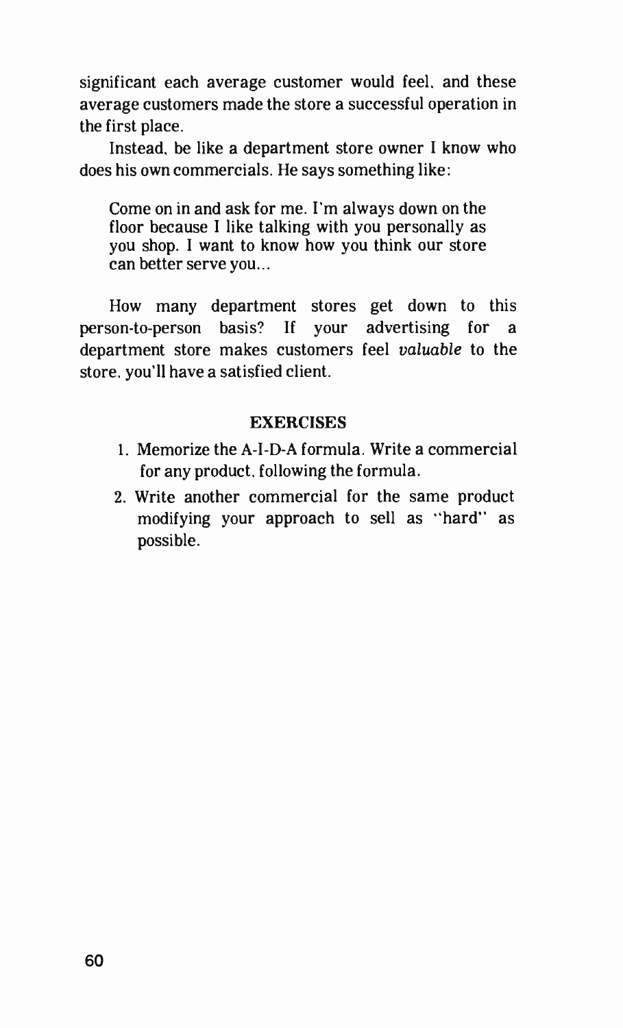significant each average customer would feel, and these average customers made the store a successful operation in the first place.

Instead, be like a department store owner I know who does his own commercials. He says something like:

> Come on in and ask for me. I'm always down on the floor because I like talking with you personally as you shop. I want to know how you think our store can better serve you...

How many department stores get down to this person-to-person basis? If your advertising for a department store makes customers feel *valuable* to the store, you'll have a satisfied client.

## EXERCISES

1. Memorize the A-I-D-A formula. Write a commercial for any product, following the formula.
2. Write another commercial for the same product modifying your approach to sell as "hard" as possible.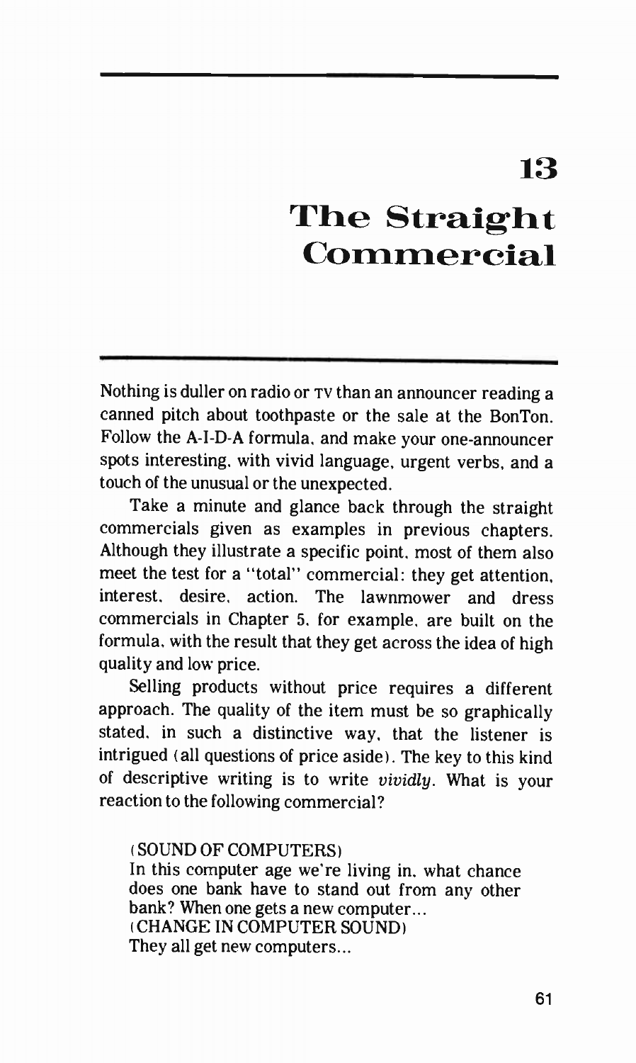# 13

# The Straight Commercial

Nothing is duller on radio or TV than an announcer reading a canned pitch about toothpaste or the sale at the BonTon. Follow the A-I-D-A formula, and make your one-announcer spots interesting, with vivid language, urgent verbs, and a touch of the unusual or the unexpected.

Take a minute and glance back through the straight commercials given as examples in previous chapters. Although they illustrate a specific point, most of them also meet the test for a "total" commercial: they get attention, interest, desire, action. The lawnmower and dress commercials in Chapter 5, for example, are built on the formula, with the result that they get across the idea of high quality and low price.

Selling products without price requires a different approach. The quality of the item must be so graphically stated, in such a distinctive way, that the listener is intrigued (all questions of price aside). The key to this kind of descriptive writing is to write *vividly*. What is your reaction to the following commercial?

> (SOUND OF COMPUTERS)
> In this computer age we're living in, what chance does one bank have to stand out from any other bank? When one gets a new computer...
> (CHANGE IN COMPUTER SOUND)
> They all get new computers...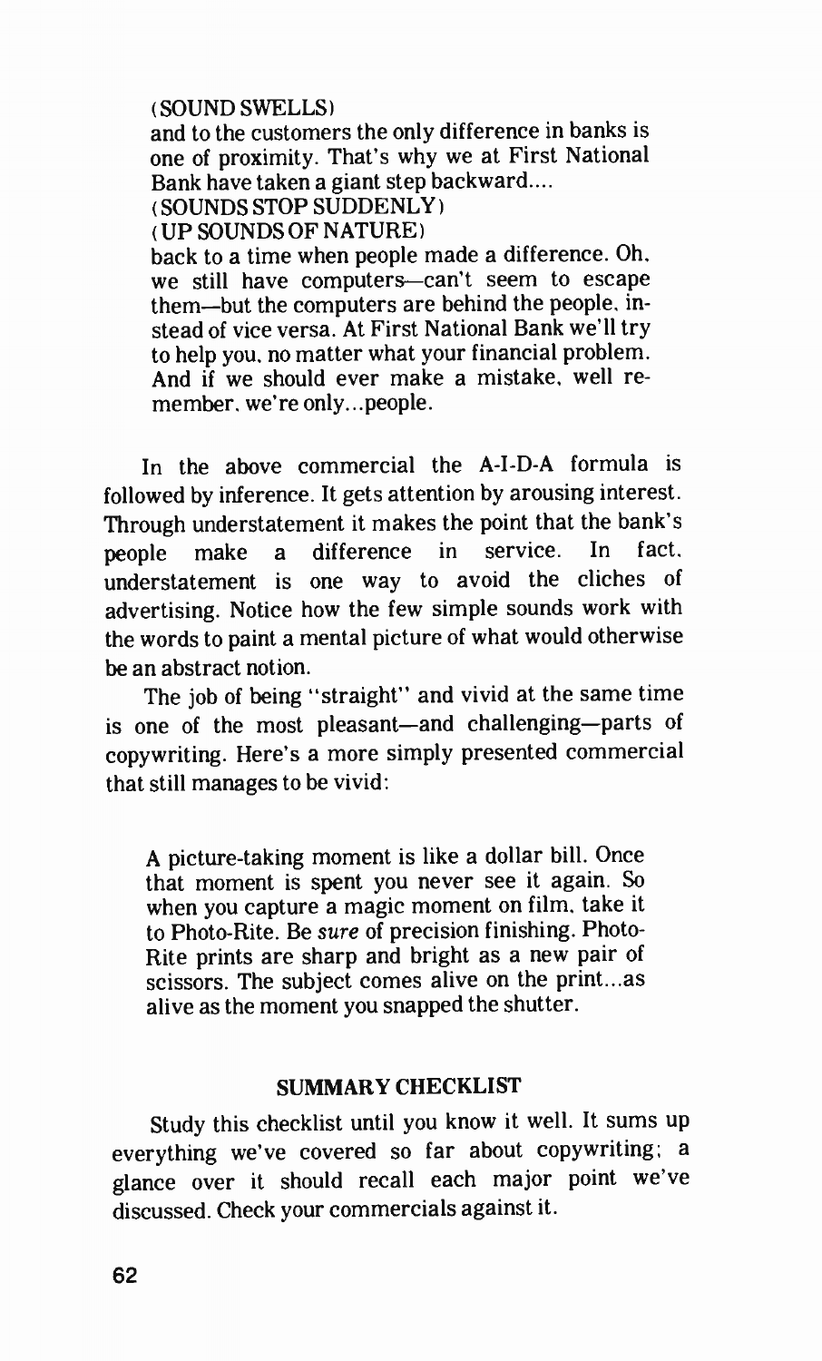(SOUND SWELLS)
and to the customers the only difference in banks is one of proximity. That's why we at First National Bank have taken a giant step backward....
(SOUNDS STOP SUDDENLY)
(UP SOUNDS OF NATURE)
back to a time when people made a difference. Oh, we still have computers—can't seem to escape them—but the computers are behind the people, instead of vice versa. At First National Bank we'll try to help you, no matter what your financial problem. And if we should ever make a mistake, well remember, we're only...people.

In the above commercial the A-I-D-A formula is followed by inference. It gets attention by arousing interest. Through understatement it makes the point that the bank's people make a difference in service. In fact, understatement is one way to avoid the cliches of advertising. Notice how the few simple sounds work with the words to paint a mental picture of what would otherwise be an abstract notion.

The job of being "straight" and vivid at the same time is one of the most pleasant—and challenging—parts of copywriting. Here's a more simply presented commercial that still manages to be vivid:

> A picture-taking moment is like a dollar bill. Once that moment is spent you never see it again. So when you capture a magic moment on film, take it to Photo-Rite. Be *sure* of precision finishing. Photo-Rite prints are sharp and bright as a new pair of scissors. The subject comes alive on the print...as alive as the moment you snapped the shutter.

## SUMMARY CHECKLIST

Study this checklist until you know it well. It sums up everything we've covered so far about copywriting; a glance over it should recall each major point we've discussed. Check your commercials against it.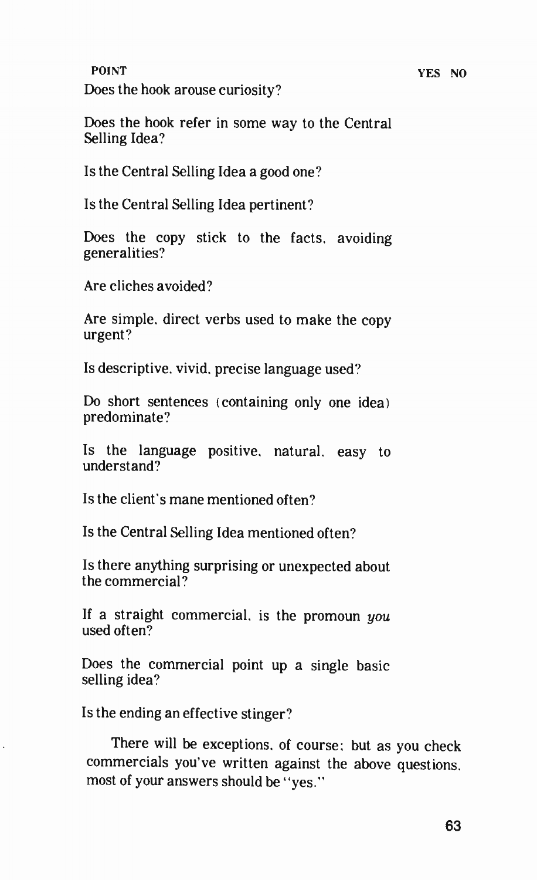| POINT | YES | NO |
|---|---|---|
| Does the hook arouse curiosity? | | |
| Does the hook refer in some way to the Central Selling Idea? | | |
| Is the Central Selling Idea a good one? | | |
| Is the Central Selling Idea pertinent? | | |
| Does the copy stick to the facts, avoiding generalities? | | |
| Are cliches avoided? | | |
| Are simple, direct verbs used to make the copy urgent? | | |
| Is descriptive, vivid, precise language used? | | |
| Do short sentences (containing only one idea) predominate? | | |
| Is the language positive, natural, easy to understand? | | |
| Is the client's mane mentioned often? | | |
| Is the Central Selling Idea mentioned often? | | |
| Is there anything surprising or unexpected about the commercial? | | |
| If a straight commercial, is the promoun *you* used often? | | |
| Does the commercial point up a single basic selling idea? | | |
| Is the ending an effective stinger? | | |

There will be exceptions, of course; but as you check commercials you've written against the above questions, most of your answers should be "yes."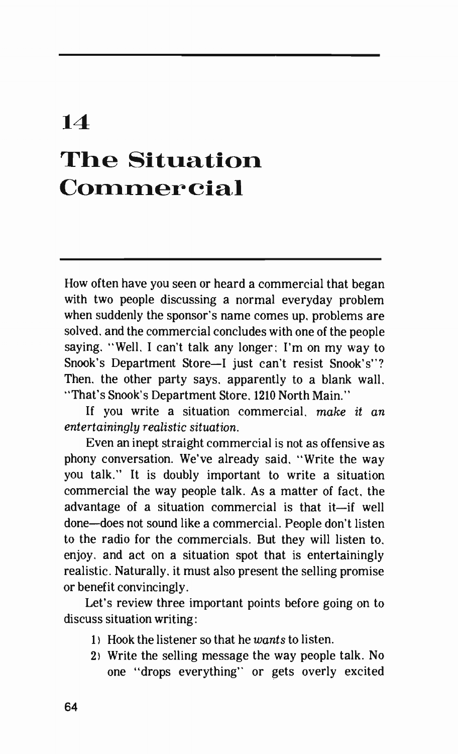# 14

# The Situation Commercial

How often have you seen or heard a commercial that began with two people discussing a normal everyday problem when suddenly the sponsor's name comes up, problems are solved, and the commercial concludes with one of the people saying, "Well, I can't talk any longer; I'm on my way to Snook's Department Store—I just can't resist Snook's"? Then, the other party says, apparently to a blank wall, "That's Snook's Department Store, 1210 North Main."

If you write a situation commercial, *make it an entertainingly realistic situation.*

Even an inept straight commercial is not as offensive as phony conversation. We've already said, "Write the way you talk." It is doubly important to write a situation commercial the way people talk. As a matter of fact, the advantage of a situation commercial is that it—if well done—does not sound like a commercial. People don't listen to the radio for the commercials. But they will listen to, enjoy, and act on a situation spot that is entertainingly realistic. Naturally, it must also present the selling promise or benefit convincingly.

Let's review three important points before going on to discuss situation writing:

1) Hook the listener so that he *wants* to listen.
2) Write the selling message the way people talk. No one "drops everything" or gets overly excited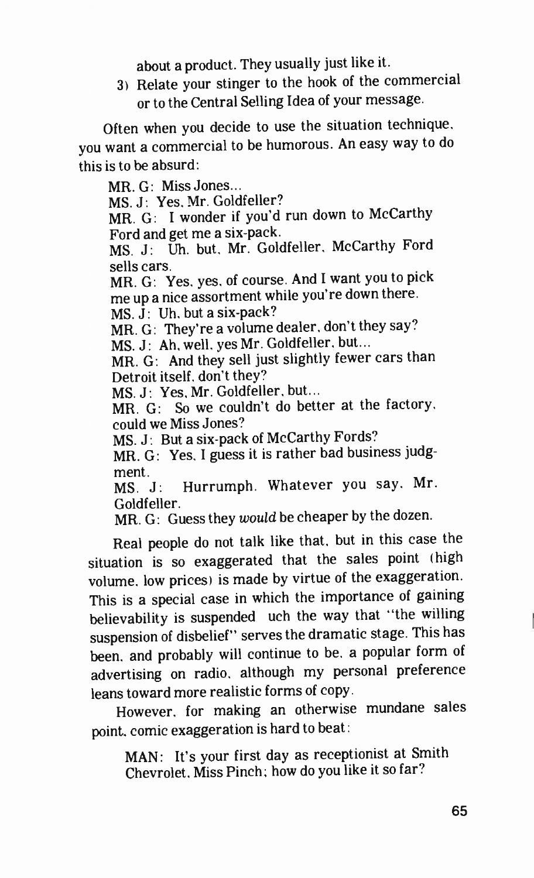about a product. They usually just like it.

3) Relate your stinger to the hook of the commercial or to the Central Selling Idea of your message.

Often when you decide to use the situation technique, you want a commercial to be humorous. An easy way to do this is to be absurd:

> MR. G: Miss Jones...
> MS. J: Yes, Mr. Goldfeller?
> MR. G: I wonder if you'd run down to McCarthy Ford and get me a six-pack.
> MS. J: Uh, but, Mr. Goldfeller, McCarthy Ford sells cars.
> MR. G: Yes, yes, of course. And I want you to pick me up a nice assortment while you're down there.
> MS. J: Uh, but a six-pack?
> MR. G: They're a volume dealer, don't they say?
> MS. J: Ah, well, yes Mr. Goldfeller, but...
> MR. G: And they sell just slightly fewer cars than Detroit itself, don't they?
> MS. J: Yes, Mr. Goldfeller, but...
> MR. G: So we couldn't do better at the factory, could we Miss Jones?
> MS. J: But a six-pack of McCarthy Fords?
> MR. G: Yes, I guess it is rather bad business judgment.
> MS. J: Hurrumph. Whatever you say, Mr. Goldfeller.
> MR. G: Guess they *would* be cheaper by the dozen.

Real people do not talk like that, but in this case the situation is so exaggerated that the sales point (high volume, low prices) is made by virtue of the exaggeration. This is a special case in which the importance of gaining believability is suspended uch the way that "the willing suspension of disbelief" serves the dramatic stage. This has been, and probably will continue to be, a popular form of advertising on radio, although my personal preference leans toward more realistic forms of copy.

However, for making an otherwise mundane sales point, comic exaggeration is hard to beat:

> MAN: It's your first day as receptionist at Smith Chevrolet, Miss Pinch; how do you like it so far?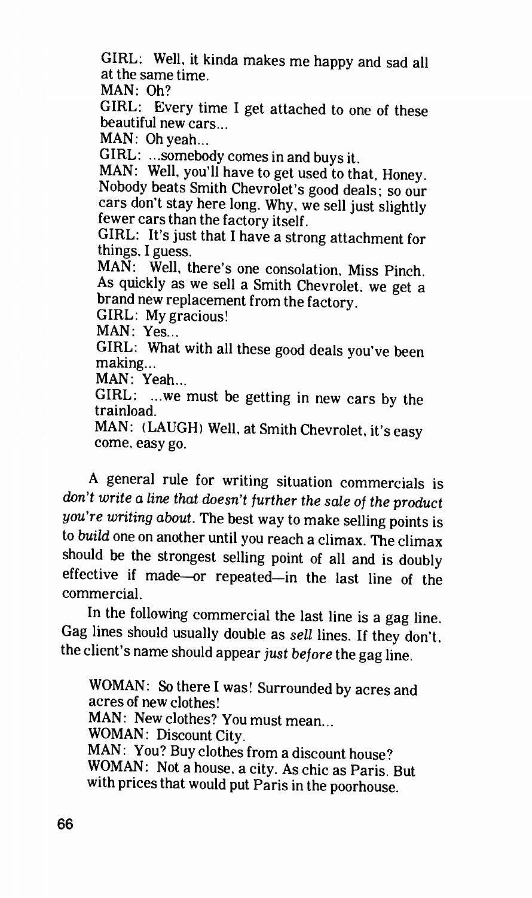GIRL: Well, it kinda makes me happy and sad all at the same time.
MAN: Oh?
GIRL: Every time I get attached to one of these beautiful new cars...
MAN: Oh yeah...
GIRL: ...somebody comes in and buys it.
MAN: Well, you'll have to get used to that, Honey. Nobody beats Smith Chevrolet's good deals; so our cars don't stay here long. Why, we sell just slightly fewer cars than the factory itself.
GIRL: It's just that I have a strong attachment for things, I guess.
MAN: Well, there's one consolation, Miss Pinch. As quickly as we sell a Smith Chevrolet, we get a brand new replacement from the factory.
GIRL: My gracious!
MAN: Yes...
GIRL: What with all these good deals you've been making...
MAN: Yeah...
GIRL: ...we must be getting in new cars by the trainload.
MAN: (LAUGH) Well, at Smith Chevrolet, it's easy come, easy go.

A general rule for writing situation commercials is *don't write a line that doesn't further the sale of the product you're writing about*. The best way to make selling points is to *build* one on another until you reach a climax. The climax should be the strongest selling point of all and is doubly effective if made—or repeated—in the last line of the commercial.

In the following commercial the last line is a gag line. Gag lines should usually double as *sell* lines. If they don't, the client's name should appear *just before* the gag line.

WOMAN: So there I was! Surrounded by acres and acres of new clothes!
MAN: New clothes? You must mean...
WOMAN: Discount City.
MAN: You? Buy clothes from a discount house?
WOMAN: Not a house, a city. As chic as Paris. But with prices that would put Paris in the poorhouse.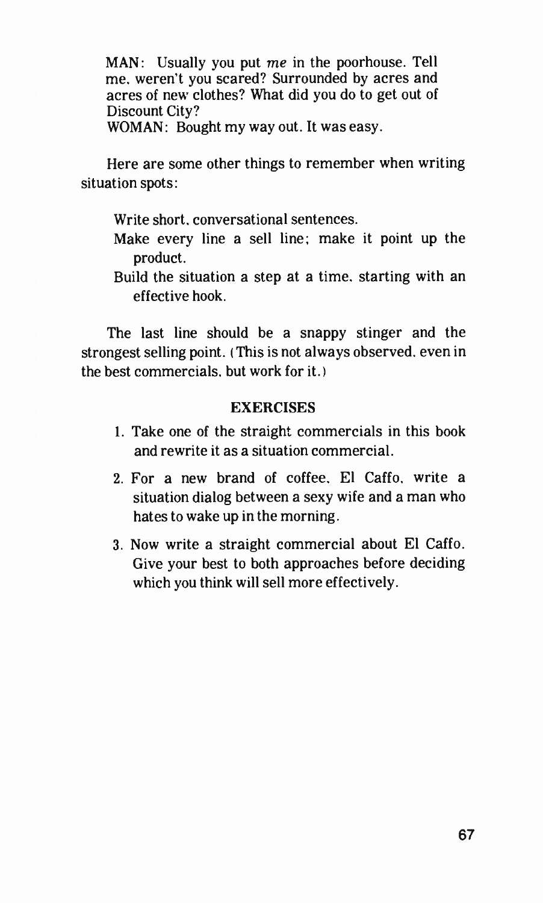MAN: Usually you put *me* in the poorhouse. Tell me, weren't you scared? Surrounded by acres and acres of new clothes? What did you do to get out of Discount City?
WOMAN: Bought my way out. It was easy.

Here are some other things to remember when writing situation spots:

Write short, conversational sentences.
Make every line a sell line; make it point up the product.
Build the situation a step at a time, starting with an effective hook.

The last line should be a snappy stinger and the strongest selling point. (This is not always observed, even in the best commercials, but work for it.)

### EXERCISES

1. Take one of the straight commercials in this book and rewrite it as a situation commercial.
2. For a new brand of coffee, El Caffo, write a situation dialog between a sexy wife and a man who hates to wake up in the morning.
3. Now write a straight commercial about El Caffo. Give your best to both approaches before deciding which you think will sell more effectively.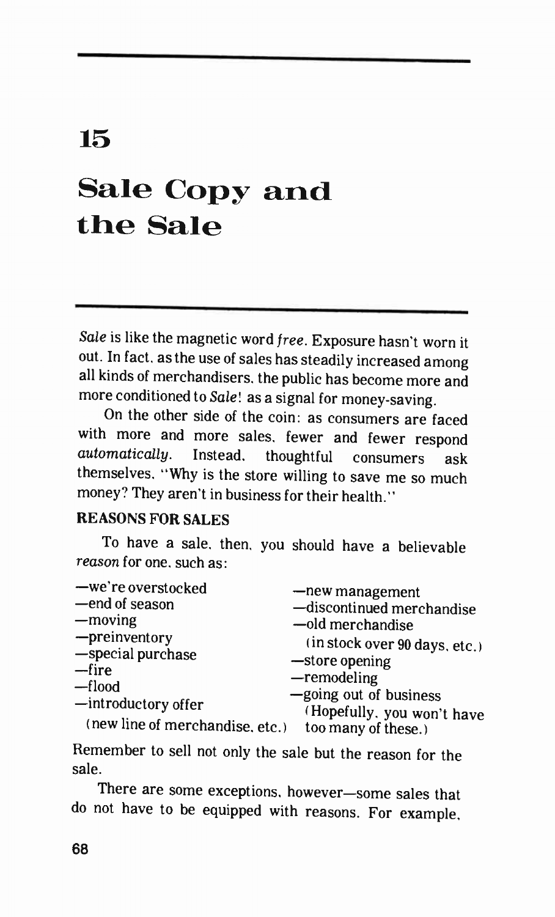# 15

# Sale Copy and the Sale

*Sale* is like the magnetic word *free*. Exposure hasn't worn it out. In fact, as the use of sales has steadily increased among all kinds of merchandisers, the public has become more and more conditioned to *Sale*! as a signal for money-saving.

On the other side of the coin: as consumers are faced with more and more sales, fewer and fewer respond *automatically*. Instead, thoughtful consumers ask themselves, "Why is the store willing to save me so much money? They aren't in business for their health."

**REASONS FOR SALES**

To have a sale, then, you should have a believable *reason* for one, such as:

—we're overstocked
—end of season
—moving
—preinventory
—special purchase
—fire
—flood
—introductory offer
  (new line of merchandise, etc.)
—new management
—discontinued merchandise
—old merchandise
  (in stock over 90 days, etc.)
—store opening
—remodeling
—going out of business
  (Hopefully, you won't have too many of these.)

Remember to sell not only the sale but the reason for the sale.

There are some exceptions, however—some sales that do not have to be equipped with reasons. For example,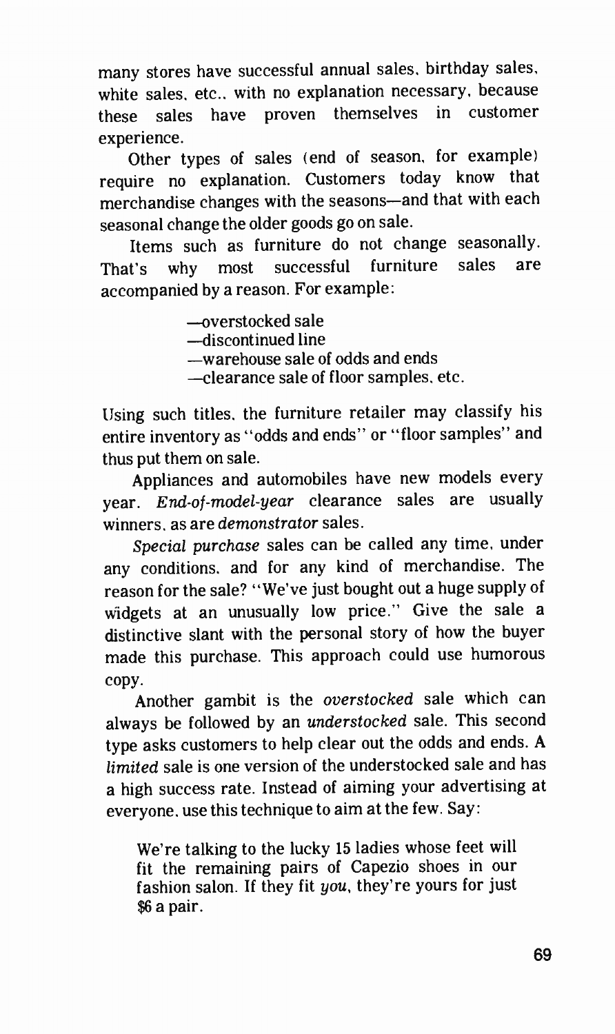many stores have successful annual sales, birthday sales, white sales, etc., with no explanation necessary, because these sales have proven themselves in customer experience.

Other types of sales (end of season, for example) require no explanation. Customers today know that merchandise changes with the seasons—and that with each seasonal change the older goods go on sale.

Items such as furniture do not change seasonally. That's why most successful furniture sales are accompanied by a reason. For example:

—overstocked sale
—discontinued line
—warehouse sale of odds and ends
—clearance sale of floor samples, etc.

Using such titles, the furniture retailer may classify his entire inventory as "odds and ends" or "floor samples" and thus put them on sale.

Appliances and automobiles have new models every year. *End-of-model-year* clearance sales are usually winners, as are *demonstrator* sales.

*Special purchase* sales can be called any time, under any conditions, and for any kind of merchandise. The reason for the sale? "We've just bought out a huge supply of widgets at an unusually low price." Give the sale a distinctive slant with the personal story of how the buyer made this purchase. This approach could use humorous copy.

Another gambit is the *overstocked* sale which can always be followed by an *understocked* sale. This second type asks customers to help clear out the odds and ends. A *limited* sale is one version of the understocked sale and has a high success rate. Instead of aiming your advertising at everyone, use this technique to aim at the few. Say:

> We're talking to the lucky 15 ladies whose feet will fit the remaining pairs of Capezio shoes in our fashion salon. If they fit *you*, they're yours for just $6 a pair.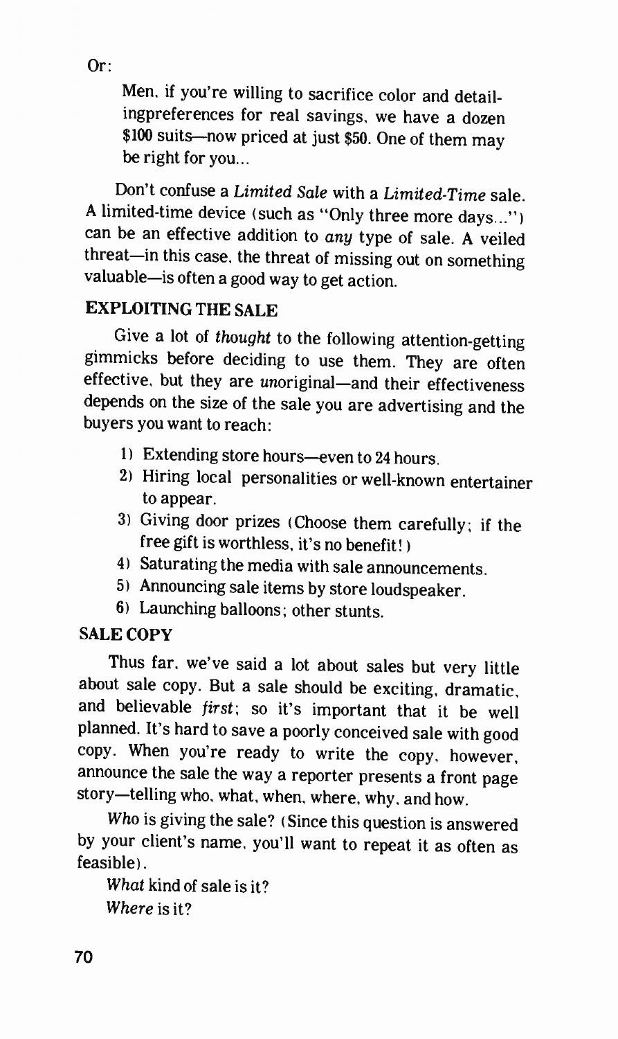Or:

> Men, if you're willing to sacrifice color and detailingpreferences for real savings, we have a dozen $100 suits—now priced at just $50. One of them may be right for you...

Don't confuse a *Limited Sale* with a *Limited-Time* sale. A limited-time device (such as "Only three more days...") can be an effective addition to *any* type of sale. A veiled threat—in this case, the threat of missing out on something valuable—is often a good way to get action.

## EXPLOITING THE SALE

Give a lot of *thought* to the following attention-getting gimmicks before deciding to use them. They are often effective, but they are *un*original—and their effectiveness depends on the size of the sale you are advertising and the buyers you want to reach:

1) Extending store hours—even to 24 hours.
2) Hiring local personalities or well-known entertainer to appear.
3) Giving door prizes (Choose them carefully; if the free gift is worthless, it's no benefit!)
4) Saturating the media with sale announcements.
5) Announcing sale items by store loudspeaker.
6) Launching balloons; other stunts.

## SALE COPY

Thus far, we've said a lot about sales but very little about sale copy. But a sale should be exciting, dramatic, and believable *first*; so it's important that it be well planned. It's hard to save a poorly conceived sale with good copy. When you're ready to write the copy, however, announce the sale the way a reporter presents a front page story—telling who, what, when, where, why, and how.

*Who* is giving the sale? (Since this question is answered by your client's name, you'll want to repeat it as often as feasible).

*What* kind of sale is it?

*Where* is it?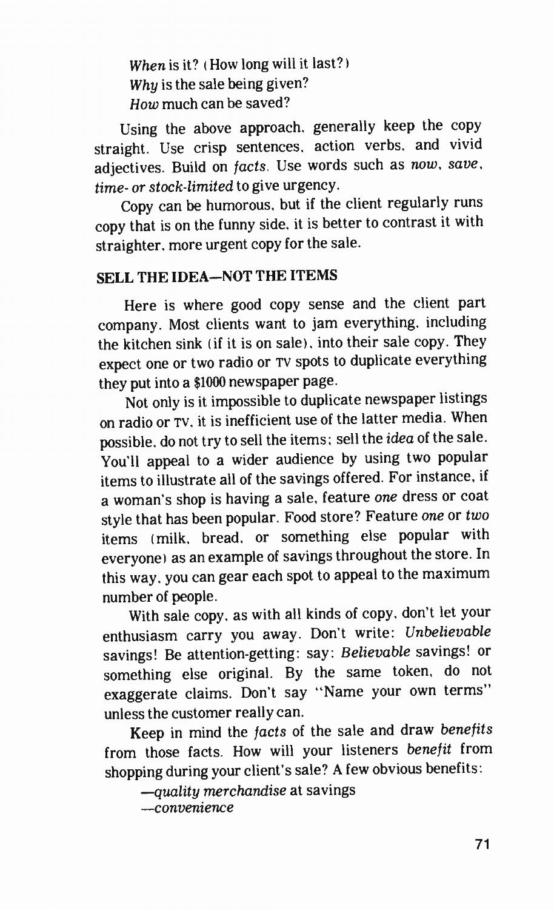*When* is it? (How long will it last?)
*Why* is the sale being given?
*How* much can be saved?

Using the above approach, generally keep the copy straight. Use crisp sentences, action verbs, and vivid adjectives. Build on *facts*. Use words such as *now*, *save*, *time- or stock-limited* to give urgency.

Copy can be humorous, but if the client regularly runs copy that is on the funny side, it is better to contrast it with straighter, more urgent copy for the sale.

## SELL THE IDEA—NOT THE ITEMS

Here is where good copy sense and the client part company. Most clients want to jam everything, including the kitchen sink (if it is on sale), into their sale copy. They expect one or two radio or TV spots to duplicate everything they put into a $1000 newspaper page.

Not only is it impossible to duplicate newspaper listings on radio or TV, it is inefficient use of the latter media. When possible, do not try to sell the items; sell the *idea* of the sale. You'll appeal to a wider audience by using two popular items to illustrate all of the savings offered. For instance, if a woman's shop is having a sale, feature *one* dress or coat style that has been popular. Food store? Feature *one* or *two* items (milk, bread, or something else popular with everyone) as an example of savings throughout the store. In this way, you can gear each spot to appeal to the maximum number of people.

With sale copy, as with all kinds of copy, don't let your enthusiasm carry you away. Don't write: *Unbelievable* savings! Be attention-getting: say: *Believable* savings! or something else original. By the same token, do not exaggerate claims. Don't say "Name your own terms" unless the customer really can.

Keep in mind the *facts* of the sale and draw *benefits* from those facts. How will your listeners *benefit* from shopping during your client's sale? A few obvious benefits:

—*quality merchandise* at savings
—*convenience*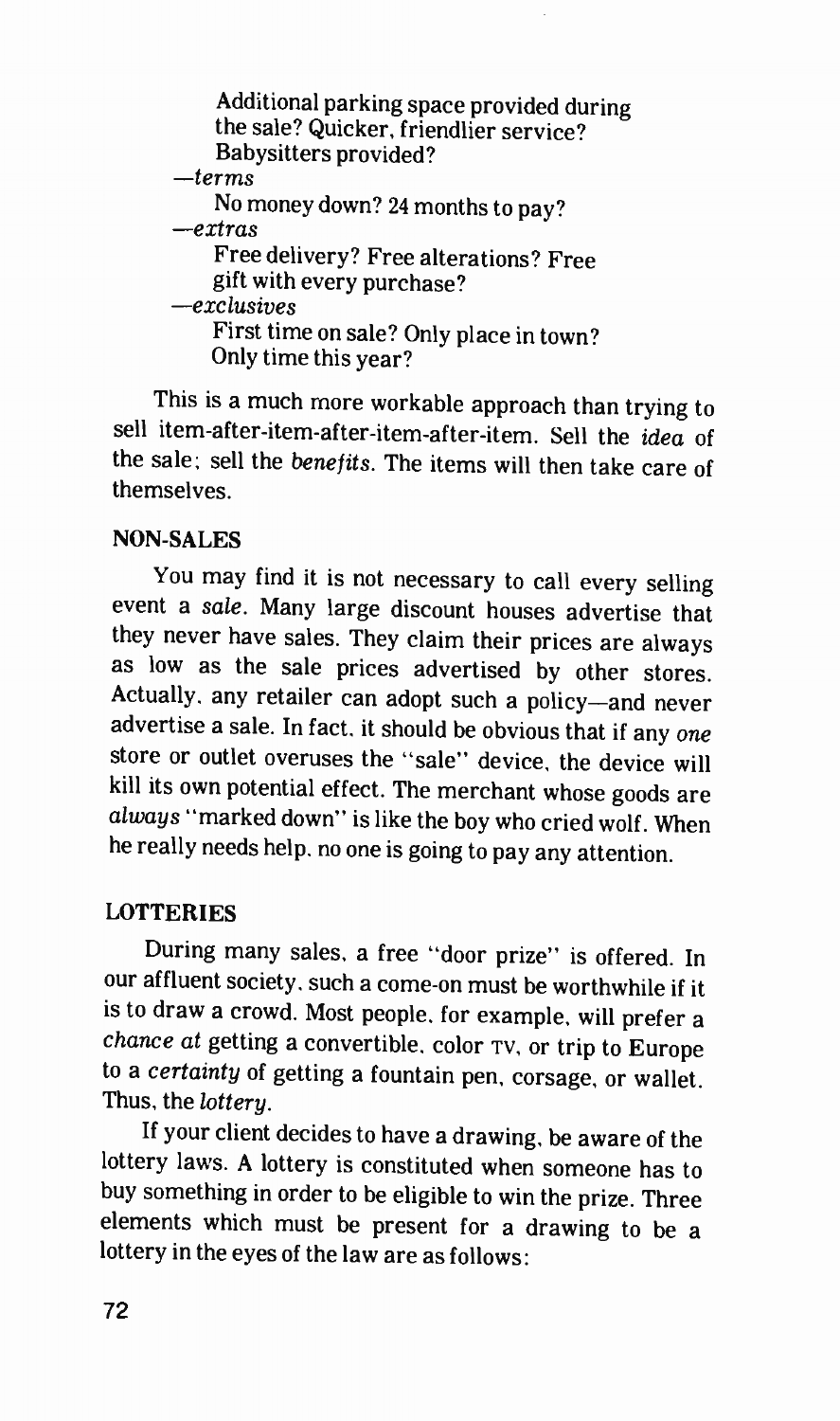Additional parking space provided during the sale? Quicker, friendlier service? Babysitters provided?

—*terms*

No money down? 24 months to pay?

—*extras*

Free delivery? Free alterations? Free gift with every purchase?

—*exclusives*

First time on sale? Only place in town? Only time this year?

This is a much more workable approach than trying to sell item-after-item-after-item-after-item. Sell the *idea* of the sale; sell the *benefits*. The items will then take care of themselves.

### NON-SALES

You may find it is not necessary to call every selling event a *sale*. Many large discount houses advertise that they never have sales. They claim their prices are always as low as the sale prices advertised by other stores. Actually, any retailer can adopt such a policy—and never advertise a sale. In fact, it should be obvious that if any *one* store or outlet overuses the "sale" device, the device will kill its own potential effect. The merchant whose goods are *always* "marked down" is like the boy who cried wolf. When he really needs help, no one is going to pay any attention.

### LOTTERIES

During many sales, a free "door prize" is offered. In our affluent society, such a come-on must be worthwhile if it is to draw a crowd. Most people, for example, will prefer a *chance at* getting a convertible, color TV, or trip to Europe to a *certainty* of getting a fountain pen, corsage, or wallet. Thus, the *lottery*.

If your client decides to have a drawing, be aware of the lottery laws. A lottery is constituted when someone has to buy something in order to be eligible to win the prize. Three elements which must be present for a drawing to be a lottery in the eyes of the law are as follows: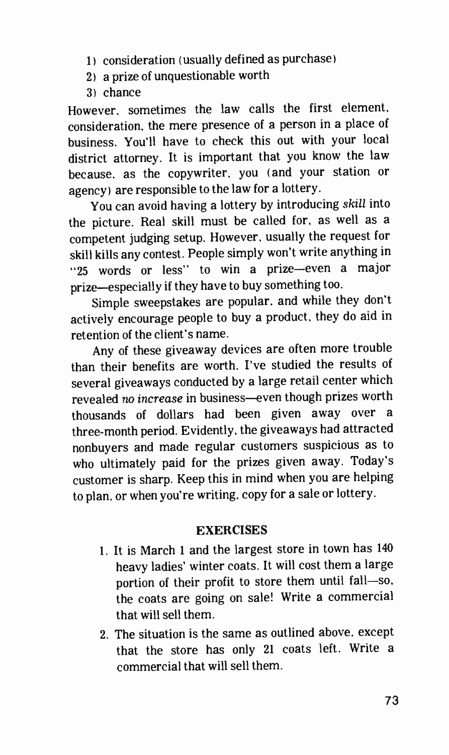1) consideration (usually defined as purchase)
2) a prize of unquestionable worth
3) chance

However, sometimes the law calls the first element, consideration, the mere presence of a person in a place of business. You'll have to check this out with your local district attorney. It is important that you know the law because, as the copywriter, you (and your station or agency) are responsible to the law for a lottery.

You can avoid having a lottery by introducing *skill* into the picture. Real skill must be called for, as well as a competent judging setup. However, usually the request for skill kills any contest. People simply won't write anything in "25 words or less" to win a prize—even a major prize—especially if they have to buy something too.

Simple sweepstakes are popular, and while they don't actively encourage people to buy a product, they do aid in retention of the client's name.

Any of these giveaway devices are often more trouble than their benefits are worth. I've studied the results of several giveaways conducted by a large retail center which revealed *no increase* in business—even though prizes worth thousands of dollars had been given away over a three-month period. Evidently, the giveaways had attracted nonbuyers and made regular customers suspicious as to who ultimately paid for the prizes given away. Today's customer is sharp. Keep this in mind when you are helping to plan, or when you're writing, copy for a sale or lottery.

## EXERCISES

1. It is March 1 and the largest store in town has 140 heavy ladies' winter coats. It will cost them a large portion of their profit to store them until fall—so, the coats are going on sale! Write a commercial that will sell them.
2. The situation is the same as outlined above, except that the store has only 21 coats left. Write a commercial that will sell them.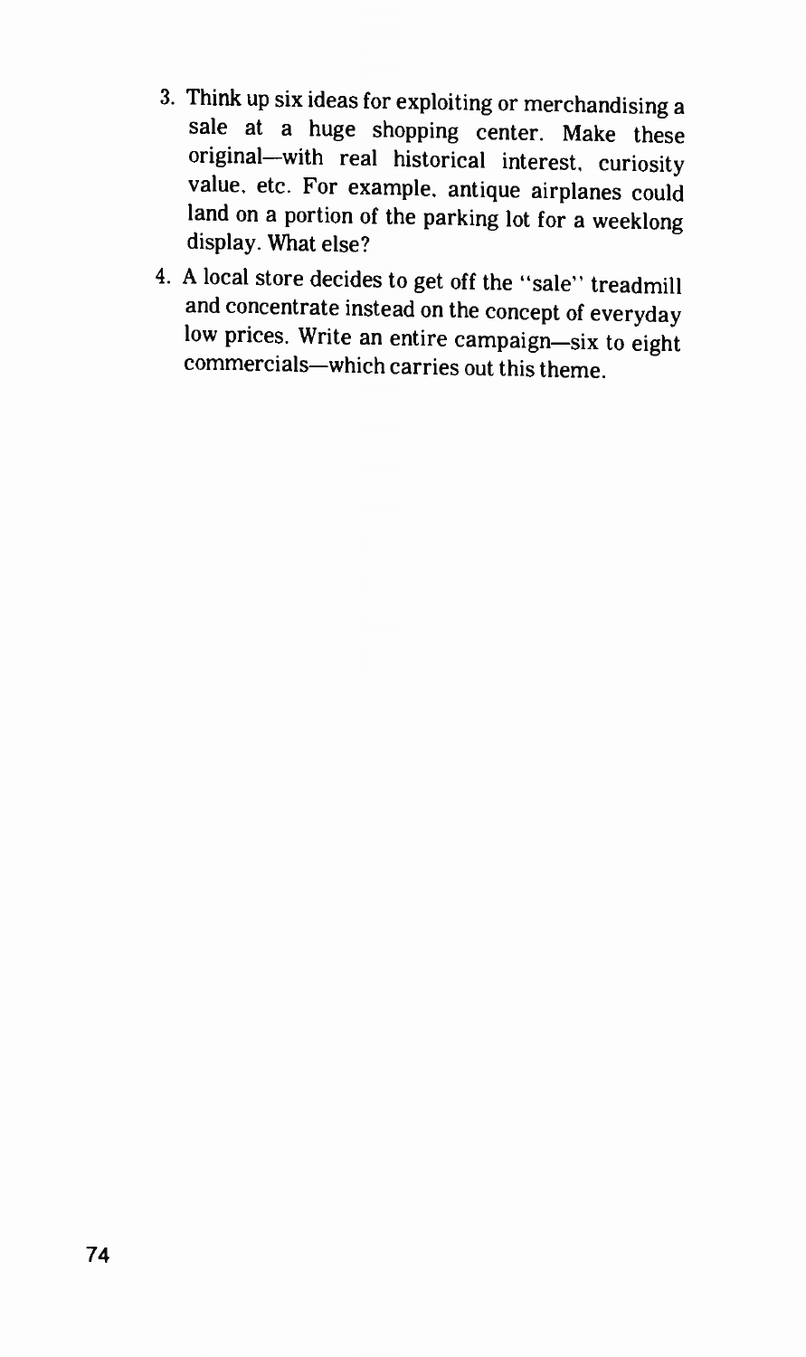3. Think up six ideas for exploiting or merchandising a sale at a huge shopping center. Make these original—with real historical interest, curiosity value, etc. For example, antique airplanes could land on a portion of the parking lot for a weeklong display. What else?

4. A local store decides to get off the "sale" treadmill and concentrate instead on the concept of everyday low prices. Write an entire campaign—six to eight commercials—which carries out this theme.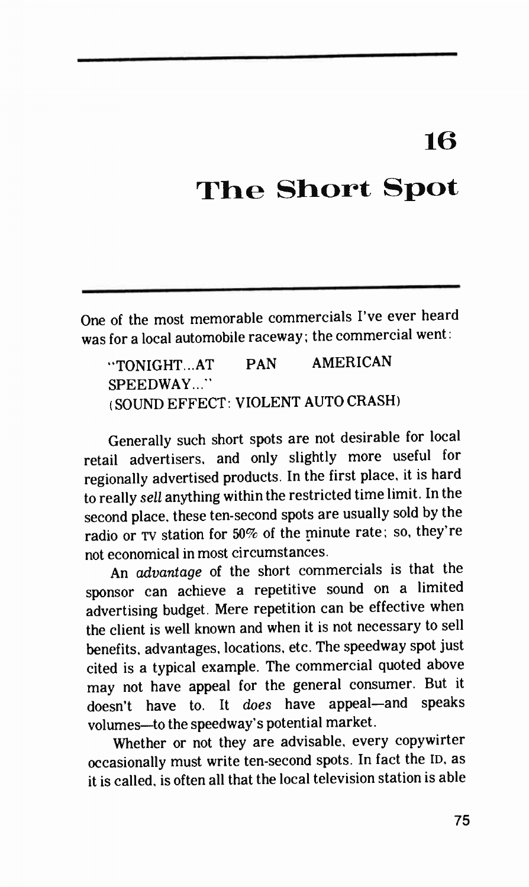# 16

# The Short Spot

One of the most memorable commercials I've ever heard was for a local automobile raceway; the commercial went:

> "TONIGHT...AT PAN AMERICAN SPEEDWAY..."
> (SOUND EFFECT: VIOLENT AUTO CRASH)

Generally such short spots are not desirable for local retail advertisers, and only slightly more useful for regionally advertised products. In the first place, it is hard to really *sell* anything within the restricted time limit. In the second place, these ten-second spots are usually sold by the radio or TV station for 50% of the minute rate; so, they're not economical in most circumstances.

An *advantage* of the short commercials is that the sponsor can achieve a repetitive sound on a limited advertising budget. Mere repetition can be effective when the client is well known and when it is not necessary to sell benefits, advantages, locations, etc. The speedway spot just cited is a typical example. The commercial quoted above may not have appeal for the general consumer. But it doesn't have to. It *does* have appeal—and speaks volumes—to the speedway's potential market.

Whether or not they are advisable, every copywirter occasionally must write ten-second spots. In fact the ID, as it is called, is often all that the local television station is able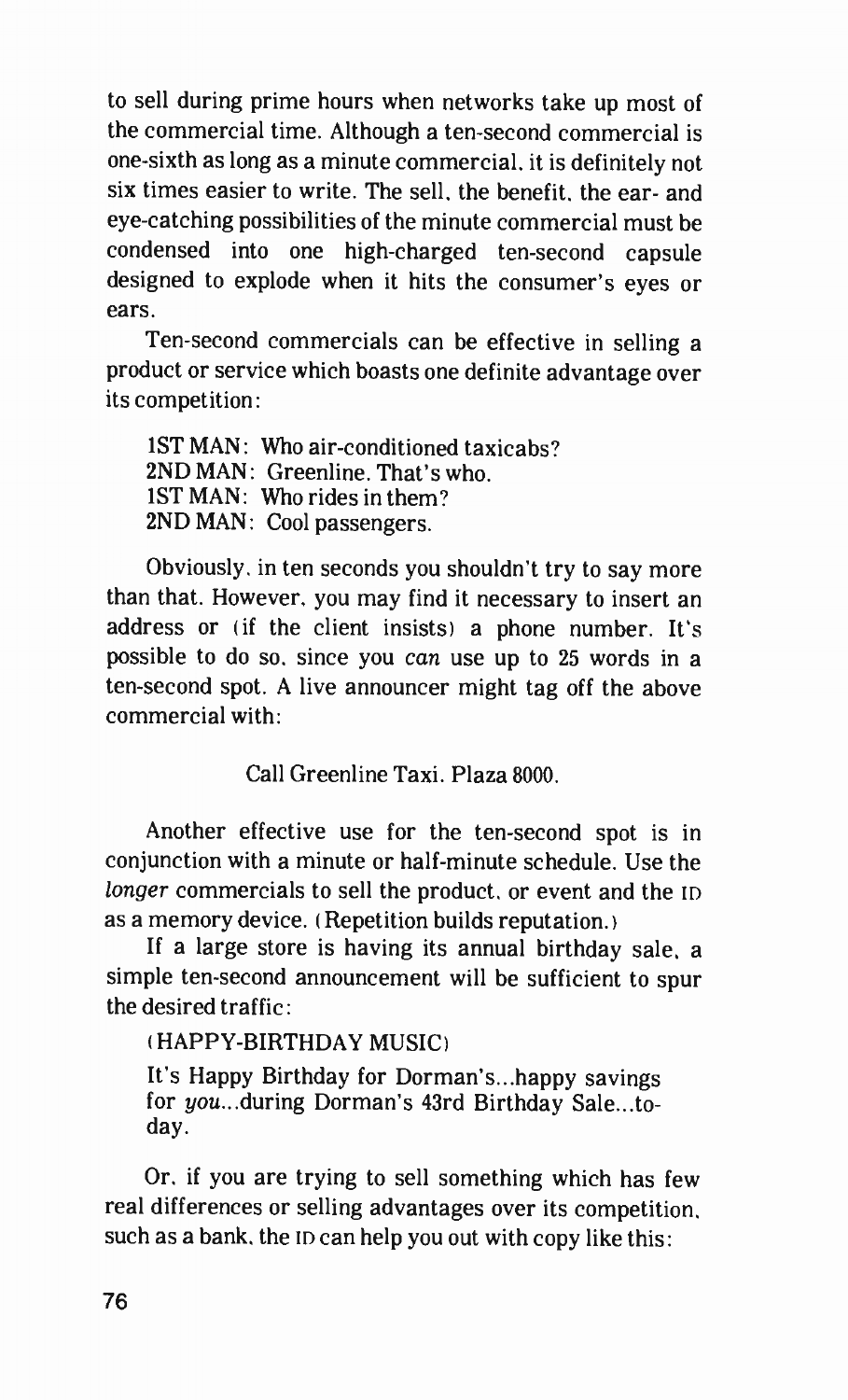to sell during prime hours when networks take up most of the commercial time. Although a ten-second commercial is one-sixth as long as a minute commercial, it is definitely not six times easier to write. The sell, the benefit, the ear- and eye-catching possibilities of the minute commercial must be condensed into one high-charged ten-second capsule designed to explode when it hits the consumer's eyes or ears.

Ten-second commercials can be effective in selling a product or service which boasts one definite advantage over its competition:

> 1ST MAN: Who air-conditioned taxicabs?
> 2ND MAN: Greenline. That's who.
> 1ST MAN: Who rides in them?
> 2ND MAN: Cool passengers.

Obviously, in ten seconds you shouldn't try to say more than that. However, you may find it necessary to insert an address or (if the client insists) a phone number. It's possible to do so, since you *can* use up to 25 words in a ten-second spot. A live announcer might tag off the above commercial with:

> Call Greenline Taxi. Plaza 8000.

Another effective use for the ten-second spot is in conjunction with a minute or half-minute schedule. Use the *longer* commercials to sell the product, or event and the ID as a memory device. (Repetition builds reputation.)

If a large store is having its annual birthday sale, a simple ten-second announcement will be sufficient to spur the desired traffic:

> (HAPPY-BIRTHDAY MUSIC)
>
> It's Happy Birthday for Dorman's...happy savings for *you*...during Dorman's 43rd Birthday Sale...today.

Or, if you are trying to sell something which has few real differences or selling advantages over its competition, such as a bank, the ID can help you out with copy like this: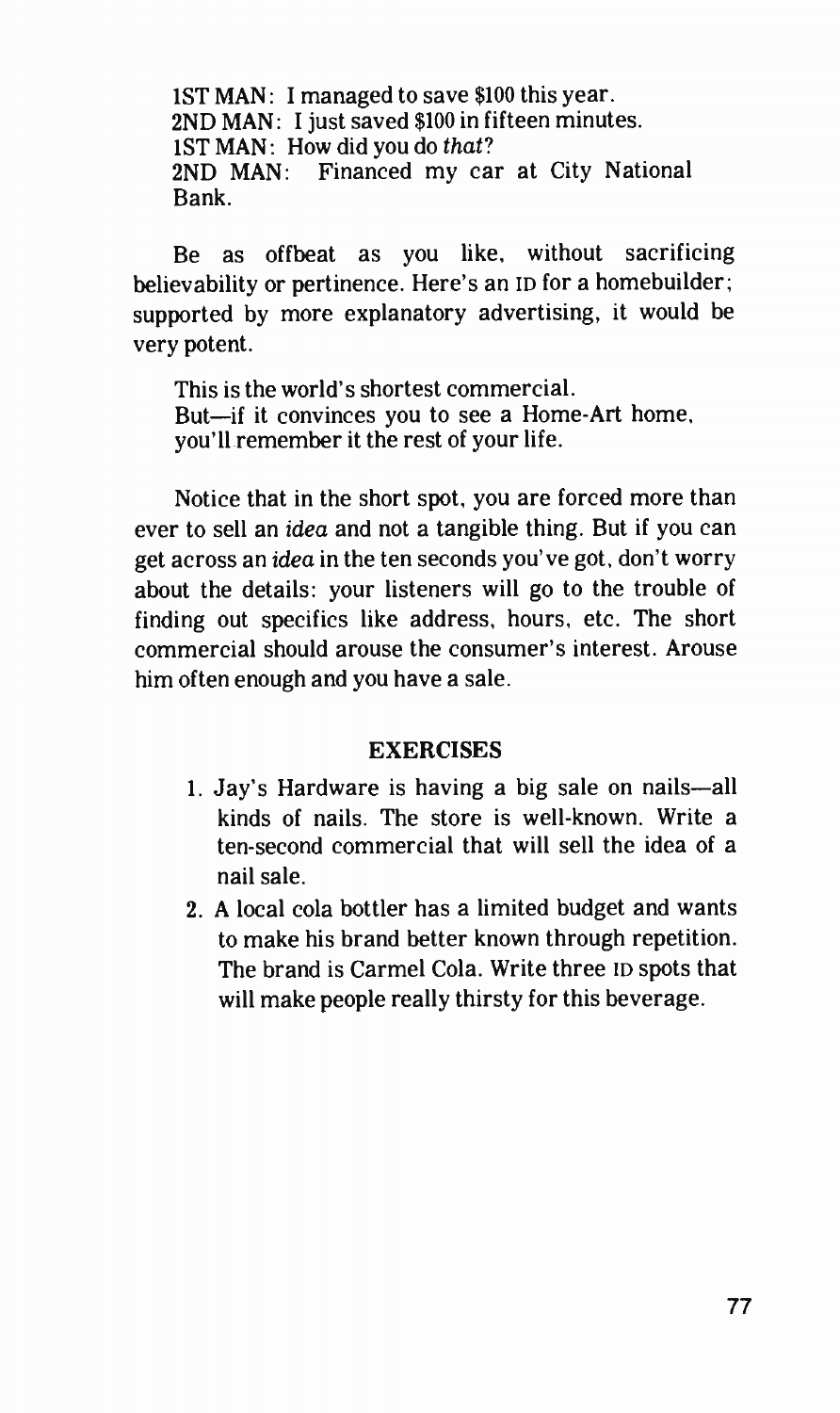1ST MAN: I managed to save $100 this year.
2ND MAN: I just saved $100 in fifteen minutes.
1ST MAN: How did you do *that*?
2ND MAN: Financed my car at City National Bank.

Be as offbeat as you like, without sacrificing believability or pertinence. Here's an ID for a homebuilder; supported by more explanatory advertising, it would be very potent.

This is the world's shortest commercial.
But—if it convinces you to see a Home-Art home, you'll remember it the rest of your life.

Notice that in the short spot, you are forced more than ever to sell an *idea* and not a tangible thing. But if you can get across an *idea* in the ten seconds you've got, don't worry about the details: your listeners will go to the trouble of finding out specifics like address, hours, etc. The short commercial should arouse the consumer's interest. Arouse him often enough and you have a sale.

## EXERCISES

1. Jay's Hardware is having a big sale on nails—all kinds of nails. The store is well-known. Write a ten-second commercial that will sell the idea of a nail sale.
2. A local cola bottler has a limited budget and wants to make his brand better known through repetition. The brand is Carmel Cola. Write three ID spots that will make people really thirsty for this beverage.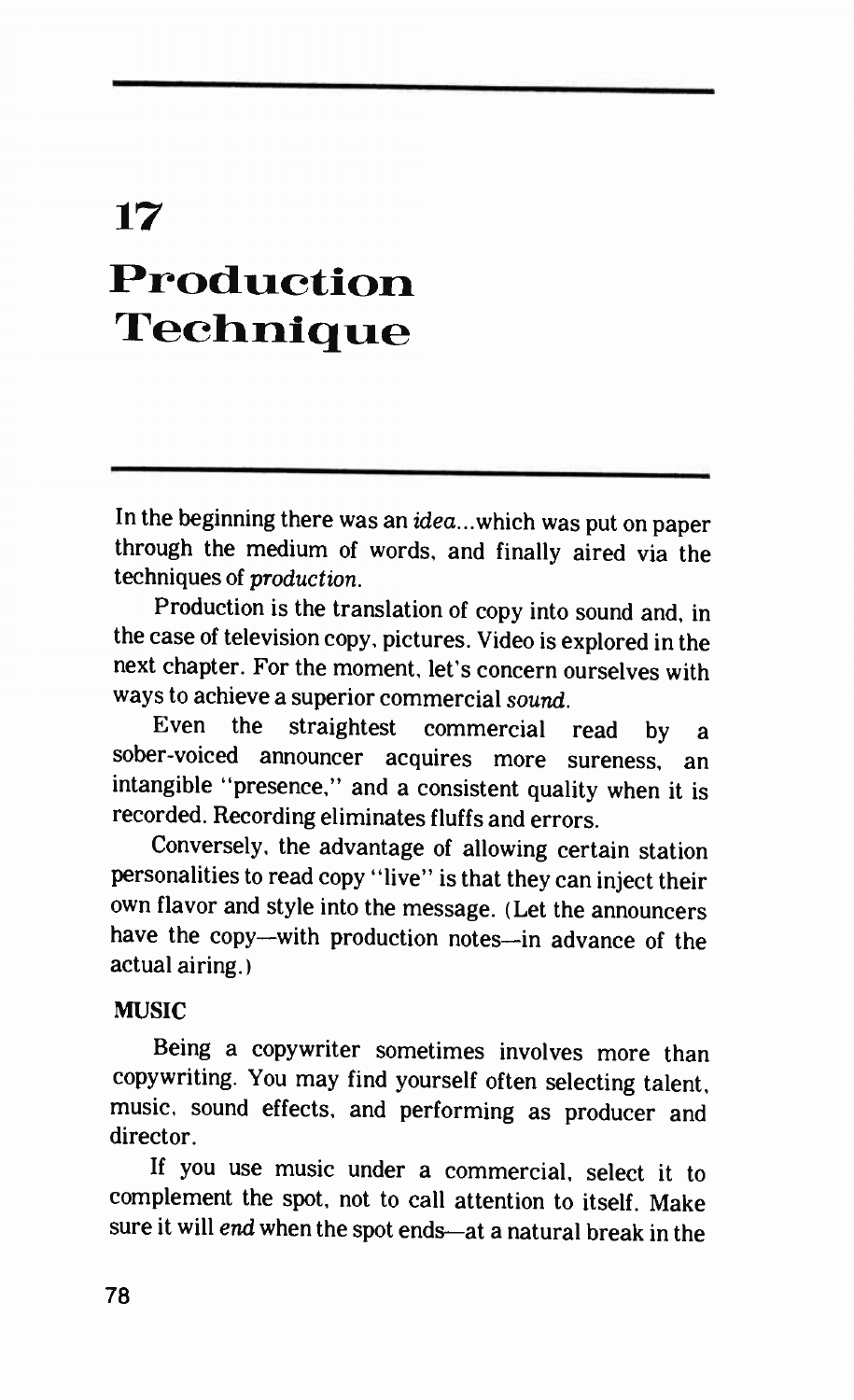# 17 Production Technique

In the beginning there was an *idea*...which was put on paper through the medium of words, and finally aired via the techniques of *production*.

Production is the translation of copy into sound and, in the case of television copy, pictures. Video is explored in the next chapter. For the moment, let's concern ourselves with ways to achieve a superior commercial *sound*.

Even the straightest commercial read by a sober-voiced announcer acquires more sureness, an intangible "presence," and a consistent quality when it is recorded. Recording eliminates fluffs and errors.

Conversely, the advantage of allowing certain station personalities to read copy "live" is that they can inject their own flavor and style into the message. (Let the announcers have the copy—with production notes—in advance of the actual airing.)

## MUSIC

Being a copywriter sometimes involves more than copywriting. You may find yourself often selecting talent, music, sound effects, and performing as producer and director.

If you use music under a commercial, select it to complement the spot, not to call attention to itself. Make sure it will *end* when the spot ends—at a natural break in the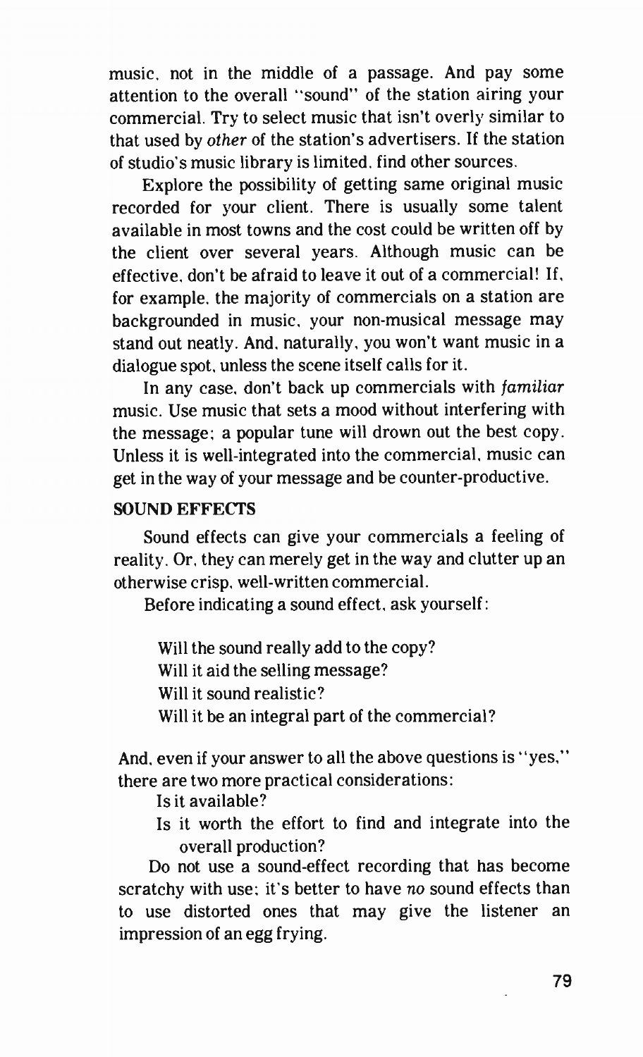music, not in the middle of a passage. And pay some attention to the overall "sound" of the station airing your commercial. Try to select music that isn't overly similar to that used by *other* of the station's advertisers. If the station of studio's music library is limited, find other sources.

Explore the possibility of getting same original music recorded for your client. There is usually some talent available in most towns and the cost could be written off by the client over several years. Although music can be effective, don't be afraid to leave it out of a commercial! If, for example, the majority of commercials on a station are backgrounded in music, your non-musical message may stand out neatly. And, naturally, you won't want music in a dialogue spot, unless the scene itself calls for it.

In any case, don't back up commercials with *familiar* music. Use music that sets a mood without interfering with the message; a popular tune will drown out the best copy. Unless it is well-integrated into the commercial, music can get in the way of your message and be counter-productive.

## SOUND EFFECTS

Sound effects can give your commercials a feeling of reality. Or, they can merely get in the way and clutter up an otherwise crisp, well-written commercial.

Before indicating a sound effect, ask yourself:

Will the sound really add to the copy?
Will it aid the selling message?
Will it sound realistic?
Will it be an integral part of the commercial?

And, even if your answer to all the above questions is "yes," there are two more practical considerations:

Is it available?
Is it worth the effort to find and integrate into the overall production?

Do not use a sound-effect recording that has become scratchy with use; it's better to have *no* sound effects than to use distorted ones that may give the listener an impression of an egg frying.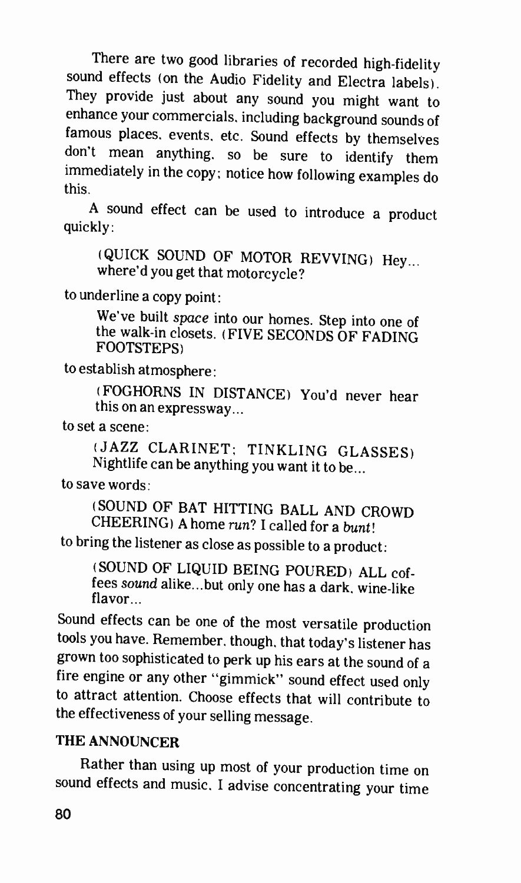There are two good libraries of recorded high-fidelity sound effects (on the Audio Fidelity and Electra labels). They provide just about any sound you might want to enhance your commercials, including background sounds of famous places, events, etc. Sound effects by themselves don't mean anything, so be sure to identify them immediately in the copy; notice how following examples do this.

A sound effect can be used to introduce a product quickly:

> (QUICK SOUND OF MOTOR REVVING) Hey... where'd you get that motorcycle?

to underline a copy point:

> We've built *space* into our homes. Step into one of the walk-in closets. (FIVE SECONDS OF FADING FOOTSTEPS)

to establish atmosphere:

> (FOGHORNS IN DISTANCE) You'd never hear this on an expressway...

to set a scene:

> (JAZZ CLARINET; TINKLING GLASSES) Nightlife can be anything you want it to be...

to save words:

> (SOUND OF BAT HITTING BALL AND CROWD CHEERING) A home *run*? I called for a *bunt*!

to bring the listener as close as possible to a product:

> (SOUND OF LIQUID BEING POURED) ALL coffees *sound* alike...but only one has a dark, wine-like flavor...

Sound effects can be one of the most versatile production tools you have. Remember, though, that today's listener has grown too sophisticated to perk up his ears at the sound of a fire engine or any other "gimmick" sound effect used only to attract attention. Choose effects that will contribute to the effectiveness of your selling message.

## THE ANNOUNCER

Rather than using up most of your production time on sound effects and music, I advise concentrating your time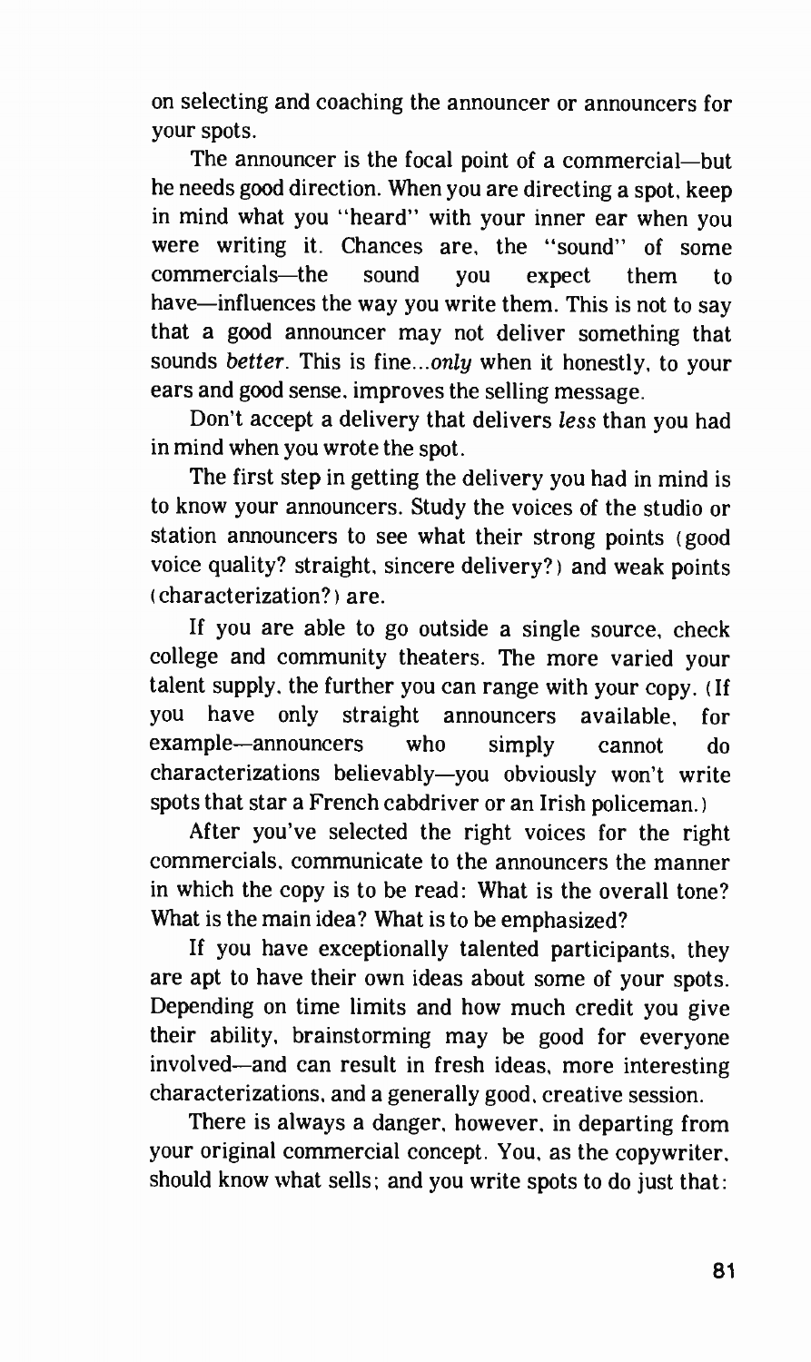on selecting and coaching the announcer or announcers for your spots.

The announcer is the focal point of a commercial—but he needs good direction. When you are directing a spot, keep in mind what you "heard" with your inner ear when you were writing it. Chances are, the "sound" of some commercials—the sound you expect them to have—influences the way you write them. This is not to say that a good announcer may not deliver something that sounds *better*. This is fine...*only* when it honestly, to your ears and good sense, improves the selling message.

Don't accept a delivery that delivers *less* than you had in mind when you wrote the spot.

The first step in getting the delivery you had in mind is to know your announcers. Study the voices of the studio or station announcers to see what their strong points (good voice quality? straight, sincere delivery?) and weak points (characterization?) are.

If you are able to go outside a single source, check college and community theaters. The more varied your talent supply, the further you can range with your copy. (If you have only straight announcers available, for example—announcers who simply cannot do characterizations believably—you obviously won't write spots that star a French cabdriver or an Irish policeman.)

After you've selected the right voices for the right commercials, communicate to the announcers the manner in which the copy is to be read: What is the overall tone? What is the main idea? What is to be emphasized?

If you have exceptionally talented participants, they are apt to have their own ideas about some of your spots. Depending on time limits and how much credit you give their ability, brainstorming may be good for everyone involved—and can result in fresh ideas, more interesting characterizations, and a generally good, creative session.

There is always a danger, however, in departing from your original commercial concept. You, as the copywriter, should know what sells; and you write spots to do just that: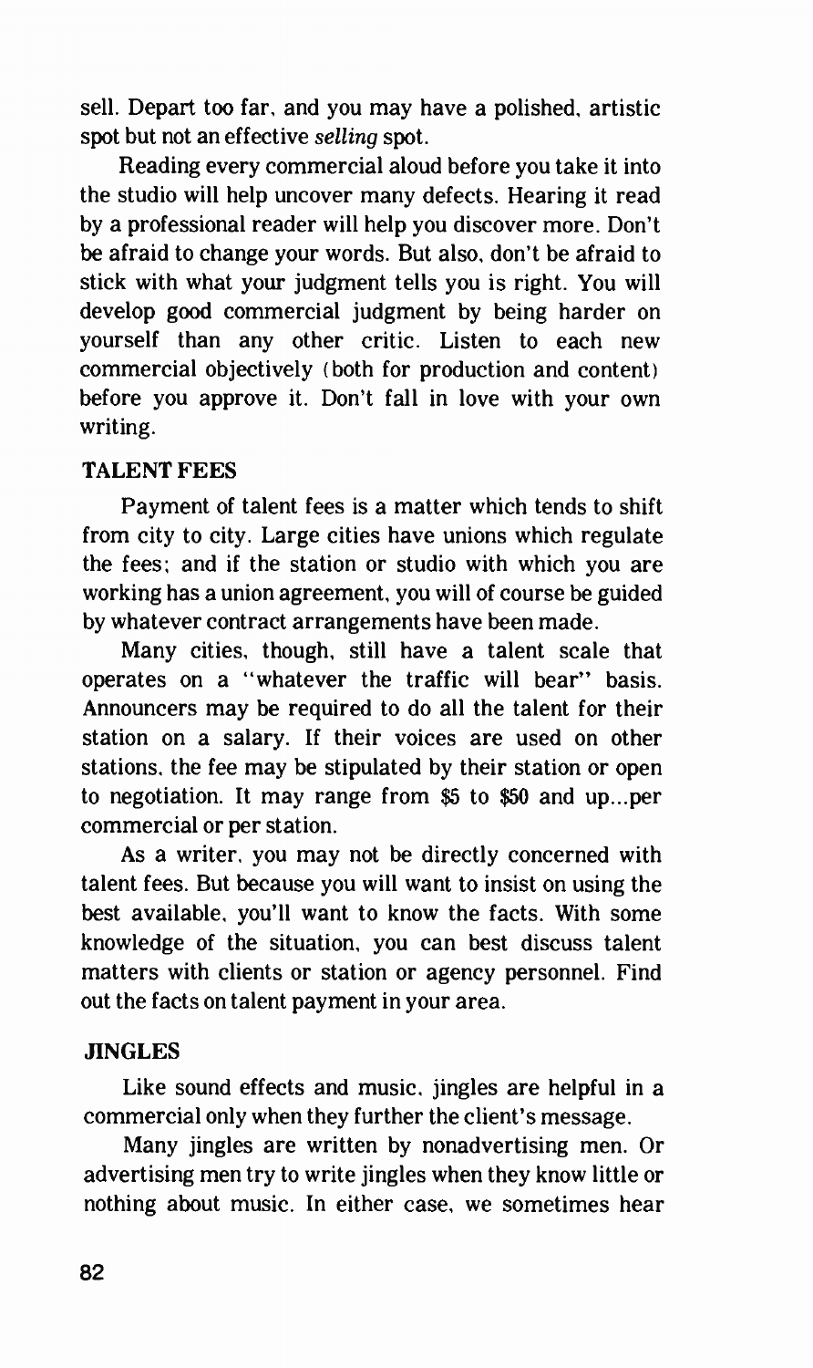sell. Depart too far, and you may have a polished, artistic spot but not an effective *selling* spot.

Reading every commercial aloud before you take it into the studio will help uncover many defects. Hearing it read by a professional reader will help you discover more. Don't be afraid to change your words. But also, don't be afraid to stick with what your judgment tells you is right. You will develop good commercial judgment by being harder on yourself than any other critic. Listen to each new commercial objectively (both for production and content) before you approve it. Don't fall in love with your own writing.

## TALENT FEES

Payment of talent fees is a matter which tends to shift from city to city. Large cities have unions which regulate the fees; and if the station or studio with which you are working has a union agreement, you will of course be guided by whatever contract arrangements have been made.

Many cities, though, still have a talent scale that operates on a "whatever the traffic will bear" basis. Announcers may be required to do all the talent for their station on a salary. If their voices are used on other stations, the fee may be stipulated by their station or open to negotiation. It may range from $5 to $50 and up...per commercial or per station.

As a writer, you may not be directly concerned with talent fees. But because you will want to insist on using the best available, you'll want to know the facts. With some knowledge of the situation, you can best discuss talent matters with clients or station or agency personnel. Find out the facts on talent payment in your area.

## JINGLES

Like sound effects and music, jingles are helpful in a commercial only when they further the client's message.

Many jingles are written by nonadvertising men. Or advertising men try to write jingles when they know little or nothing about music. In either case, we sometimes hear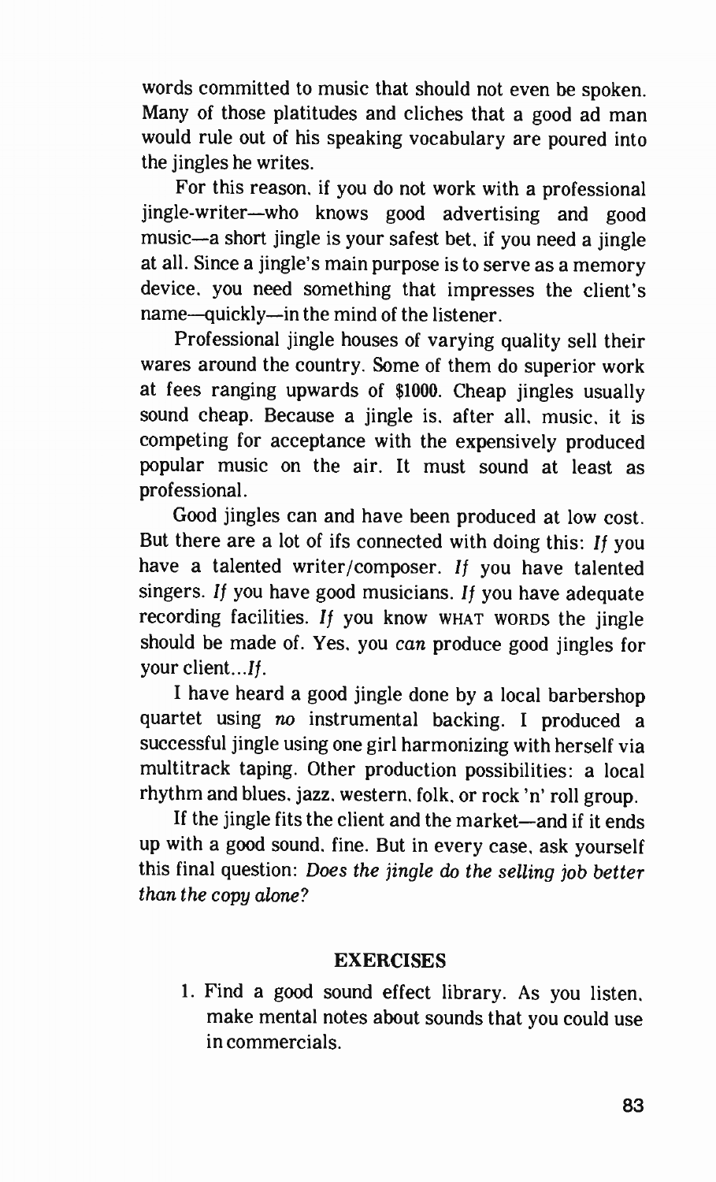words committed to music that should not even be spoken. Many of those platitudes and cliches that a good ad man would rule out of his speaking vocabulary are poured into the jingles he writes.

For this reason, if you do not work with a professional jingle-writer—who knows good advertising and good music—a short jingle is your safest bet, if you need a jingle at all. Since a jingle's main purpose is to serve as a memory device, you need something that impresses the client's name—quickly—in the mind of the listener.

Professional jingle houses of varying quality sell their wares around the country. Some of them do superior work at fees ranging upwards of $1000. Cheap jingles usually sound cheap. Because a jingle is, after all, music, it is competing for acceptance with the expensively produced popular music on the air. It must sound at least as professional.

Good jingles can and have been produced at low cost. But there are a lot of ifs connected with doing this: *If* you have a talented writer/composer. *If* you have talented singers. *If* you have good musicians. *If* you have adequate recording facilities. *If* you know WHAT WORDS the jingle should be made of. Yes, you *can* produce good jingles for your client...*If*.

I have heard a good jingle done by a local barbershop quartet using *no* instrumental backing. I produced a successful jingle using one girl harmonizing with herself via multitrack taping. Other production possibilities: a local rhythm and blues, jazz, western, folk, or rock 'n' roll group.

If the jingle fits the client and the market—and if it ends up with a good sound, fine. But in every case, ask yourself this final question: *Does the jingle do the selling job better than the copy alone?*

## EXERCISES

1. Find a good sound effect library. As you listen, make mental notes about sounds that you could use in commercials.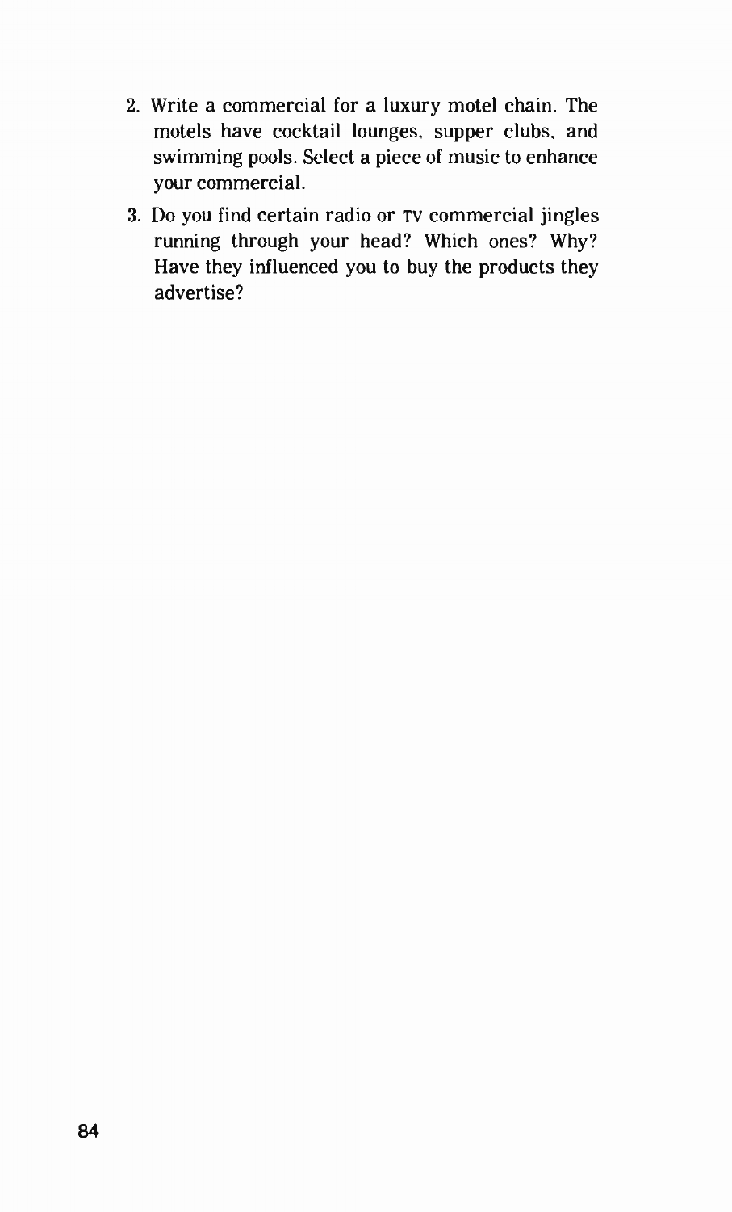2. Write a commercial for a luxury motel chain. The motels have cocktail lounges, supper clubs, and swimming pools. Select a piece of music to enhance your commercial.
3. Do you find certain radio or TV commercial jingles running through your head? Which ones? Why? Have they influenced you to buy the products they advertise?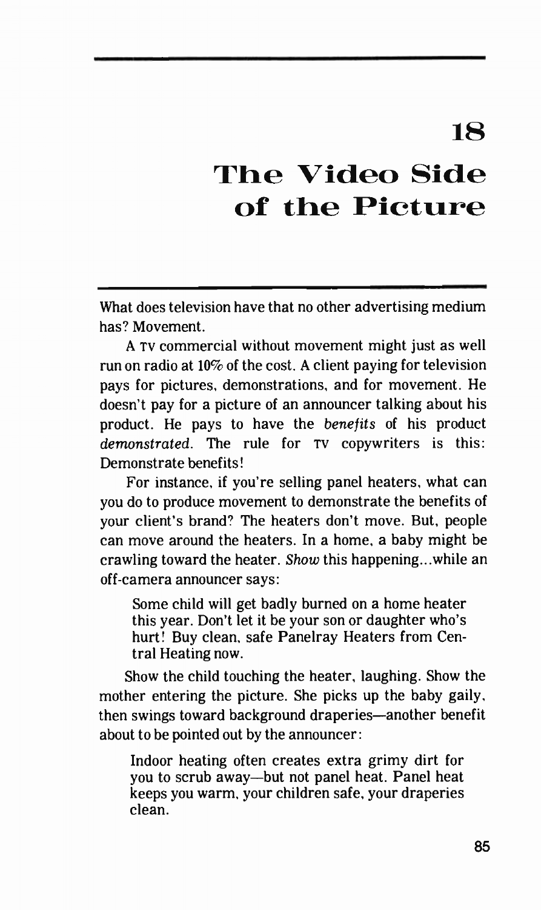# 18

# The Video Side of the Picture

What does television have that no other advertising medium has? Movement.

A TV commercial without movement might just as well run on radio at 10% of the cost. A client paying for television pays for pictures, demonstrations, and for movement. He doesn't pay for a picture of an announcer talking about his product. He pays to have the *benefits* of his product *demonstrated*. The rule for TV copywriters is this: Demonstrate benefits!

For instance, if you're selling panel heaters, what can you do to produce movement to demonstrate the benefits of your client's brand? The heaters don't move. But, people can move around the heaters. In a home, a baby might be crawling toward the heater. *Show* this happening...while an off-camera announcer says:

> Some child will get badly burned on a home heater this year. Don't let it be your son or daughter who's hurt! Buy clean, safe Panelray Heaters from Central Heating now.

Show the child touching the heater, laughing. Show the mother entering the picture. She picks up the baby gaily, then swings toward background draperies—another benefit about to be pointed out by the announcer:

> Indoor heating often creates extra grimy dirt for you to scrub away—but not panel heat. Panel heat keeps you warm, your children safe, your draperies clean.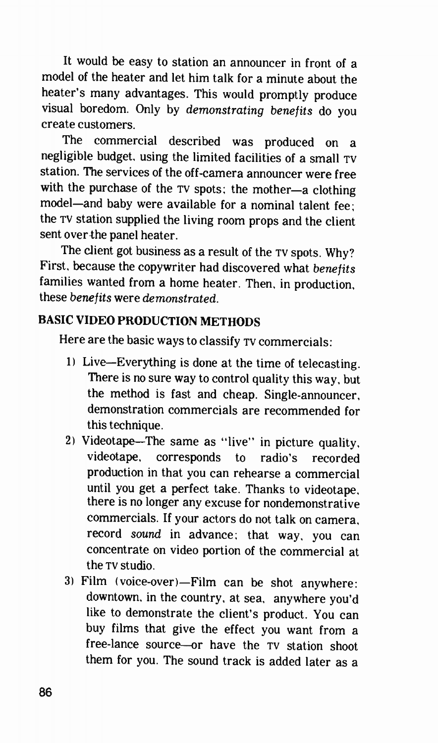It would be easy to station an announcer in front of a model of the heater and let him talk for a minute about the heater's many advantages. This would promptly produce visual boredom. Only by *demonstrating benefits* do you create customers.

The commercial described was produced on a negligible budget, using the limited facilities of a small TV station. The services of the off-camera announcer were free with the purchase of the TV spots; the mother—a clothing model—and baby were available for a nominal talent fee; the TV station supplied the living room props and the client sent over the panel heater.

The client got business as a result of the TV spots. Why? First, because the copywriter had discovered what *benefits* families wanted from a home heater. Then, in production, these *benefits* were *demonstrated*.

## BASIC VIDEO PRODUCTION METHODS

Here are the basic ways to classify TV commercials:

1) Live—Everything is done at the time of telecasting. There is no sure way to control quality this way, but the method is fast and cheap. Single-announcer, demonstration commercials are recommended for this technique.
2) Videotape—The same as "live" in picture quality, videotape, corresponds to radio's recorded production in that you can rehearse a commercial until you get a perfect take. Thanks to videotape, there is no longer any excuse for nondemonstrative commercials. If your actors do not talk on camera, record *sound* in advance; that way, you can concentrate on video portion of the commercial at the TV studio.
3) Film (voice-over)—Film can be shot anywhere: downtown, in the country, at sea, anywhere you'd like to demonstrate the client's product. You can buy films that give the effect you want from a free-lance source—or have the TV station shoot them for you. The sound track is added later as a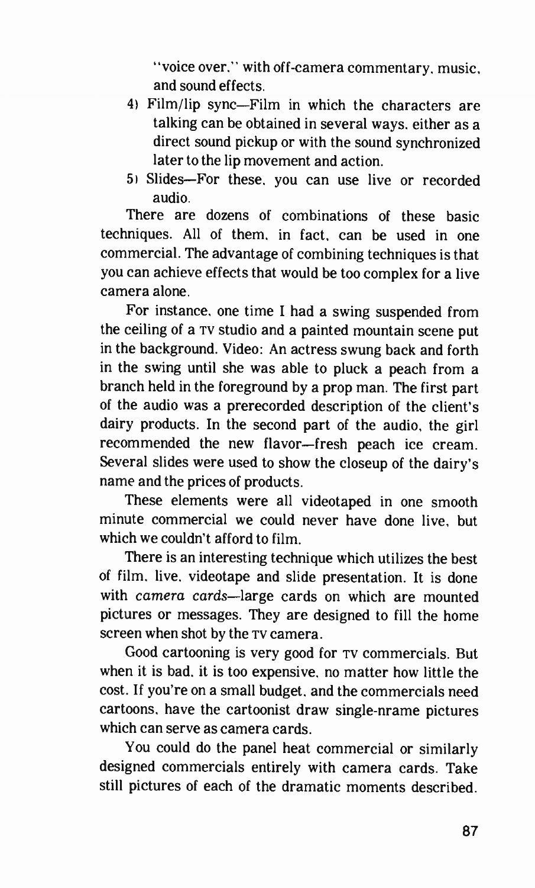"voice over," with off-camera commentary, music, and sound effects.

4) Film/lip sync—Film in which the characters are talking can be obtained in several ways, either as a direct sound pickup or with the sound synchronized later to the lip movement and action.

5) Slides—For these, you can use live or recorded audio.

There are dozens of combinations of these basic techniques. All of them, in fact, can be used in one commercial. The advantage of combining techniques is that you can achieve effects that would be too complex for a live camera alone.

For instance, one time I had a swing suspended from the ceiling of a TV studio and a painted mountain scene put in the background. Video: An actress swung back and forth in the swing until she was able to pluck a peach from a branch held in the foreground by a prop man. The first part of the audio was a prerecorded description of the client's dairy products. In the second part of the audio, the girl recommended the new flavor—fresh peach ice cream. Several slides were used to show the closeup of the dairy's name and the prices of products.

These elements were all videotaped in one smooth minute commercial we could never have done live, but which we couldn't afford to film.

There is an interesting technique which utilizes the best of film, live, videotape and slide presentation. It is done with *camera cards*—large cards on which are mounted pictures or messages. They are designed to fill the home screen when shot by the TV camera.

Good cartooning is very good for TV commercials. But when it is bad, it is too expensive, no matter how little the cost. If you're on a small budget, and the commercials need cartoons, have the cartoonist draw single-nrame pictures which can serve as camera cards.

You could do the panel heat commercial or similarly designed commercials entirely with camera cards. Take still pictures of each of the dramatic moments described.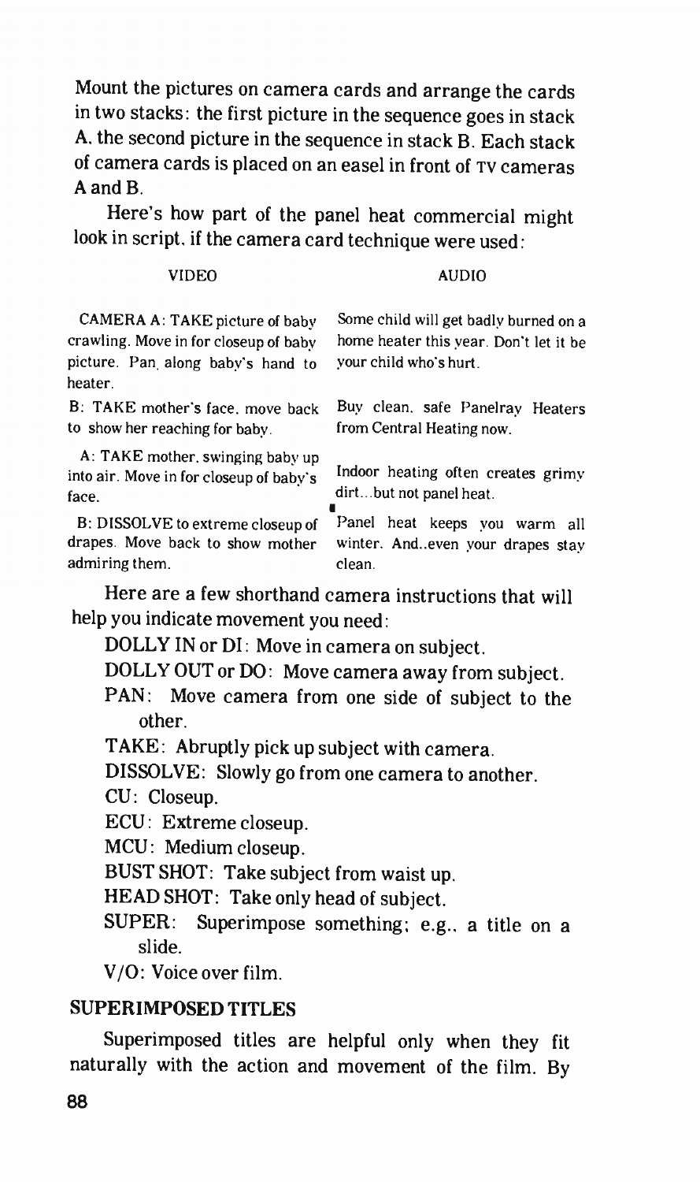Mount the pictures on camera cards and arrange the cards in two stacks: the first picture in the sequence goes in stack A, the second picture in the sequence in stack B. Each stack of camera cards is placed on an easel in front of TV cameras A and B.

Here's how part of the panel heat commercial might look in script, if the camera card technique were used:

| VIDEO | AUDIO |
|---|---|
| CAMERA A: TAKE picture of baby crawling. Move in for closeup of baby picture. Pan along baby's hand to heater. | Some child will get badly burned on a home heater this year. Don't let it be your child who's hurt. |
| B: TAKE mother's face, move back to show her reaching for baby. | Buy clean, safe Panelray Heaters from Central Heating now. |
| A: TAKE mother, swinging baby up into air. Move in for closeup of baby's face. | Indoor heating often creates grimy dirt...but not panel heat. |
| B: DISSOLVE to extreme closeup of drapes. Move back to show mother admiring them. | Panel heat keeps you warm all winter. And..even your drapes stay clean. |

Here are a few shorthand camera instructions that will help you indicate movement you need:

- DOLLY IN or DI: Move in camera on subject.
- DOLLY OUT or DO: Move camera away from subject.
- PAN: Move camera from one side of subject to the other.
- TAKE: Abruptly pick up subject with camera.
- DISSOLVE: Slowly go from one camera to another.
- CU: Closeup.
- ECU: Extreme closeup.
- MCU: Medium closeup.
- BUST SHOT: Take subject from waist up.
- HEAD SHOT: Take only head of subject.
- SUPER: Superimpose something; e.g., a title on a slide.
- V/O: Voice over film.

## SUPERIMPOSED TITLES

Superimposed titles are helpful only when they fit naturally with the action and movement of the film. By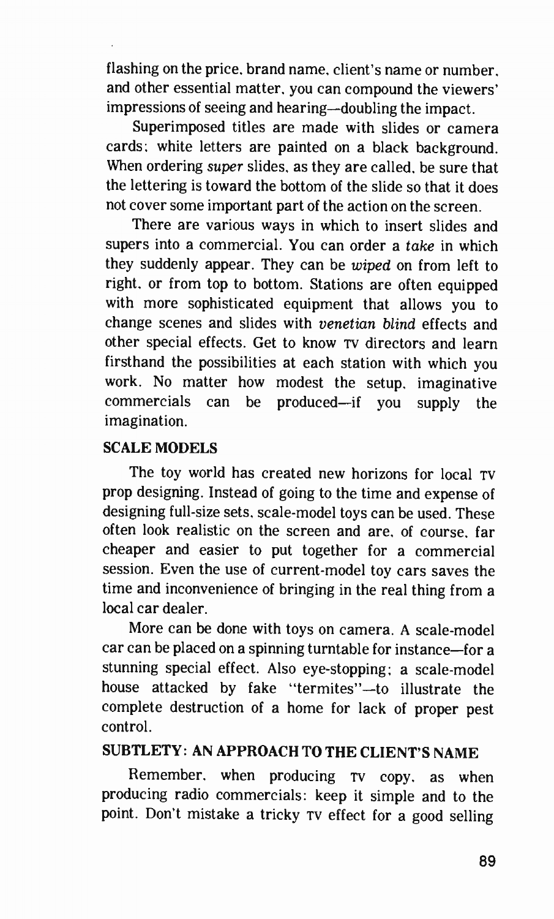flashing on the price, brand name, client's name or number, and other essential matter, you can compound the viewers' impressions of seeing and hearing—doubling the impact.

Superimposed titles are made with slides or camera cards; white letters are painted on a black background. When ordering *super* slides, as they are called, be sure that the lettering is toward the bottom of the slide so that it does not cover some important part of the action on the screen.

There are various ways in which to insert slides and supers into a commercial. You can order a *take* in which they suddenly appear. They can be *wiped* on from left to right, or from top to bottom. Stations are often equipped with more sophisticated equipment that allows you to change scenes and slides with *venetian blind* effects and other special effects. Get to know TV directors and learn firsthand the possibilities at each station with which you work. No matter how modest the setup, imaginative commercials can be produced—if you supply the imagination.

## SCALE MODELS

The toy world has created new horizons for local TV prop designing. Instead of going to the time and expense of designing full-size sets, scale-model toys can be used. These often look realistic on the screen and are, of course, far cheaper and easier to put together for a commercial session. Even the use of current-model toy cars saves the time and inconvenience of bringing in the real thing from a local car dealer.

More can be done with toys on camera. A scale-model car can be placed on a spinning turntable for instance—for a stunning special effect. Also eye-stopping; a scale-model house attacked by fake "termites"—to illustrate the complete destruction of a home for lack of proper pest control.

## SUBTLETY: AN APPROACH TO THE CLIENT'S NAME

Remember, when producing TV copy, as when producing radio commercials: keep it simple and to the point. Don't mistake a tricky TV effect for a good selling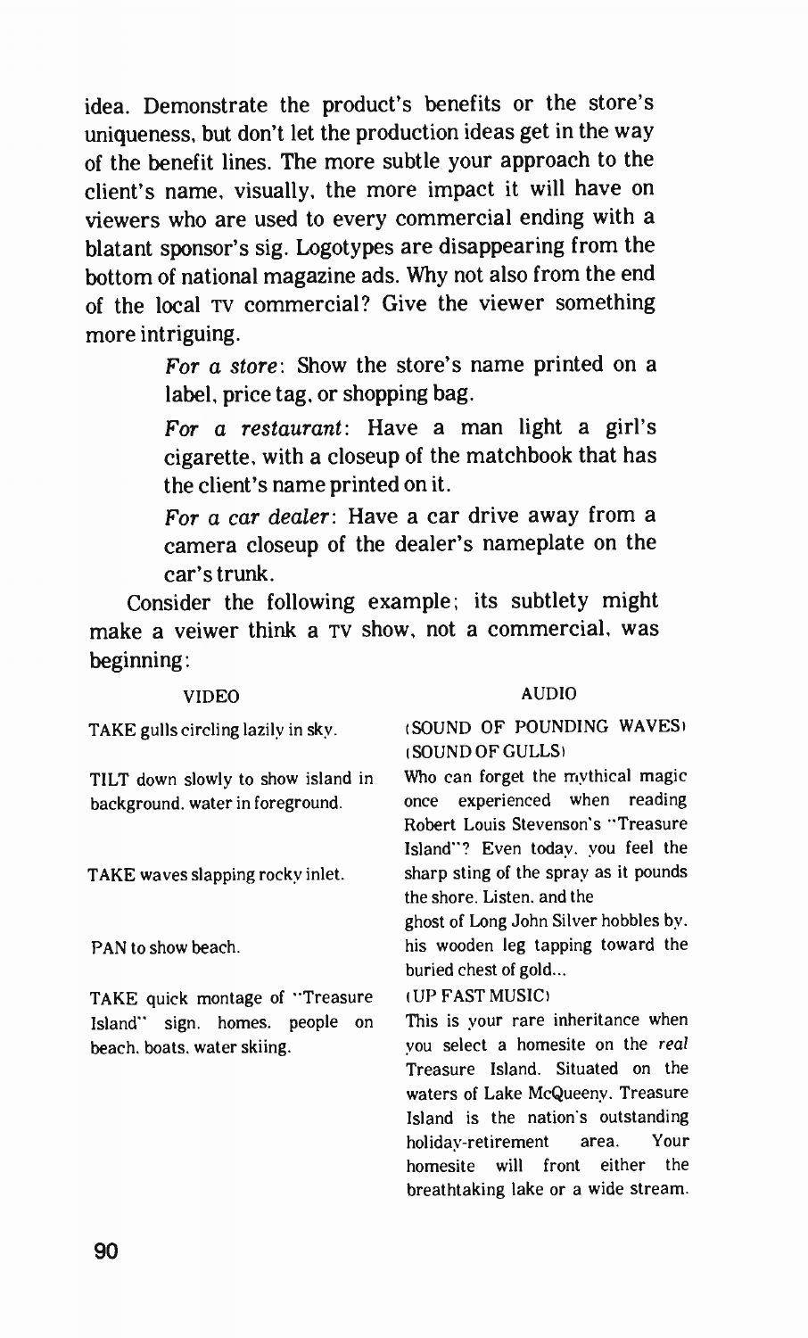idea. Demonstrate the product's benefits or the store's uniqueness, but don't let the production ideas get in the way of the benefit lines. The more subtle your approach to the client's name, visually, the more impact it will have on viewers who are used to every commercial ending with a blatant sponsor's sig. Logotypes are disappearing from the bottom of national magazine ads. Why not also from the end of the local TV commercial? Give the viewer something more intriguing.

> *For a store*: Show the store's name printed on a label, price tag, or shopping bag.
>
> *For a restaurant*: Have a man light a girl's cigarette, with a closeup of the matchbook that has the client's name printed on it.
>
> *For a car dealer*: Have a car drive away from a camera closeup of the dealer's nameplate on the car's trunk.

Consider the following example; its subtlety might make a veiwer think a TV show, not a commercial, was beginning:

| VIDEO | AUDIO |
|---|---|
| TAKE gulls circling lazily in sky. | (SOUND OF POUNDING WAVES) (SOUND OF GULLS) |
| TILT down slowly to show island in background, water in foreground. | Who can forget the mythical magic once experienced when reading Robert Louis Stevenson's "Treasure Island"? Even today, you feel the |
| TAKE waves slapping rocky inlet. | sharp sting of the spray as it pounds the shore. Listen, and the ghost of Long John Silver hobbles by, |
| PAN to show beach. | his wooden leg tapping toward the buried chest of gold... |
| TAKE quick montage of "Treasure Island" sign, homes, people on beach, boats, water skiing. | (UP FAST MUSIC) This is your rare inheritance when you select a homesite on the *real* Treasure Island. Situated on the waters of Lake McQueeny, Treasure Island is the nation's outstanding holiday-retirement area. Your homesite will front either the breathtaking lake or a wide stream. |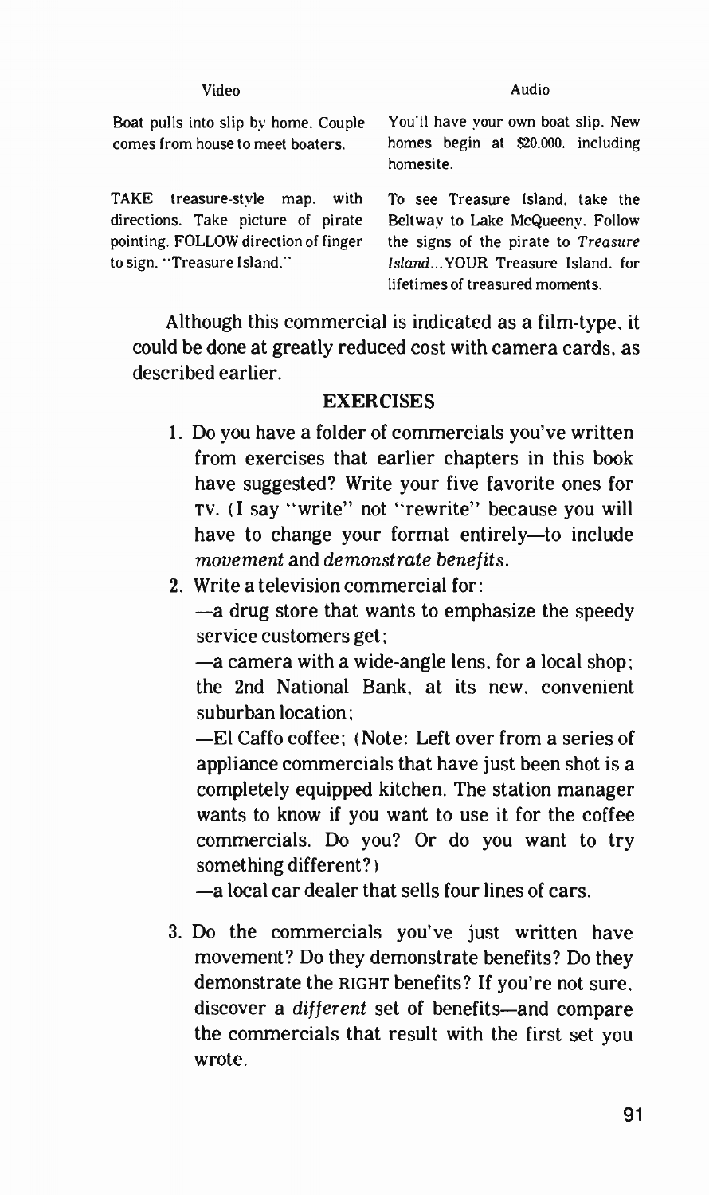| Video | Audio |
| --- | --- |
| Boat pulls into slip by home. Couple comes from house to meet boaters. | You'll have your own boat slip. New homes begin at $20.000. including homesite. |
| TAKE treasure-style map. with directions. Take picture of pirate pointing. FOLLOW direction of finger to sign. "Treasure Island." | To see Treasure Island. take the Beltway to Lake McQueeny. Follow the signs of the pirate to *Treasure Island*...YOUR Treasure Island. for lifetimes of treasured moments. |

Although this commercial is indicated as a film-type. it could be done at greatly reduced cost with camera cards, as described earlier.

## EXERCISES

1. Do you have a folder of commercials you've written from exercises that earlier chapters in this book have suggested? Write your five favorite ones for TV. (I say "write" not "rewrite" because you will have to change your format entirely—to include *movement* and *demonstrate benefits*.
2. Write a television commercial for:
   —a drug store that wants to emphasize the speedy service customers get;
   —a camera with a wide-angle lens. for a local shop; the 2nd National Bank. at its new. convenient suburban location;
   —El Caffo coffee; (Note: Left over from a series of appliance commercials that have just been shot is a completely equipped kitchen. The station manager wants to know if you want to use it for the coffee commercials. Do you? Or do you want to try something different?)
   —a local car dealer that sells four lines of cars.
3. Do the commercials you've just written have movement? Do they demonstrate benefits? Do they demonstrate the RIGHT benefits? If you're not sure. discover a *different* set of benefits—and compare the commercials that result with the first set you wrote.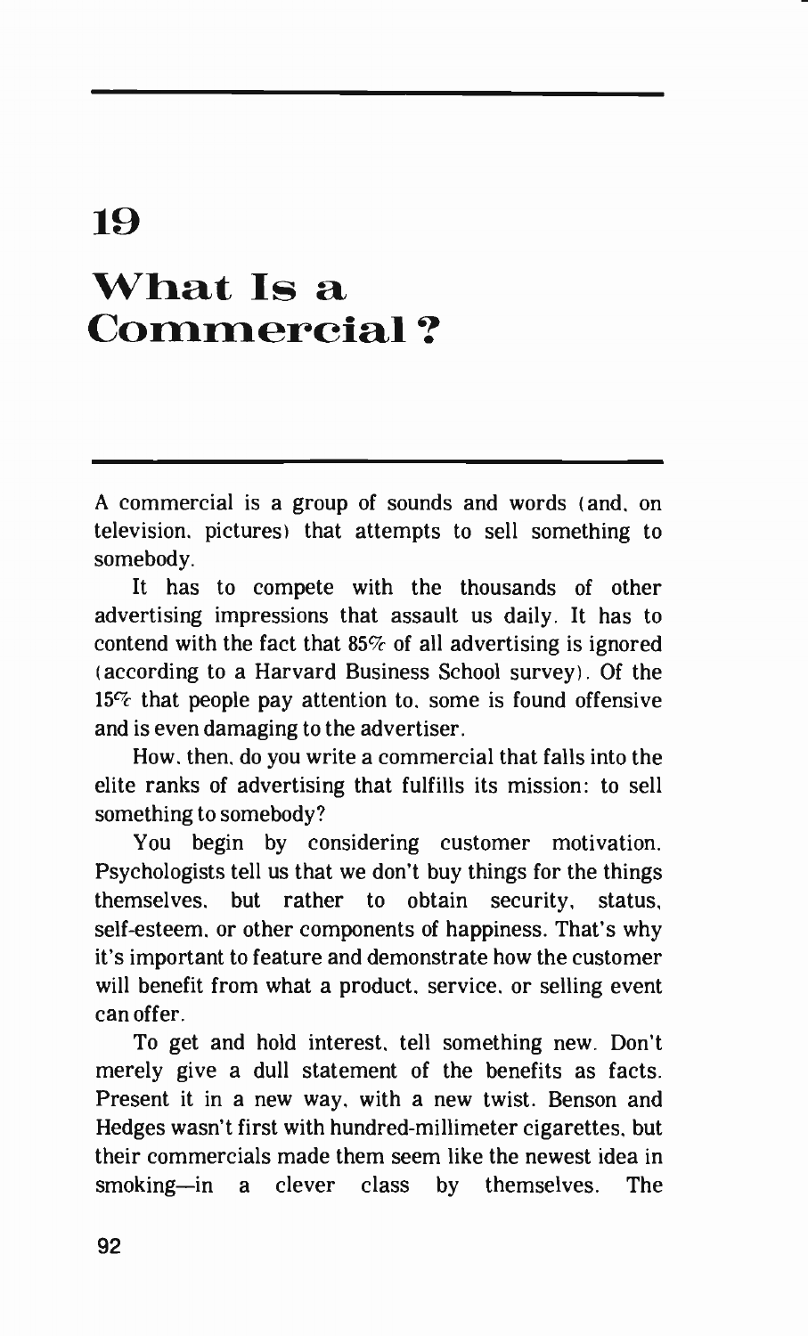# 19

# What Is a Commercial?

A commercial is a group of sounds and words (and, on television, pictures) that attempts to sell something to somebody.

It has to compete with the thousands of other advertising impressions that assault us daily. It has to contend with the fact that 85% of all advertising is ignored (according to a Harvard Business School survey). Of the 15% that people pay attention to, some is found offensive and is even damaging to the advertiser.

How, then, do you write a commercial that falls into the elite ranks of advertising that fulfills its mission: to sell something to somebody?

You begin by considering customer motivation. Psychologists tell us that we don't buy things for the things themselves, but rather to obtain security, status, self-esteem, or other components of happiness. That's why it's important to feature and demonstrate how the customer will benefit from what a product, service, or selling event can offer.

To get and hold interest, tell something new. Don't merely give a dull statement of the benefits as facts. Present it in a new way, with a new twist. Benson and Hedges wasn't first with hundred-millimeter cigarettes, but their commercials made them seem like the newest idea in smoking—in a clever class by themselves. The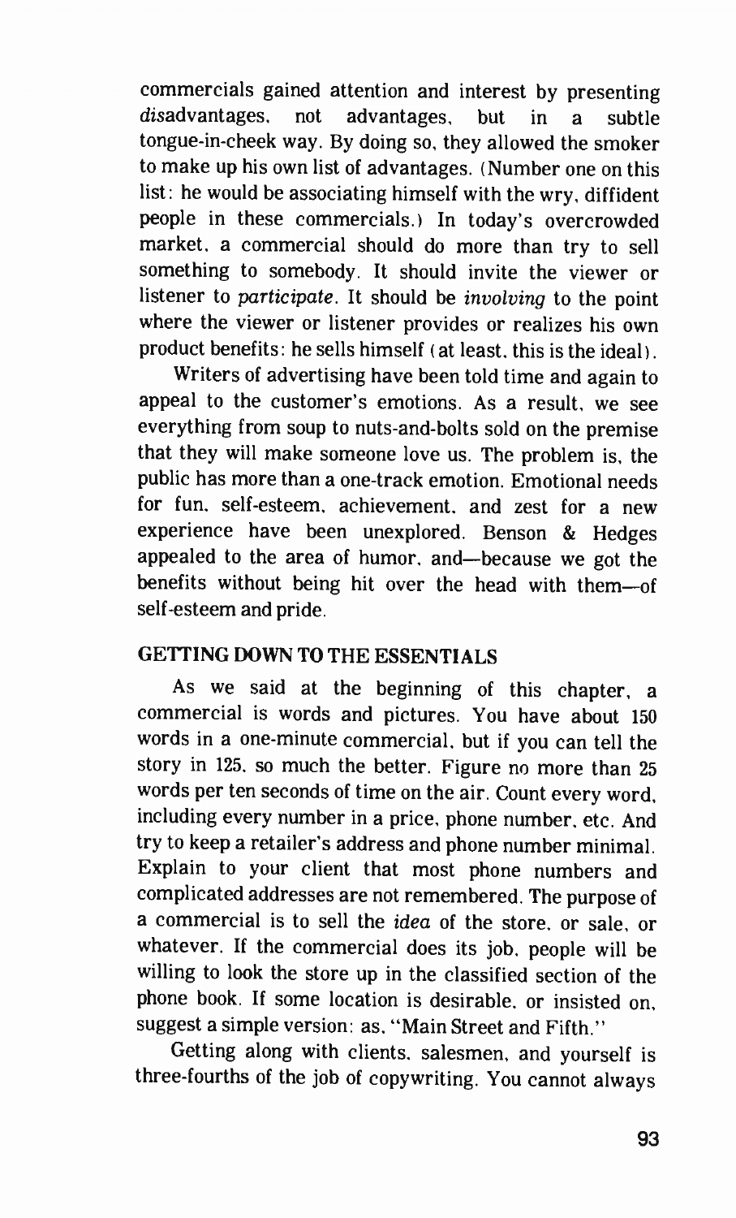commercials gained attention and interest by presenting *dis*advantages, not advantages, but in a subtle tongue-in-cheek way. By doing so, they allowed the smoker to make up his own list of advantages. (Number one on this list: he would be associating himself with the wry, diffident people in these commercials.) In today's overcrowded market, a commercial should do more than try to sell something to somebody. It should invite the viewer or listener to *participate*. It should be *involving* to the point where the viewer or listener provides or realizes his own product benefits: he sells himself (at least, this is the ideal).

Writers of advertising have been told time and again to appeal to the customer's emotions. As a result, we see everything from soup to nuts-and-bolts sold on the premise that they will make someone love us. The problem is, the public has more than a one-track emotion. Emotional needs for fun, self-esteem, achievement, and zest for a new experience have been unexplored. Benson & Hedges appealed to the area of humor, and—because we got the benefits without being hit over the head with them—of self-esteem and pride.

## GETTING DOWN TO THE ESSENTIALS

As we said at the beginning of this chapter, a commercial is words and pictures. You have about 150 words in a one-minute commercial, but if you can tell the story in 125, so much the better. Figure no more than 25 words per ten seconds of time on the air. Count every word, including every number in a price, phone number, etc. And try to keep a retailer's address and phone number minimal. Explain to your client that most phone numbers and complicated addresses are not remembered. The purpose of a commercial is to sell the *idea* of the store, or sale, or whatever. If the commercial does its job, people will be willing to look the store up in the classified section of the phone book. If some location is desirable, or insisted on, suggest a simple version: as, "Main Street and Fifth."

Getting along with clients, salesmen, and yourself is three-fourths of the job of copywriting. You cannot always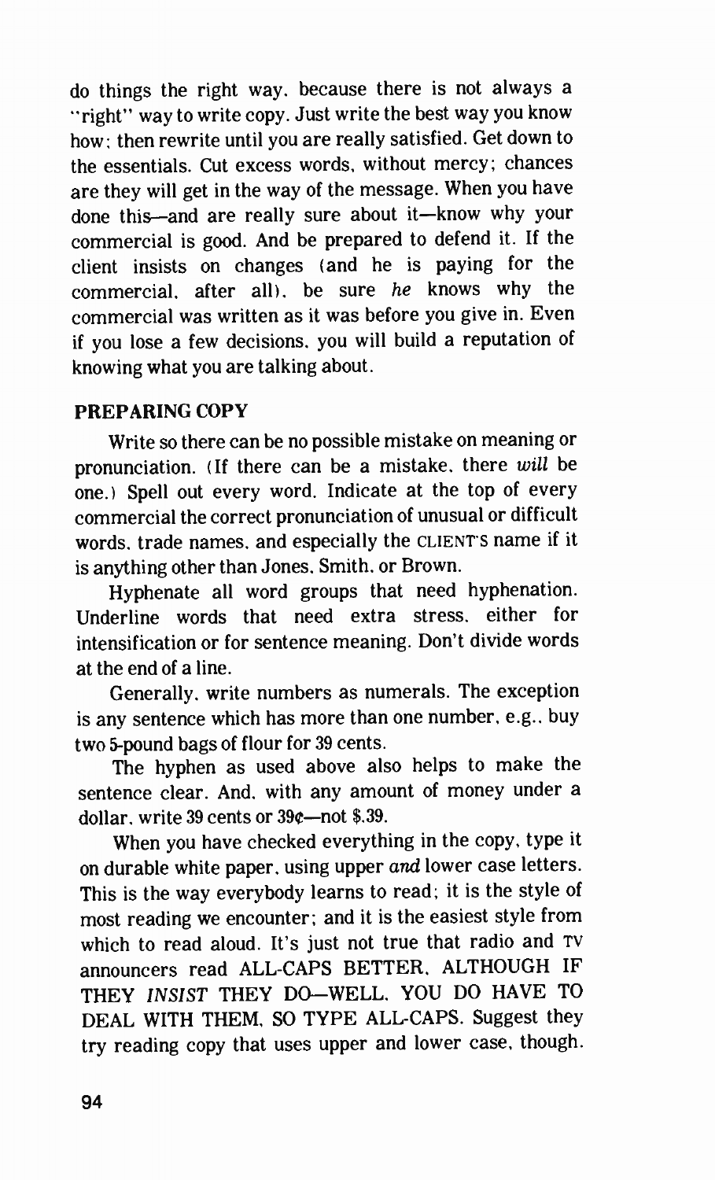do things the right way, because there is not always a "right" way to write copy. Just write the best way you know how; then rewrite until you are really satisfied. Get down to the essentials. Cut excess words, without mercy; chances are they will get in the way of the message. When you have done this—and are really sure about it—know why your commercial is good. And be prepared to defend it. If the client insists on changes (and he is paying for the commercial, after all), be sure *he* knows why the commercial was written as it was before you give in. Even if you lose a few decisions, you will build a reputation of knowing what you are talking about.

**PREPARING COPY**

Write so there can be no possible mistake on meaning or pronunciation. (If there can be a mistake, there *will* be one.) Spell out every word. Indicate at the top of every commercial the correct pronunciation of unusual or difficult words, trade names, and especially the CLIENT'S name if it is anything other than Jones, Smith, or Brown.

Hyphenate all word groups that need hyphenation. Underline words that need extra stress, either for intensification or for sentence meaning. Don't divide words at the end of a line.

Generally, write numbers as numerals. The exception is any sentence which has more than one number, e.g., buy two 5-pound bags of flour for 39 cents.

The hyphen as used above also helps to make the sentence clear. And, with any amount of money under a dollar, write 39 cents or 39¢—not $.39.

When you have checked everything in the copy, type it on durable white paper, using upper *and* lower case letters. This is the way everybody learns to read; it is the style of most reading we encounter; and it is the easiest style from which to read aloud. It's just not true that radio and TV announcers read ALL-CAPS BETTER, ALTHOUGH IF THEY *INSIST* THEY DO—WELL, YOU DO HAVE TO DEAL WITH THEM, SO TYPE ALL-CAPS. Suggest they try reading copy that uses upper and lower case, though.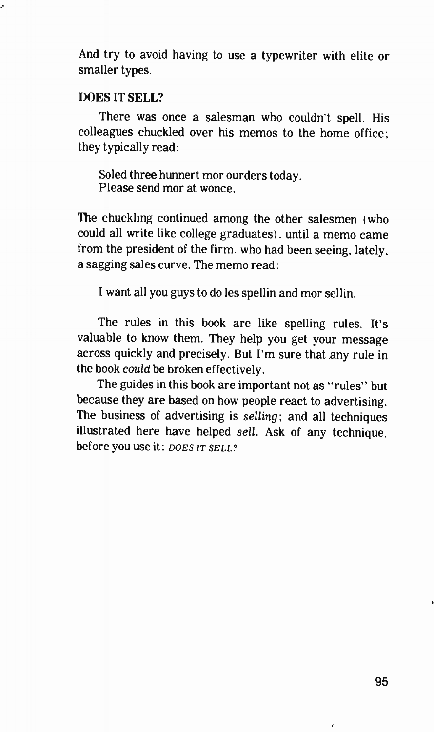And try to avoid having to use a typewriter with elite or smaller types.

## DOES IT SELL?

There was once a salesman who couldn't spell. His colleagues chuckled over his memos to the home office; they typically read:

> Soled three hunnert mor ourders today.
> Please send mor at wonce.

The chuckling continued among the other salesmen (who could all write like college graduates), until a memo came from the president of the firm, who had been seeing, lately, a sagging sales curve. The memo read:

> I want all you guys to do les spellin and mor sellin.

The rules in this book are like spelling rules. It's valuable to know them. They help you get your message across quickly and precisely. But I'm sure that any rule in the book *could* be broken effectively.

The guides in this book are important not as "rules" but because they are based on how people react to advertising. The business of advertising is *selling*; and all techniques illustrated here have helped *sell*. Ask of any technique, before you use it: *DOES IT SELL?*